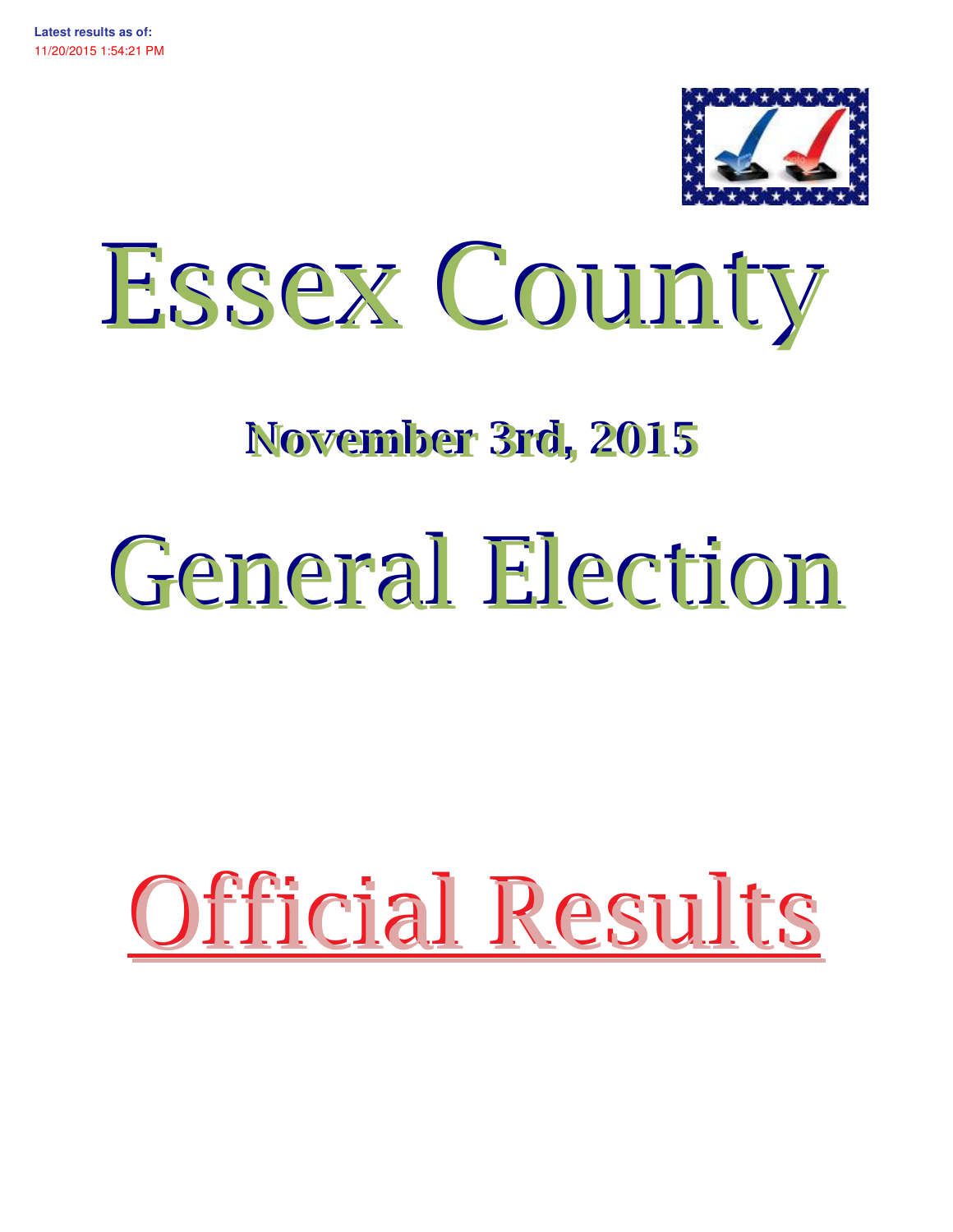**Latest results as of:**
11/20/2015 1:54:21 PM

# Essex County

## November 3rd, 2015

# General Election

# Official Results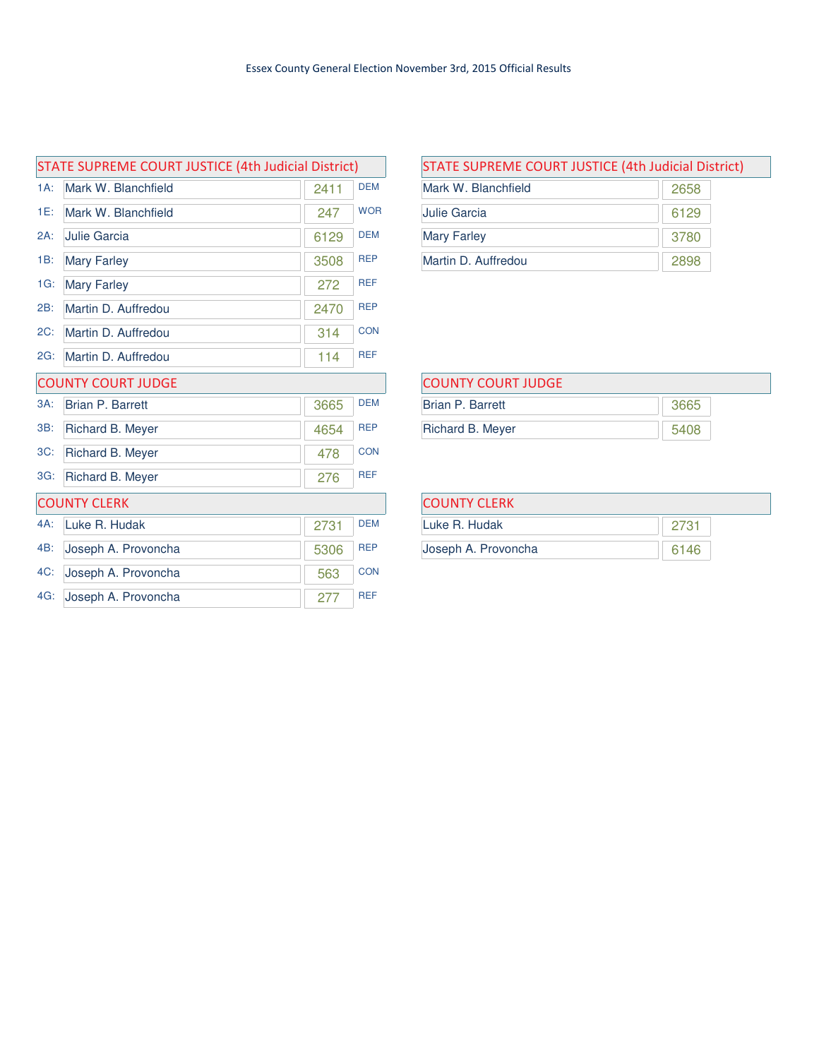Essex County General Election November 3rd, 2015 Official Results

## STATE SUPREME COURT JUSTICE (4th Judicial District)

| | Candidate | Votes | Party |
|---|---|---|---|
| 1A: | Mark W. Blanchfield | 2411 | DEM |
| 1E: | Mark W. Blanchfield | 247 | WOR |
| 2A: | Julie Garcia | 6129 | DEM |
| 1B: | Mary Farley | 3508 | REP |
| 1G: | Mary Farley | 272 | REF |
| 2B: | Martin D. Auffredou | 2470 | REP |
| 2C: | Martin D. Auffredou | 314 | CON |
| 2G: | Martin D. Auffredou | 114 | REF |

## STATE SUPREME COURT JUSTICE (4th Judicial District)

| Candidate | Votes |
|---|---|
| Mark W. Blanchfield | 2658 |
| Julie Garcia | 6129 |
| Mary Farley | 3780 |
| Martin D. Auffredou | 2898 |

## COUNTY COURT JUDGE

| | Candidate | Votes | Party |
|---|---|---|---|
| 3A: | Brian P. Barrett | 3665 | DEM |
| 3B: | Richard B. Meyer | 4654 | REP |
| 3C: | Richard B. Meyer | 478 | CON |
| 3G: | Richard B. Meyer | 276 | REF |

## COUNTY COURT JUDGE

| Candidate | Votes |
|---|---|
| Brian P. Barrett | 3665 |
| Richard B. Meyer | 5408 |

## COUNTY CLERK

| | Candidate | Votes | Party |
|---|---|---|---|
| 4A: | Luke R. Hudak | 2731 | DEM |
| 4B: | Joseph A. Provoncha | 5306 | REP |
| 4C: | Joseph A. Provoncha | 563 | CON |
| 4G: | Joseph A. Provoncha | 277 | REF |

## COUNTY CLERK

| Candidate | Votes |
|---|---|
| Luke R. Hudak | 2731 |
| Joseph A. Provoncha | 6146 |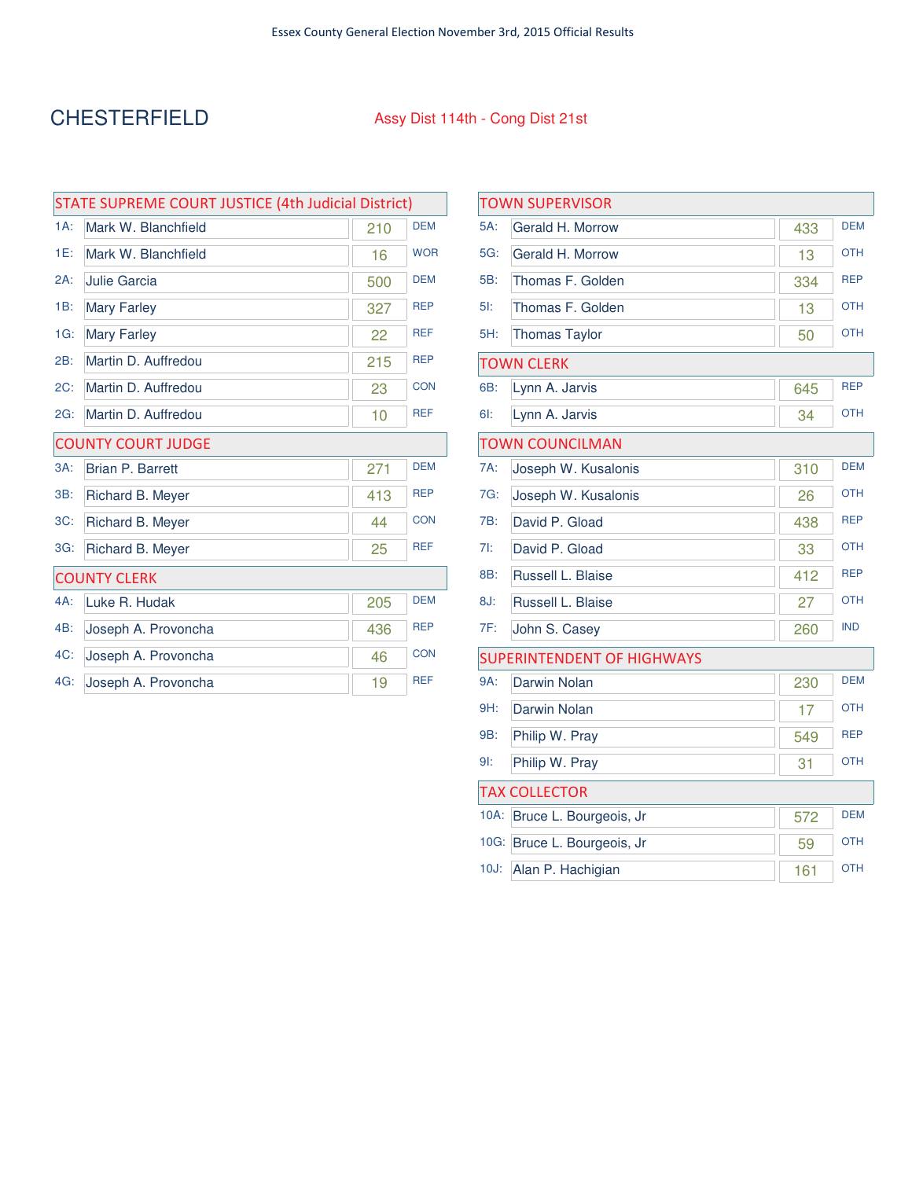# CHESTERFIELD

Assy Dist 114th - Cong Dist 21st

## STATE SUPREME COURT JUSTICE (4th Judicial District)

| Line | Candidate | Votes | Party |
|---|---|---|---|
| 1A: | Mark W. Blanchfield | 210 | DEM |
| 1E: | Mark W. Blanchfield | 16 | WOR |
| 2A: | Julie Garcia | 500 | DEM |
| 1B: | Mary Farley | 327 | REP |
| 1G: | Mary Farley | 22 | REF |
| 2B: | Martin D. Auffredou | 215 | REP |
| 2C: | Martin D. Auffredou | 23 | CON |
| 2G: | Martin D. Auffredou | 10 | REF |

## COUNTY COURT JUDGE

| Line | Candidate | Votes | Party |
|---|---|---|---|
| 3A: | Brian P. Barrett | 271 | DEM |
| 3B: | Richard B. Meyer | 413 | REP |
| 3C: | Richard B. Meyer | 44 | CON |
| 3G: | Richard B. Meyer | 25 | REF |

## COUNTY CLERK

| Line | Candidate | Votes | Party |
|---|---|---|---|
| 4A: | Luke R. Hudak | 205 | DEM |
| 4B: | Joseph A. Provoncha | 436 | REP |
| 4C: | Joseph A. Provoncha | 46 | CON |
| 4G: | Joseph A. Provoncha | 19 | REF |

## TOWN SUPERVISOR

| Line | Candidate | Votes | Party |
|---|---|---|---|
| 5A: | Gerald H. Morrow | 433 | DEM |
| 5G: | Gerald H. Morrow | 13 | OTH |
| 5B: | Thomas F. Golden | 334 | REP |
| 5I: | Thomas F. Golden | 13 | OTH |
| 5H: | Thomas Taylor | 50 | OTH |

## TOWN CLERK

| Line | Candidate | Votes | Party |
|---|---|---|---|
| 6B: | Lynn A. Jarvis | 645 | REP |
| 6I: | Lynn A. Jarvis | 34 | OTH |

## TOWN COUNCILMAN

| Line | Candidate | Votes | Party |
|---|---|---|---|
| 7A: | Joseph W. Kusalonis | 310 | DEM |
| 7G: | Joseph W. Kusalonis | 26 | OTH |
| 7B: | David P. Gload | 438 | REP |
| 7I: | David P. Gload | 33 | OTH |
| 8B: | Russell L. Blaise | 412 | REP |
| 8J: | Russell L. Blaise | 27 | OTH |
| 7F: | John S. Casey | 260 | IND |

## SUPERINTENDENT OF HIGHWAYS

| Line | Candidate | Votes | Party |
|---|---|---|---|
| 9A: | Darwin Nolan | 230 | DEM |
| 9H: | Darwin Nolan | 17 | OTH |
| 9B: | Philip W. Pray | 549 | REP |
| 9I: | Philip W. Pray | 31 | OTH |

## TAX COLLECTOR

| Line | Candidate | Votes | Party |
|---|---|---|---|
| 10A: | Bruce L. Bourgeois, Jr | 572 | DEM |
| 10G: | Bruce L. Bourgeois, Jr | 59 | OTH |
| 10J: | Alan P. Hachigian | 161 | OTH |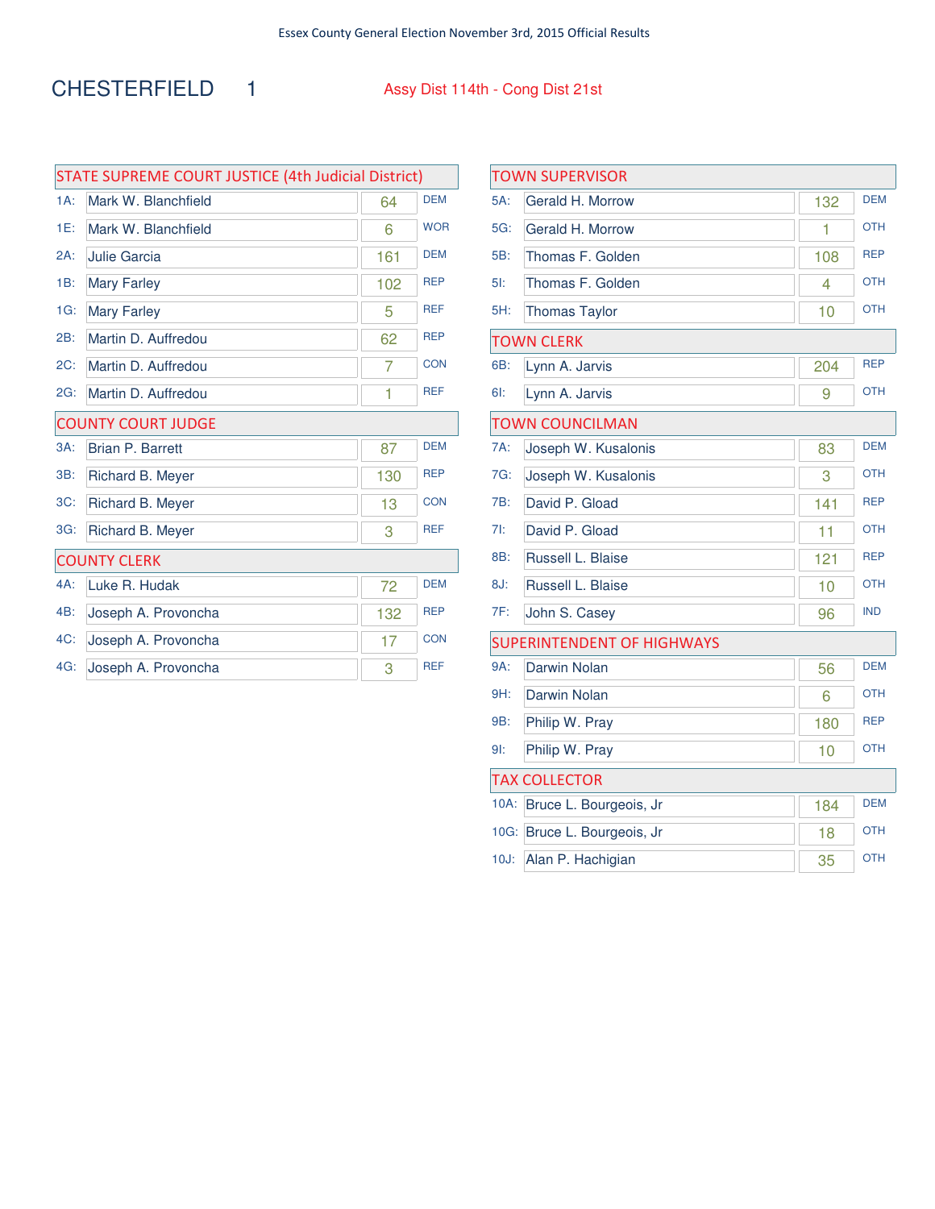Essex County General Election November 3rd, 2015 Official Results

# CHESTERFIELD 1

Assy Dist 114th - Cong Dist 21st

## STATE SUPREME COURT JUSTICE (4th Judicial District)

| Line | Candidate | Votes | Party |
|---|---|---|---|
| 1A: | Mark W. Blanchfield | 64 | DEM |
| 1E: | Mark W. Blanchfield | 6 | WOR |
| 2A: | Julie Garcia | 161 | DEM |
| 1B: | Mary Farley | 102 | REP |
| 1G: | Mary Farley | 5 | REF |
| 2B: | Martin D. Auffredou | 62 | REP |
| 2C: | Martin D. Auffredou | 7 | CON |
| 2G: | Martin D. Auffredou | 1 | REF |

## COUNTY COURT JUDGE

| Line | Candidate | Votes | Party |
|---|---|---|---|
| 3A: | Brian P. Barrett | 87 | DEM |
| 3B: | Richard B. Meyer | 130 | REP |
| 3C: | Richard B. Meyer | 13 | CON |
| 3G: | Richard B. Meyer | 3 | REF |

## COUNTY CLERK

| Line | Candidate | Votes | Party |
|---|---|---|---|
| 4A: | Luke R. Hudak | 72 | DEM |
| 4B: | Joseph A. Provoncha | 132 | REP |
| 4C: | Joseph A. Provoncha | 17 | CON |
| 4G: | Joseph A. Provoncha | 3 | REF |

## TOWN SUPERVISOR

| Line | Candidate | Votes | Party |
|---|---|---|---|
| 5A: | Gerald H. Morrow | 132 | DEM |
| 5G: | Gerald H. Morrow | 1 | OTH |
| 5B: | Thomas F. Golden | 108 | REP |
| 5I: | Thomas F. Golden | 4 | OTH |
| 5H: | Thomas Taylor | 10 | OTH |

## TOWN CLERK

| Line | Candidate | Votes | Party |
|---|---|---|---|
| 6B: | Lynn A. Jarvis | 204 | REP |
| 6I: | Lynn A. Jarvis | 9 | OTH |

## TOWN COUNCILMAN

| Line | Candidate | Votes | Party |
|---|---|---|---|
| 7A: | Joseph W. Kusalonis | 83 | DEM |
| 7G: | Joseph W. Kusalonis | 3 | OTH |
| 7B: | David P. Gload | 141 | REP |
| 7I: | David P. Gload | 11 | OTH |
| 8B: | Russell L. Blaise | 121 | REP |
| 8J: | Russell L. Blaise | 10 | OTH |
| 7F: | John S. Casey | 96 | IND |

## SUPERINTENDENT OF HIGHWAYS

| Line | Candidate | Votes | Party |
|---|---|---|---|
| 9A: | Darwin Nolan | 56 | DEM |
| 9H: | Darwin Nolan | 6 | OTH |
| 9B: | Philip W. Pray | 180 | REP |
| 9I: | Philip W. Pray | 10 | OTH |

## TAX COLLECTOR

| Line | Candidate | Votes | Party |
|---|---|---|---|
| 10A: | Bruce L. Bourgeois, Jr | 184 | DEM |
| 10G: | Bruce L. Bourgeois, Jr | 18 | OTH |
| 10J: | Alan P. Hachigian | 35 | OTH |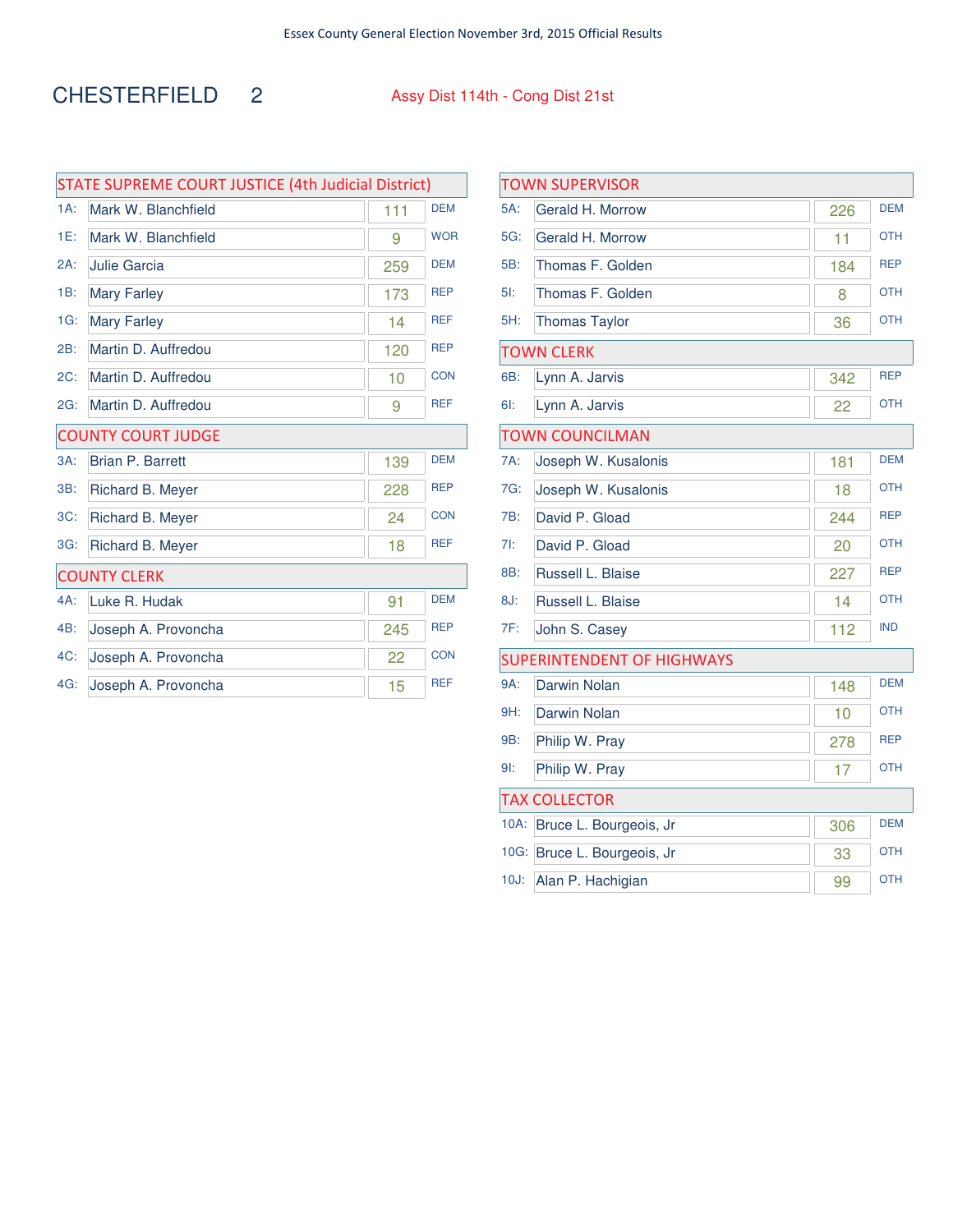Essex County General Election November 3rd, 2015 Official Results

# CHESTERFIELD 2

Assy Dist 114th - Cong Dist 21st

## STATE SUPREME COURT JUSTICE (4th Judicial District)

| | Candidate | Votes | Party |
|---|---|---|---|
| 1A: | Mark W. Blanchfield | 111 | DEM |
| 1E: | Mark W. Blanchfield | 9 | WOR |
| 2A: | Julie Garcia | 259 | DEM |
| 1B: | Mary Farley | 173 | REP |
| 1G: | Mary Farley | 14 | REF |
| 2B: | Martin D. Auffredou | 120 | REP |
| 2C: | Martin D. Auffredou | 10 | CON |
| 2G: | Martin D. Auffredou | 9 | REF |

## COUNTY COURT JUDGE

| | Candidate | Votes | Party |
|---|---|---|---|
| 3A: | Brian P. Barrett | 139 | DEM |
| 3B: | Richard B. Meyer | 228 | REP |
| 3C: | Richard B. Meyer | 24 | CON |
| 3G: | Richard B. Meyer | 18 | REF |

## COUNTY CLERK

| | Candidate | Votes | Party |
|---|---|---|---|
| 4A: | Luke R. Hudak | 91 | DEM |
| 4B: | Joseph A. Provoncha | 245 | REP |
| 4C: | Joseph A. Provoncha | 22 | CON |
| 4G: | Joseph A. Provoncha | 15 | REF |

## TOWN SUPERVISOR

| | Candidate | Votes | Party |
|---|---|---|---|
| 5A: | Gerald H. Morrow | 226 | DEM |
| 5G: | Gerald H. Morrow | 11 | OTH |
| 5B: | Thomas F. Golden | 184 | REP |
| 5I: | Thomas F. Golden | 8 | OTH |
| 5H: | Thomas Taylor | 36 | OTH |

## TOWN CLERK

| | Candidate | Votes | Party |
|---|---|---|---|
| 6B: | Lynn A. Jarvis | 342 | REP |
| 6I: | Lynn A. Jarvis | 22 | OTH |

## TOWN COUNCILMAN

| | Candidate | Votes | Party |
|---|---|---|---|
| 7A: | Joseph W. Kusalonis | 181 | DEM |
| 7G: | Joseph W. Kusalonis | 18 | OTH |
| 7B: | David P. Gload | 244 | REP |
| 7I: | David P. Gload | 20 | OTH |
| 8B: | Russell L. Blaise | 227 | REP |
| 8J: | Russell L. Blaise | 14 | OTH |
| 7F: | John S. Casey | 112 | IND |

## SUPERINTENDENT OF HIGHWAYS

| | Candidate | Votes | Party |
|---|---|---|---|
| 9A: | Darwin Nolan | 148 | DEM |
| 9H: | Darwin Nolan | 10 | OTH |
| 9B: | Philip W. Pray | 278 | REP |
| 9I: | Philip W. Pray | 17 | OTH |

## TAX COLLECTOR

| | Candidate | Votes | Party |
|---|---|---|---|
| 10A: | Bruce L. Bourgeois, Jr | 306 | DEM |
| 10G: | Bruce L. Bourgeois, Jr | 33 | OTH |
| 10J: | Alan P. Hachigian | 99 | OTH |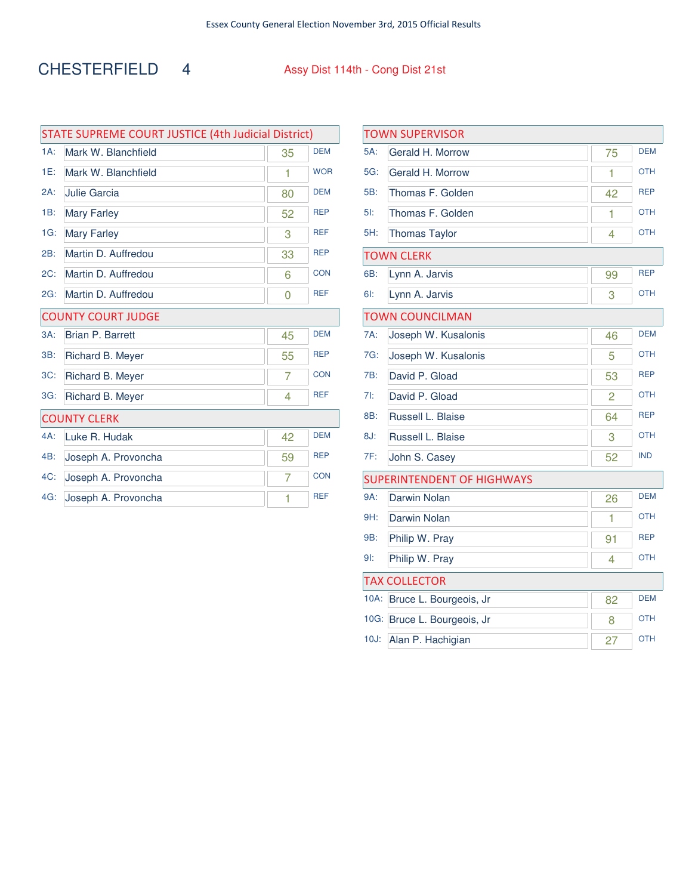Essex County General Election November 3rd, 2015 Official Results

# CHESTERFIELD 4

Assy Dist 114th - Cong Dist 21st

## STATE SUPREME COURT JUSTICE (4th Judicial District)

| Line | Candidate | Votes | Party |
|---|---|---|---|
| 1A: | Mark W. Blanchfield | 35 | DEM |
| 1E: | Mark W. Blanchfield | 1 | WOR |
| 2A: | Julie Garcia | 80 | DEM |
| 1B: | Mary Farley | 52 | REP |
| 1G: | Mary Farley | 3 | REF |
| 2B: | Martin D. Auffredou | 33 | REP |
| 2C: | Martin D. Auffredou | 6 | CON |
| 2G: | Martin D. Auffredou | 0 | REF |

## COUNTY COURT JUDGE

| Line | Candidate | Votes | Party |
|---|---|---|---|
| 3A: | Brian P. Barrett | 45 | DEM |
| 3B: | Richard B. Meyer | 55 | REP |
| 3C: | Richard B. Meyer | 7 | CON |
| 3G: | Richard B. Meyer | 4 | REF |

## COUNTY CLERK

| Line | Candidate | Votes | Party |
|---|---|---|---|
| 4A: | Luke R. Hudak | 42 | DEM |
| 4B: | Joseph A. Provoncha | 59 | REP |
| 4C: | Joseph A. Provoncha | 7 | CON |
| 4G: | Joseph A. Provoncha | 1 | REF |

## TOWN SUPERVISOR

| Line | Candidate | Votes | Party |
|---|---|---|---|
| 5A: | Gerald H. Morrow | 75 | DEM |
| 5G: | Gerald H. Morrow | 1 | OTH |
| 5B: | Thomas F. Golden | 42 | REP |
| 5I: | Thomas F. Golden | 1 | OTH |
| 5H: | Thomas Taylor | 4 | OTH |

## TOWN CLERK

| Line | Candidate | Votes | Party |
|---|---|---|---|
| 6B: | Lynn A. Jarvis | 99 | REP |
| 6I: | Lynn A. Jarvis | 3 | OTH |

## TOWN COUNCILMAN

| Line | Candidate | Votes | Party |
|---|---|---|---|
| 7A: | Joseph W. Kusalonis | 46 | DEM |
| 7G: | Joseph W. Kusalonis | 5 | OTH |
| 7B: | David P. Gload | 53 | REP |
| 7I: | David P. Gload | 2 | OTH |
| 8B: | Russell L. Blaise | 64 | REP |
| 8J: | Russell L. Blaise | 3 | OTH |
| 7F: | John S. Casey | 52 | IND |

## SUPERINTENDENT OF HIGHWAYS

| Line | Candidate | Votes | Party |
|---|---|---|---|
| 9A: | Darwin Nolan | 26 | DEM |
| 9H: | Darwin Nolan | 1 | OTH |
| 9B: | Philip W. Pray | 91 | REP |
| 9I: | Philip W. Pray | 4 | OTH |

## TAX COLLECTOR

| Line | Candidate | Votes | Party |
|---|---|---|---|
| 10A: | Bruce L. Bourgeois, Jr | 82 | DEM |
| 10G: | Bruce L. Bourgeois, Jr | 8 | OTH |
| 10J: | Alan P. Hachigian | 27 | OTH |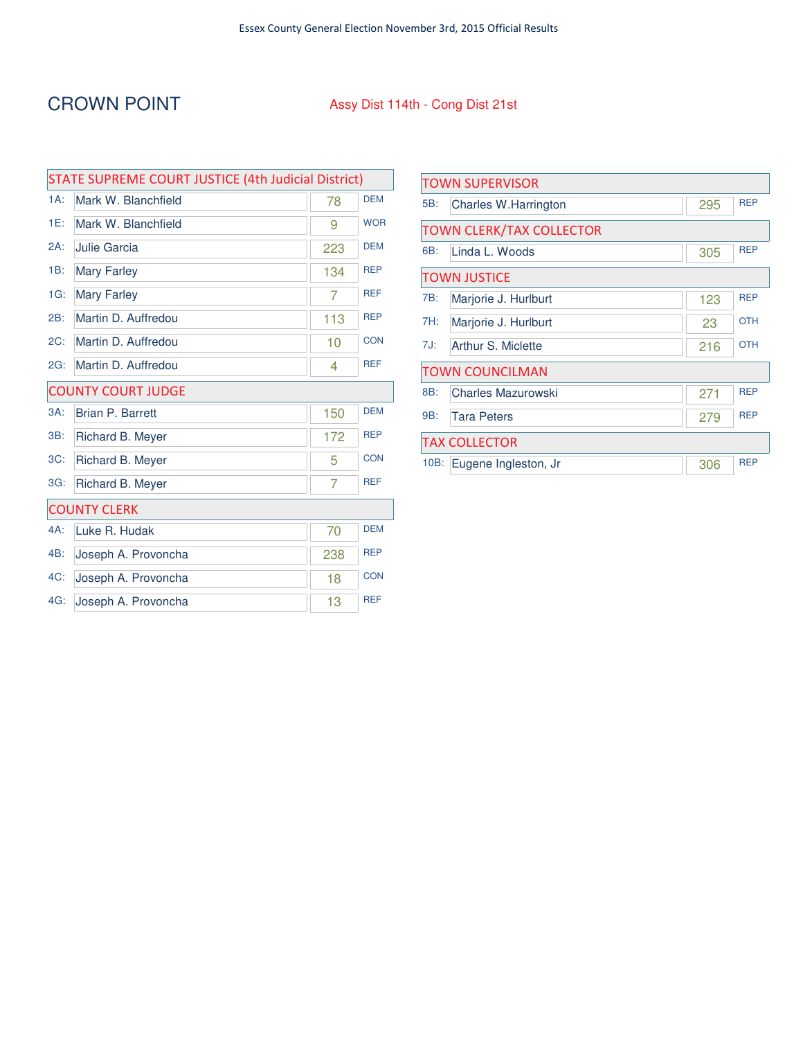# CROWN POINT

Assy Dist 114th - Cong Dist 21st

## STATE SUPREME COURT JUSTICE (4th Judicial District)

| Line | Candidate | Votes | Party |
|---|---|---|---|
| 1A: | Mark W. Blanchfield | 78 | DEM |
| 1E: | Mark W. Blanchfield | 9 | WOR |
| 2A: | Julie Garcia | 223 | DEM |
| 1B: | Mary Farley | 134 | REP |
| 1G: | Mary Farley | 7 | REF |
| 2B: | Martin D. Auffredou | 113 | REP |
| 2C: | Martin D. Auffredou | 10 | CON |
| 2G: | Martin D. Auffredou | 4 | REF |

## COUNTY COURT JUDGE

| Line | Candidate | Votes | Party |
|---|---|---|---|
| 3A: | Brian P. Barrett | 150 | DEM |
| 3B: | Richard B. Meyer | 172 | REP |
| 3C: | Richard B. Meyer | 5 | CON |
| 3G: | Richard B. Meyer | 7 | REF |

## COUNTY CLERK

| Line | Candidate | Votes | Party |
|---|---|---|---|
| 4A: | Luke R. Hudak | 70 | DEM |
| 4B: | Joseph A. Provoncha | 238 | REP |
| 4C: | Joseph A. Provoncha | 18 | CON |
| 4G: | Joseph A. Provoncha | 13 | REF |

## TOWN SUPERVISOR

| Line | Candidate | Votes | Party |
|---|---|---|---|
| 5B: | Charles W.Harrington | 295 | REP |

## TOWN CLERK/TAX COLLECTOR

| Line | Candidate | Votes | Party |
|---|---|---|---|
| 6B: | Linda L. Woods | 305 | REP |

## TOWN JUSTICE

| Line | Candidate | Votes | Party |
|---|---|---|---|
| 7B: | Marjorie J. Hurlburt | 123 | REP |
| 7H: | Marjorie J. Hurlburt | 23 | OTH |
| 7J: | Arthur S. Miclette | 216 | OTH |

## TOWN COUNCILMAN

| Line | Candidate | Votes | Party |
|---|---|---|---|
| 8B: | Charles Mazurowski | 271 | REP |
| 9B: | Tara Peters | 279 | REP |

## TAX COLLECTOR

| Line | Candidate | Votes | Party |
|---|---|---|---|
| 10B: | Eugene Ingleston, Jr | 306 | REP |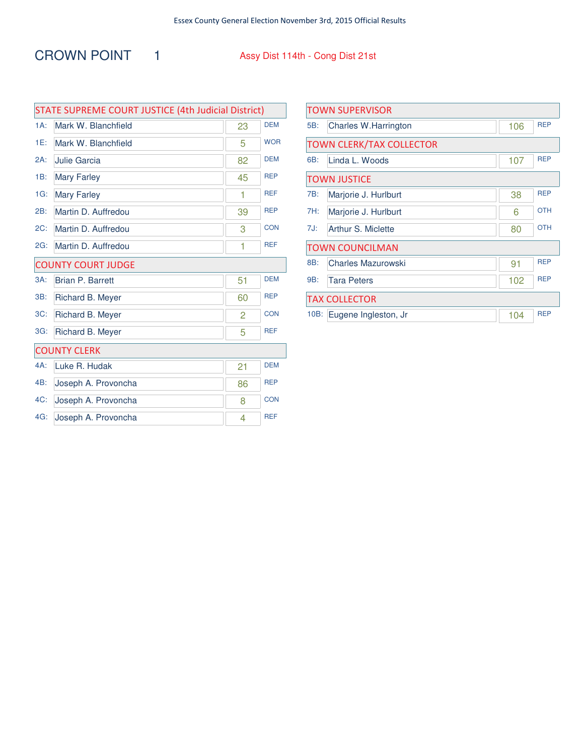Essex County General Election November 3rd, 2015 Official Results

# CROWN POINT 1

Assy Dist 114th - Cong Dist 21st

## STATE SUPREME COURT JUSTICE (4th Judicial District)

| Code | Candidate | Votes | Party |
|---|---|---|---|
| 1A: | Mark W. Blanchfield | 23 | DEM |
| 1E: | Mark W. Blanchfield | 5 | WOR |
| 2A: | Julie Garcia | 82 | DEM |
| 1B: | Mary Farley | 45 | REP |
| 1G: | Mary Farley | 1 | REF |
| 2B: | Martin D. Auffredou | 39 | REP |
| 2C: | Martin D. Auffredou | 3 | CON |
| 2G: | Martin D. Auffredou | 1 | REF |

## COUNTY COURT JUDGE

| Code | Candidate | Votes | Party |
|---|---|---|---|
| 3A: | Brian P. Barrett | 51 | DEM |
| 3B: | Richard B. Meyer | 60 | REP |
| 3C: | Richard B. Meyer | 2 | CON |
| 3G: | Richard B. Meyer | 5 | REF |

## COUNTY CLERK

| Code | Candidate | Votes | Party |
|---|---|---|---|
| 4A: | Luke R. Hudak | 21 | DEM |
| 4B: | Joseph A. Provoncha | 86 | REP |
| 4C: | Joseph A. Provoncha | 8 | CON |
| 4G: | Joseph A. Provoncha | 4 | REF |

## TOWN SUPERVISOR

| Code | Candidate | Votes | Party |
|---|---|---|---|
| 5B: | Charles W.Harrington | 106 | REP |

## TOWN CLERK/TAX COLLECTOR

| Code | Candidate | Votes | Party |
|---|---|---|---|
| 6B: | Linda L. Woods | 107 | REP |

## TOWN JUSTICE

| Code | Candidate | Votes | Party |
|---|---|---|---|
| 7B: | Marjorie J. Hurlburt | 38 | REP |
| 7H: | Marjorie J. Hurlburt | 6 | OTH |
| 7J: | Arthur S. Miclette | 80 | OTH |

## TOWN COUNCILMAN

| Code | Candidate | Votes | Party |
|---|---|---|---|
| 8B: | Charles Mazurowski | 91 | REP |
| 9B: | Tara Peters | 102 | REP |

## TAX COLLECTOR

| Code | Candidate | Votes | Party |
|---|---|---|---|
| 10B: | Eugene Ingleston, Jr | 104 | REP |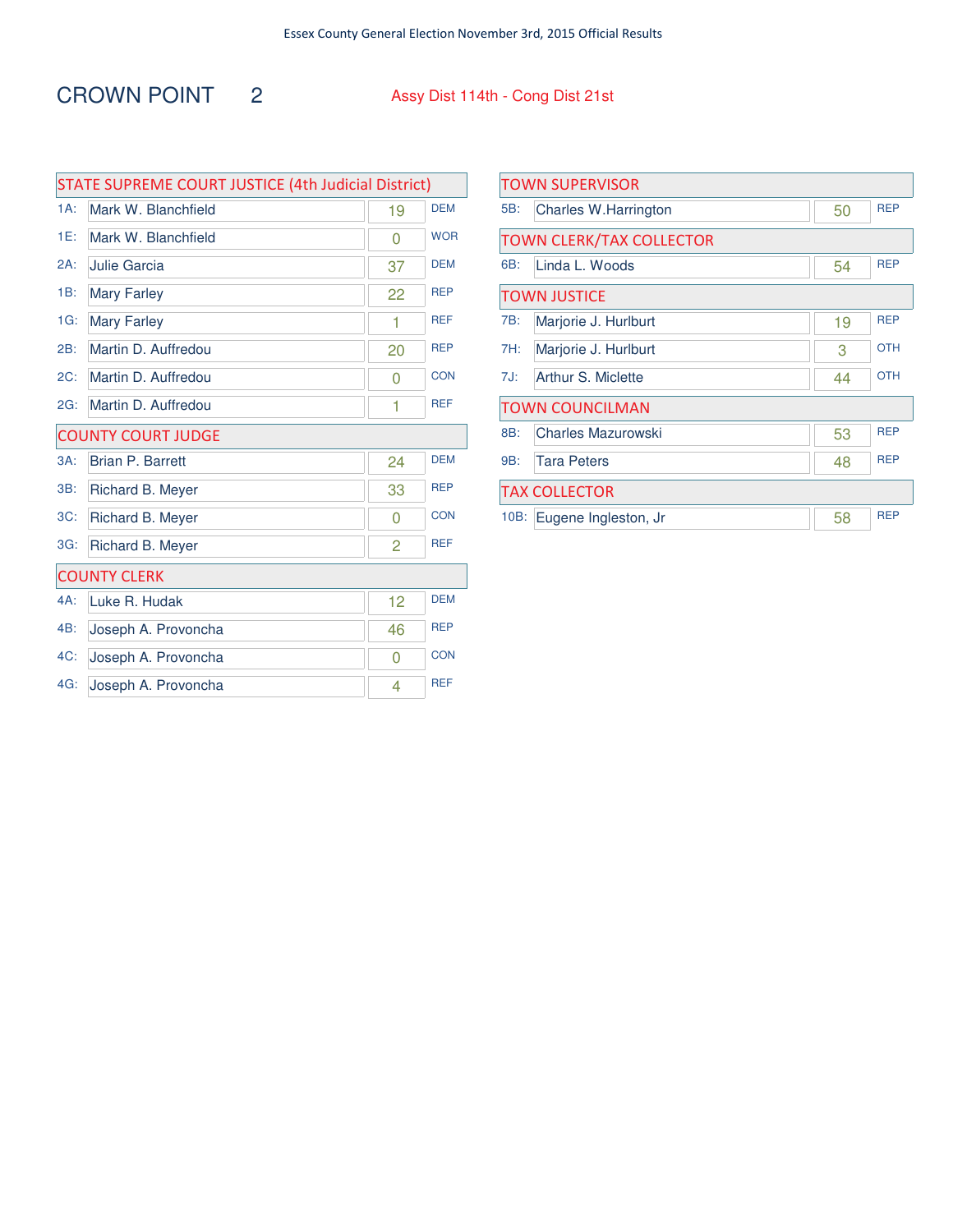Essex County General Election November 3rd, 2015 Official Results

# CROWN POINT 2

Assy Dist 114th - Cong Dist 21st

## STATE SUPREME COURT JUSTICE (4th Judicial District)

| | Candidate | Votes | Party |
|---|---|---|---|
| 1A: | Mark W. Blanchfield | 19 | DEM |
| 1E: | Mark W. Blanchfield | 0 | WOR |
| 2A: | Julie Garcia | 37 | DEM |
| 1B: | Mary Farley | 22 | REP |
| 1G: | Mary Farley | 1 | REF |
| 2B: | Martin D. Auffredou | 20 | REP |
| 2C: | Martin D. Auffredou | 0 | CON |
| 2G: | Martin D. Auffredou | 1 | REF |

## COUNTY COURT JUDGE

| | Candidate | Votes | Party |
|---|---|---|---|
| 3A: | Brian P. Barrett | 24 | DEM |
| 3B: | Richard B. Meyer | 33 | REP |
| 3C: | Richard B. Meyer | 0 | CON |
| 3G: | Richard B. Meyer | 2 | REF |

## COUNTY CLERK

| | Candidate | Votes | Party |
|---|---|---|---|
| 4A: | Luke R. Hudak | 12 | DEM |
| 4B: | Joseph A. Provoncha | 46 | REP |
| 4C: | Joseph A. Provoncha | 0 | CON |
| 4G: | Joseph A. Provoncha | 4 | REF |

## TOWN SUPERVISOR

| | Candidate | Votes | Party |
|---|---|---|---|
| 5B: | Charles W.Harrington | 50 | REP |

## TOWN CLERK/TAX COLLECTOR

| | Candidate | Votes | Party |
|---|---|---|---|
| 6B: | Linda L. Woods | 54 | REP |

## TOWN JUSTICE

| | Candidate | Votes | Party |
|---|---|---|---|
| 7B: | Marjorie J. Hurlburt | 19 | REP |
| 7H: | Marjorie J. Hurlburt | 3 | OTH |
| 7J: | Arthur S. Miclette | 44 | OTH |

## TOWN COUNCILMAN

| | Candidate | Votes | Party |
|---|---|---|---|
| 8B: | Charles Mazurowski | 53 | REP |
| 9B: | Tara Peters | 48 | REP |

## TAX COLLECTOR

| | Candidate | Votes | Party |
|---|---|---|---|
| 10B: | Eugene Ingleston, Jr | 58 | REP |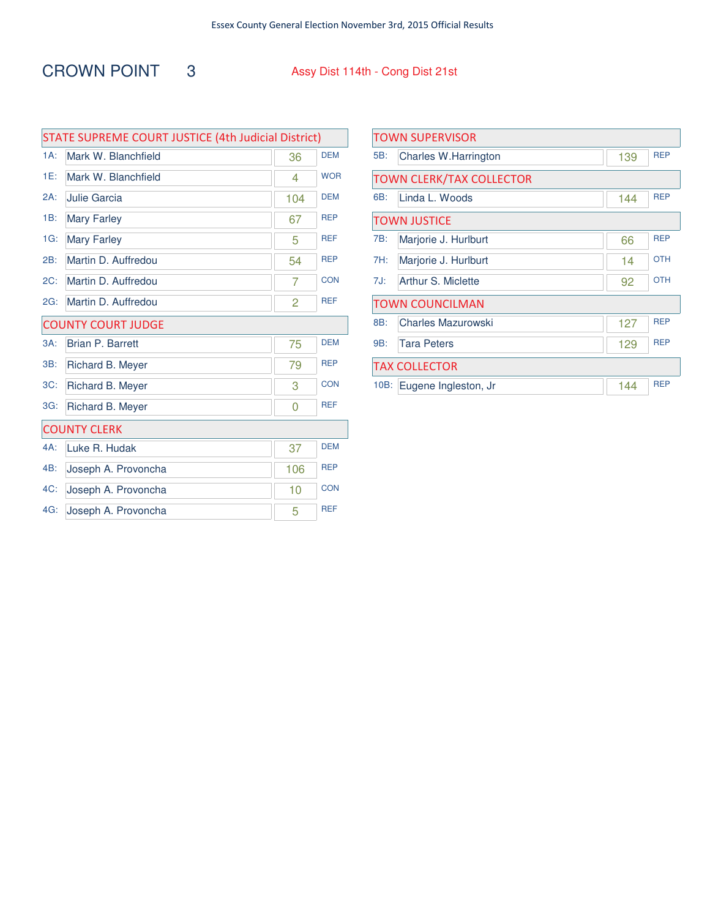Essex County General Election November 3rd, 2015 Official Results

# CROWN POINT 3

Assy Dist 114th - Cong Dist 21st

## STATE SUPREME COURT JUSTICE (4th Judicial District)

| Line | Candidate | Votes | Party |
|---|---|---|---|
| 1A: | Mark W. Blanchfield | 36 | DEM |
| 1E: | Mark W. Blanchfield | 4 | WOR |
| 2A: | Julie Garcia | 104 | DEM |
| 1B: | Mary Farley | 67 | REP |
| 1G: | Mary Farley | 5 | REF |
| 2B: | Martin D. Auffredou | 54 | REP |
| 2C: | Martin D. Auffredou | 7 | CON |
| 2G: | Martin D. Auffredou | 2 | REF |

## COUNTY COURT JUDGE

| Line | Candidate | Votes | Party |
|---|---|---|---|
| 3A: | Brian P. Barrett | 75 | DEM |
| 3B: | Richard B. Meyer | 79 | REP |
| 3C: | Richard B. Meyer | 3 | CON |
| 3G: | Richard B. Meyer | 0 | REF |

## COUNTY CLERK

| Line | Candidate | Votes | Party |
|---|---|---|---|
| 4A: | Luke R. Hudak | 37 | DEM |
| 4B: | Joseph A. Provoncha | 106 | REP |
| 4C: | Joseph A. Provoncha | 10 | CON |
| 4G: | Joseph A. Provoncha | 5 | REF |

## TOWN SUPERVISOR

| Line | Candidate | Votes | Party |
|---|---|---|---|
| 5B: | Charles W.Harrington | 139 | REP |

## TOWN CLERK/TAX COLLECTOR

| Line | Candidate | Votes | Party |
|---|---|---|---|
| 6B: | Linda L. Woods | 144 | REP |

## TOWN JUSTICE

| Line | Candidate | Votes | Party |
|---|---|---|---|
| 7B: | Marjorie J. Hurlburt | 66 | REP |
| 7H: | Marjorie J. Hurlburt | 14 | OTH |
| 7J: | Arthur S. Miclette | 92 | OTH |

## TOWN COUNCILMAN

| Line | Candidate | Votes | Party |
|---|---|---|---|
| 8B: | Charles Mazurowski | 127 | REP |
| 9B: | Tara Peters | 129 | REP |

## TAX COLLECTOR

| Line | Candidate | Votes | Party |
|---|---|---|---|
| 10B: | Eugene Ingleston, Jr | 144 | REP |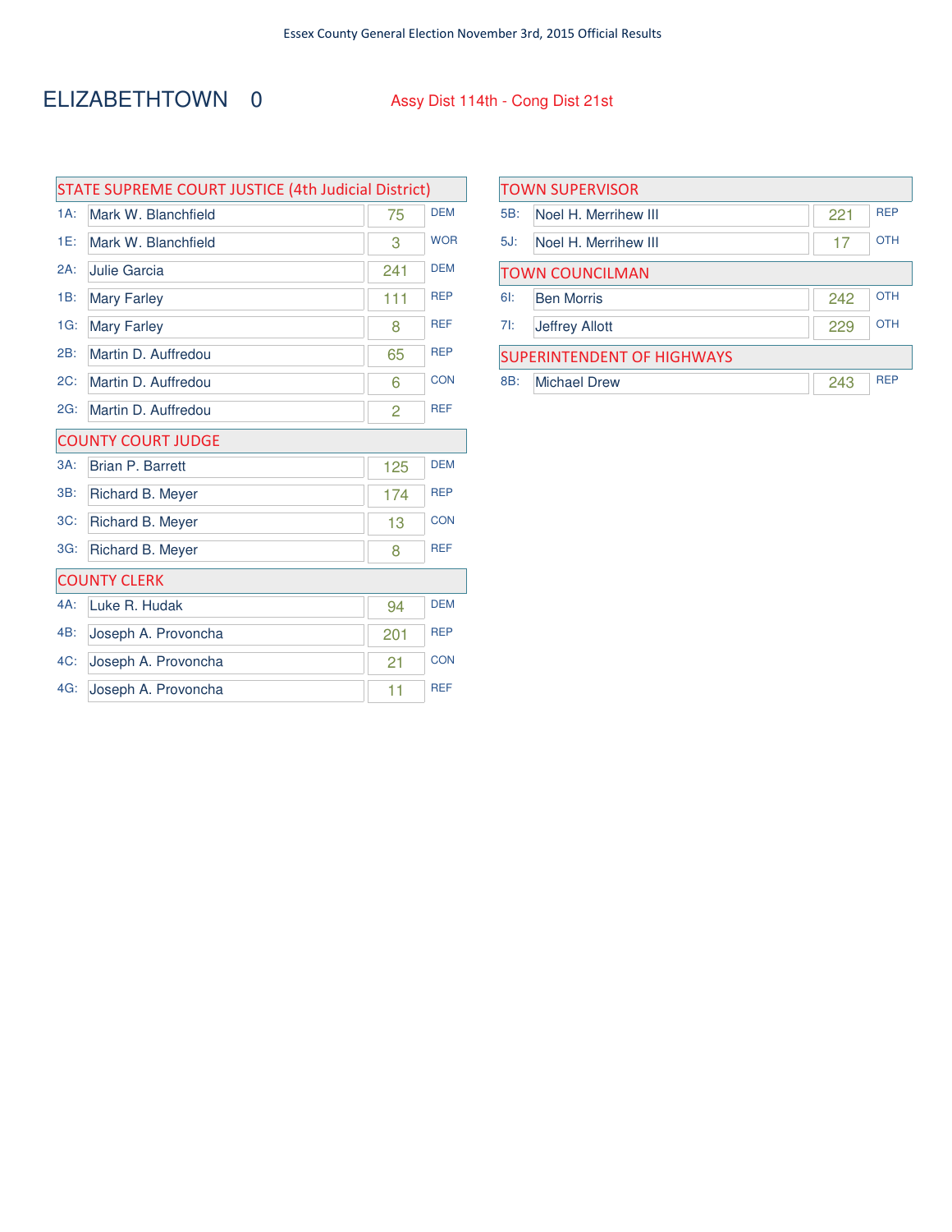Essex County General Election November 3rd, 2015 Official Results

# ELIZABETHTOWN 0

Assy Dist 114th - Cong Dist 21st

## STATE SUPREME COURT JUSTICE (4th Judicial District)

| | Candidate | Votes | Party |
|---|---|---|---|
| 1A: | Mark W. Blanchfield | 75 | DEM |
| 1E: | Mark W. Blanchfield | 3 | WOR |
| 2A: | Julie Garcia | 241 | DEM |
| 1B: | Mary Farley | 111 | REP |
| 1G: | Mary Farley | 8 | REF |
| 2B: | Martin D. Auffredou | 65 | REP |
| 2C: | Martin D. Auffredou | 6 | CON |
| 2G: | Martin D. Auffredou | 2 | REF |

## COUNTY COURT JUDGE

| | Candidate | Votes | Party |
|---|---|---|---|
| 3A: | Brian P. Barrett | 125 | DEM |
| 3B: | Richard B. Meyer | 174 | REP |
| 3C: | Richard B. Meyer | 13 | CON |
| 3G: | Richard B. Meyer | 8 | REF |

## COUNTY CLERK

| | Candidate | Votes | Party |
|---|---|---|---|
| 4A: | Luke R. Hudak | 94 | DEM |
| 4B: | Joseph A. Provoncha | 201 | REP |
| 4C: | Joseph A. Provoncha | 21 | CON |
| 4G: | Joseph A. Provoncha | 11 | REF |

## TOWN SUPERVISOR

| | Candidate | Votes | Party |
|---|---|---|---|
| 5B: | Noel H. Merrihew III | 221 | REP |
| 5J: | Noel H. Merrihew III | 17 | OTH |

## TOWN COUNCILMAN

| | Candidate | Votes | Party |
|---|---|---|---|
| 6I: | Ben Morris | 242 | OTH |
| 7I: | Jeffrey Allott | 229 | OTH |

## SUPERINTENDENT OF HIGHWAYS

| | Candidate | Votes | Party |
|---|---|---|---|
| 8B: | Michael Drew | 243 | REP |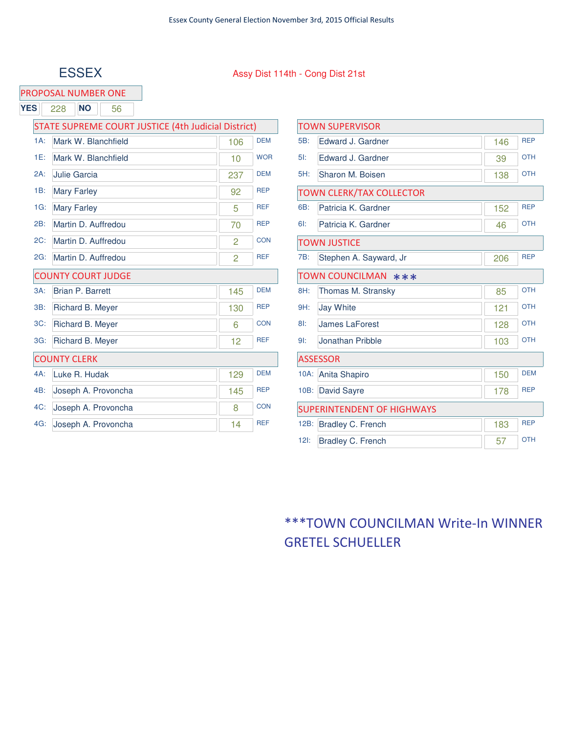# ESSEX

Assy Dist 114th - Cong Dist 21st

## PROPOSAL NUMBER ONE

| YES | NO |
|---|---|
| 228 | 56 |

## STATE SUPREME COURT JUSTICE (4th Judicial District)

| Line | Candidate | Votes | Party |
|---|---|---|---|
| 1A: | Mark W. Blanchfield | 106 | DEM |
| 1E: | Mark W. Blanchfield | 10 | WOR |
| 2A: | Julie Garcia | 237 | DEM |
| 1B: | Mary Farley | 92 | REP |
| 1G: | Mary Farley | 5 | REF |
| 2B: | Martin D. Auffredou | 70 | REP |
| 2C: | Martin D. Auffredou | 2 | CON |
| 2G: | Martin D. Auffredou | 2 | REF |

## COUNTY COURT JUDGE

| Line | Candidate | Votes | Party |
|---|---|---|---|
| 3A: | Brian P. Barrett | 145 | DEM |
| 3B: | Richard B. Meyer | 130 | REP |
| 3C: | Richard B. Meyer | 6 | CON |
| 3G: | Richard B. Meyer | 12 | REF |

## COUNTY CLERK

| Line | Candidate | Votes | Party |
|---|---|---|---|
| 4A: | Luke R. Hudak | 129 | DEM |
| 4B: | Joseph A. Provoncha | 145 | REP |
| 4C: | Joseph A. Provoncha | 8 | CON |
| 4G: | Joseph A. Provoncha | 14 | REF |

## TOWN SUPERVISOR

| Line | Candidate | Votes | Party |
|---|---|---|---|
| 5B: | Edward J. Gardner | 146 | REP |
| 5I: | Edward J. Gardner | 39 | OTH |
| 5H: | Sharon M. Boisen | 138 | OTH |

## TOWN CLERK/TAX COLLECTOR

| Line | Candidate | Votes | Party |
|---|---|---|---|
| 6B: | Patricia K. Gardner | 152 | REP |
| 6I: | Patricia K. Gardner | 46 | OTH |

## TOWN JUSTICE

| Line | Candidate | Votes | Party |
|---|---|---|---|
| 7B: | Stephen A. Sayward, Jr | 206 | REP |

## TOWN COUNCILMAN ***

| Line | Candidate | Votes | Party |
|---|---|---|---|
| 8H: | Thomas M. Stransky | 85 | OTH |
| 9H: | Jay White | 121 | OTH |
| 8I: | James LaForest | 128 | OTH |
| 9I: | Jonathan Pribble | 103 | OTH |

## ASSESSOR

| Line | Candidate | Votes | Party |
|---|---|---|---|
| 10A: | Anita Shapiro | 150 | DEM |
| 10B: | David Sayre | 178 | REP |

## SUPERINTENDENT OF HIGHWAYS

| Line | Candidate | Votes | Party |
|---|---|---|---|
| 12B: | Bradley C. French | 183 | REP |
| 12I: | Bradley C. French | 57 | OTH |

***TOWN COUNCILMAN Write-In WINNER GRETEL SCHUELLER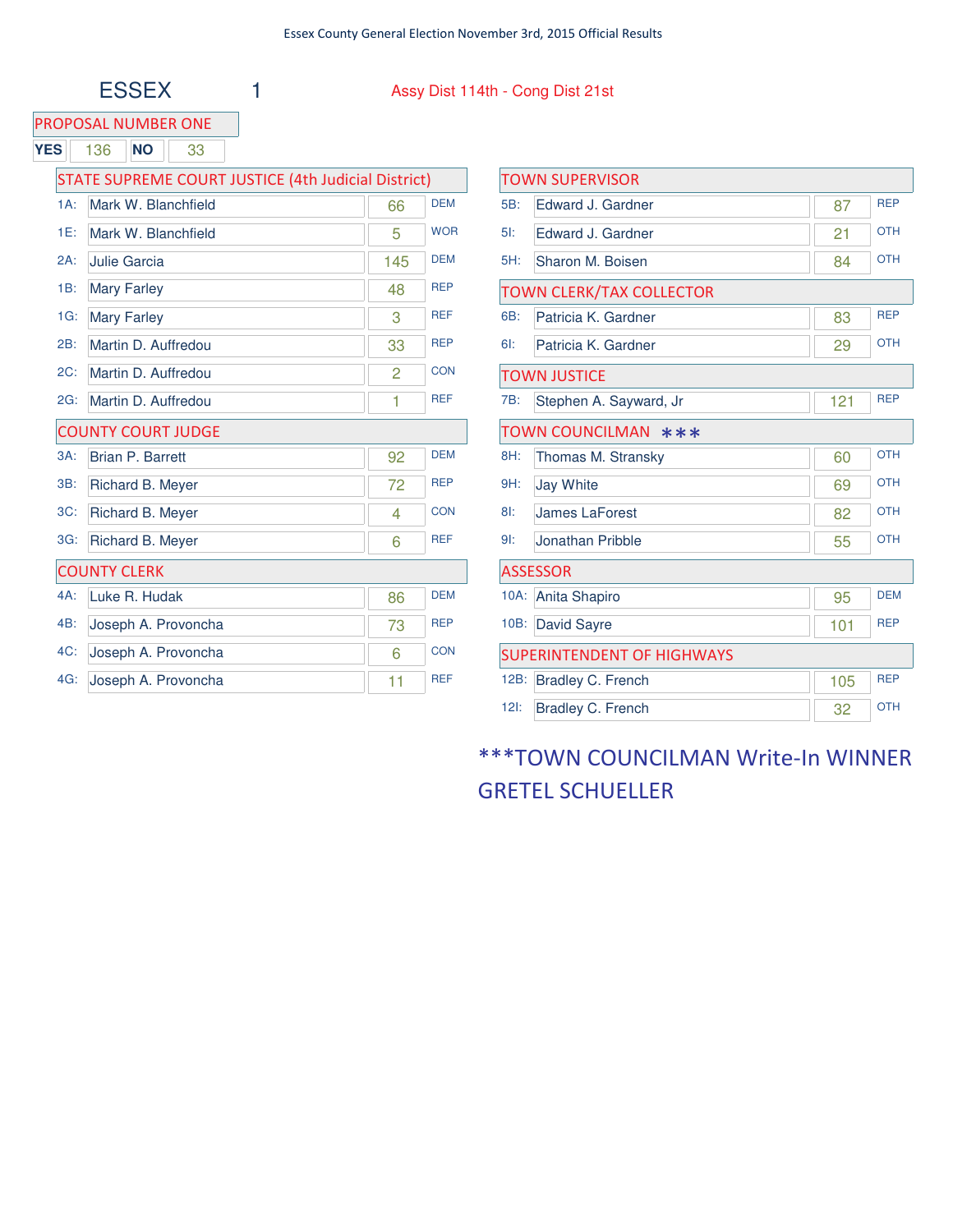Essex County General Election November 3rd, 2015 Official Results

# ESSEX 1

Assy Dist 114th - Cong Dist 21st

## PROPOSAL NUMBER ONE

| YES | 136 | NO | 33 |
|---|---|---|---|

## STATE SUPREME COURT JUSTICE (4th Judicial District)

| Line | Candidate | Votes | Party |
|---|---|---|---|
| 1A: | Mark W. Blanchfield | 66 | DEM |
| 1E: | Mark W. Blanchfield | 5 | WOR |
| 2A: | Julie Garcia | 145 | DEM |
| 1B: | Mary Farley | 48 | REP |
| 1G: | Mary Farley | 3 | REF |
| 2B: | Martin D. Auffredou | 33 | REP |
| 2C: | Martin D. Auffredou | 2 | CON |
| 2G: | Martin D. Auffredou | 1 | REF |

## COUNTY COURT JUDGE

| Line | Candidate | Votes | Party |
|---|---|---|---|
| 3A: | Brian P. Barrett | 92 | DEM |
| 3B: | Richard B. Meyer | 72 | REP |
| 3C: | Richard B. Meyer | 4 | CON |
| 3G: | Richard B. Meyer | 6 | REF |

## COUNTY CLERK

| Line | Candidate | Votes | Party |
|---|---|---|---|
| 4A: | Luke R. Hudak | 86 | DEM |
| 4B: | Joseph A. Provoncha | 73 | REP |
| 4C: | Joseph A. Provoncha | 6 | CON |
| 4G: | Joseph A. Provoncha | 11 | REF |

## TOWN SUPERVISOR

| Line | Candidate | Votes | Party |
|---|---|---|---|
| 5B: | Edward J. Gardner | 87 | REP |
| 5I: | Edward J. Gardner | 21 | OTH |
| 5H: | Sharon M. Boisen | 84 | OTH |

## TOWN CLERK/TAX COLLECTOR

| Line | Candidate | Votes | Party |
|---|---|---|---|
| 6B: | Patricia K. Gardner | 83 | REP |
| 6I: | Patricia K. Gardner | 29 | OTH |

## TOWN JUSTICE

| Line | Candidate | Votes | Party |
|---|---|---|---|
| 7B: | Stephen A. Sayward, Jr | 121 | REP |

## TOWN COUNCILMAN ***

| Line | Candidate | Votes | Party |
|---|---|---|---|
| 8H: | Thomas M. Stransky | 60 | OTH |
| 9H: | Jay White | 69 | OTH |
| 8I: | James LaForest | 82 | OTH |
| 9I: | Jonathan Pribble | 55 | OTH |

## ASSESSOR

| Line | Candidate | Votes | Party |
|---|---|---|---|
| 10A: | Anita Shapiro | 95 | DEM |
| 10B: | David Sayre | 101 | REP |

## SUPERINTENDENT OF HIGHWAYS

| Line | Candidate | Votes | Party |
|---|---|---|---|
| 12B: | Bradley C. French | 105 | REP |
| 12I: | Bradley C. French | 32 | OTH |

***TOWN COUNCILMAN Write-In WINNER GRETEL SCHUELLER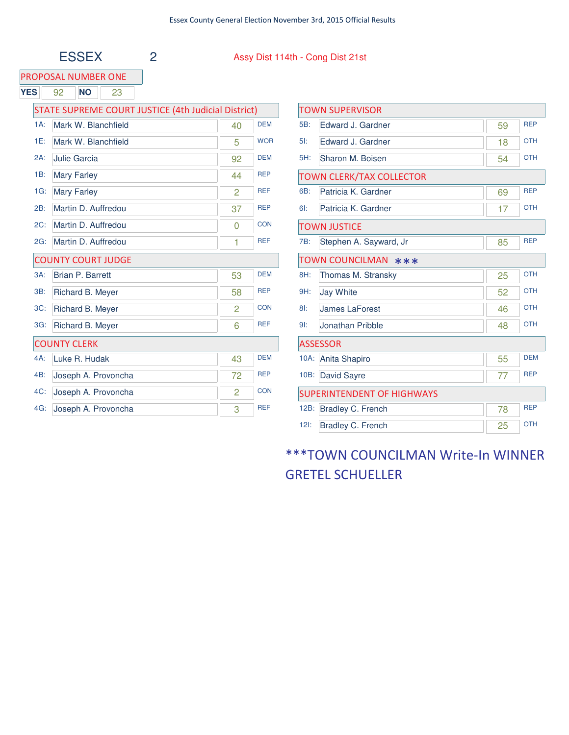Essex County General Election November 3rd, 2015 Official Results

# ESSEX 2

Assy Dist 114th - Cong Dist 21st

## PROPOSAL NUMBER ONE

| YES | 92 | NO | 23 |
|---|---|---|---|

## STATE SUPREME COURT JUSTICE (4th Judicial District)

| | Candidate | Votes | Party |
|---|---|---|---|
| 1A: | Mark W. Blanchfield | 40 | DEM |
| 1E: | Mark W. Blanchfield | 5 | WOR |
| 2A: | Julie Garcia | 92 | DEM |
| 1B: | Mary Farley | 44 | REP |
| 1G: | Mary Farley | 2 | REF |
| 2B: | Martin D. Auffredou | 37 | REP |
| 2C: | Martin D. Auffredou | 0 | CON |
| 2G: | Martin D. Auffredou | 1 | REF |

## COUNTY COURT JUDGE

| | Candidate | Votes | Party |
|---|---|---|---|
| 3A: | Brian P. Barrett | 53 | DEM |
| 3B: | Richard B. Meyer | 58 | REP |
| 3C: | Richard B. Meyer | 2 | CON |
| 3G: | Richard B. Meyer | 6 | REF |

## COUNTY CLERK

| | Candidate | Votes | Party |
|---|---|---|---|
| 4A: | Luke R. Hudak | 43 | DEM |
| 4B: | Joseph A. Provoncha | 72 | REP |
| 4C: | Joseph A. Provoncha | 2 | CON |
| 4G: | Joseph A. Provoncha | 3 | REF |

## TOWN SUPERVISOR

| | Candidate | Votes | Party |
|---|---|---|---|
| 5B: | Edward J. Gardner | 59 | REP |
| 5I: | Edward J. Gardner | 18 | OTH |
| 5H: | Sharon M. Boisen | 54 | OTH |

## TOWN CLERK/TAX COLLECTOR

| | Candidate | Votes | Party |
|---|---|---|---|
| 6B: | Patricia K. Gardner | 69 | REP |
| 6I: | Patricia K. Gardner | 17 | OTH |

## TOWN JUSTICE

| | Candidate | Votes | Party |
|---|---|---|---|
| 7B: | Stephen A. Sayward, Jr | 85 | REP |

## TOWN COUNCILMAN ***

| | Candidate | Votes | Party |
|---|---|---|---|
| 8H: | Thomas M. Stransky | 25 | OTH |
| 9H: | Jay White | 52 | OTH |
| 8I: | James LaForest | 46 | OTH |
| 9I: | Jonathan Pribble | 48 | OTH |

## ASSESSOR

| | Candidate | Votes | Party |
|---|---|---|---|
| 10A: | Anita Shapiro | 55 | DEM |
| 10B: | David Sayre | 77 | REP |

## SUPERINTENDENT OF HIGHWAYS

| | Candidate | Votes | Party |
|---|---|---|---|
| 12B: | Bradley C. French | 78 | REP |
| 12I: | Bradley C. French | 25 | OTH |

***TOWN COUNCILMAN Write-In WINNER GRETEL SCHUELLER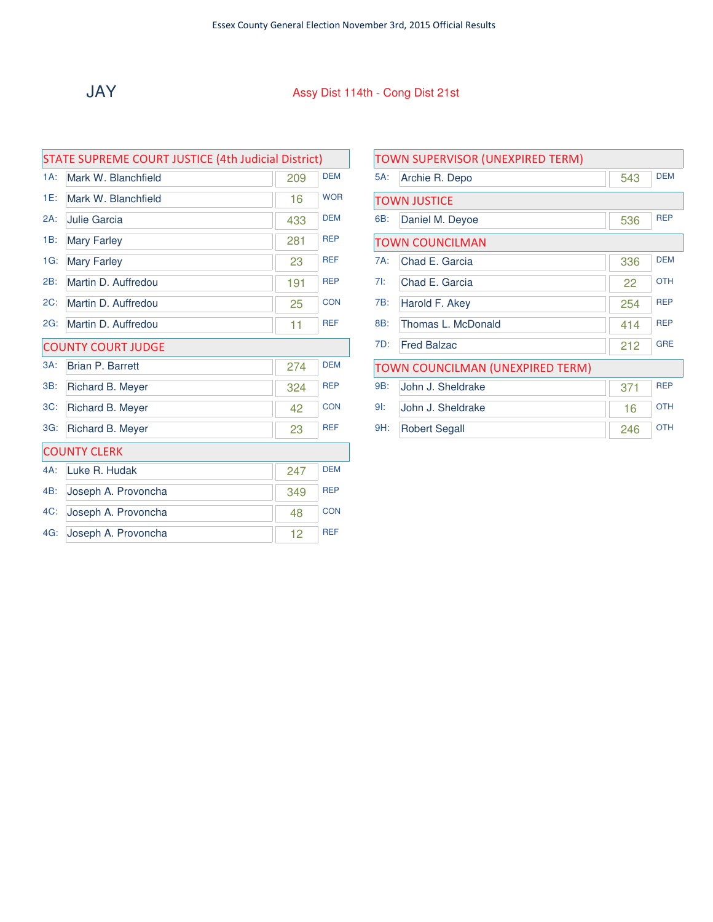Essex County General Election November 3rd, 2015 Official Results

# JAY

Assy Dist 114th - Cong Dist 21st

## STATE SUPREME COURT JUSTICE (4th Judicial District)

| Line | Candidate | Votes | Party |
|---|---|---|---|
| 1A: | Mark W. Blanchfield | 209 | DEM |
| 1E: | Mark W. Blanchfield | 16 | WOR |
| 2A: | Julie Garcia | 433 | DEM |
| 1B: | Mary Farley | 281 | REP |
| 1G: | Mary Farley | 23 | REF |
| 2B: | Martin D. Auffredou | 191 | REP |
| 2C: | Martin D. Auffredou | 25 | CON |
| 2G: | Martin D. Auffredou | 11 | REF |

## COUNTY COURT JUDGE

| Line | Candidate | Votes | Party |
|---|---|---|---|
| 3A: | Brian P. Barrett | 274 | DEM |
| 3B: | Richard B. Meyer | 324 | REP |
| 3C: | Richard B. Meyer | 42 | CON |
| 3G: | Richard B. Meyer | 23 | REF |

## COUNTY CLERK

| Line | Candidate | Votes | Party |
|---|---|---|---|
| 4A: | Luke R. Hudak | 247 | DEM |
| 4B: | Joseph A. Provoncha | 349 | REP |
| 4C: | Joseph A. Provoncha | 48 | CON |
| 4G: | Joseph A. Provoncha | 12 | REF |

## TOWN SUPERVISOR (UNEXPIRED TERM)

| Line | Candidate | Votes | Party |
|---|---|---|---|
| 5A: | Archie R. Depo | 543 | DEM |

## TOWN JUSTICE

| Line | Candidate | Votes | Party |
|---|---|---|---|
| 6B: | Daniel M. Deyoe | 536 | REP |

## TOWN COUNCILMAN

| Line | Candidate | Votes | Party |
|---|---|---|---|
| 7A: | Chad E. Garcia | 336 | DEM |
| 7I: | Chad E. Garcia | 22 | OTH |
| 7B: | Harold F. Akey | 254 | REP |
| 8B: | Thomas L. McDonald | 414 | REP |
| 7D: | Fred Balzac | 212 | GRE |

## TOWN COUNCILMAN (UNEXPIRED TERM)

| Line | Candidate | Votes | Party |
|---|---|---|---|
| 9B: | John J. Sheldrake | 371 | REP |
| 9I: | John J. Sheldrake | 16 | OTH |
| 9H: | Robert Segall | 246 | OTH |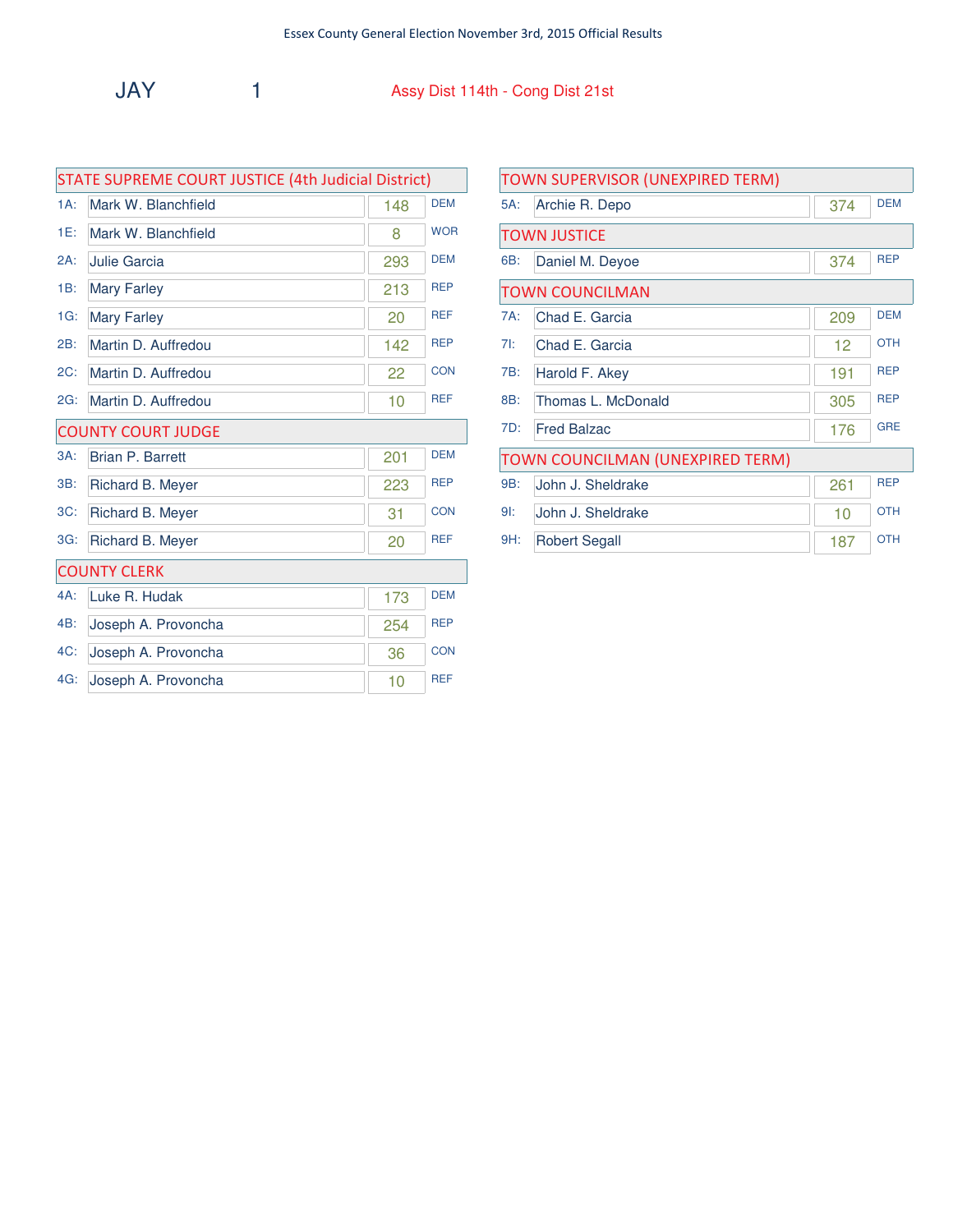Essex County General Election November 3rd, 2015 Official Results

# JAY 1

Assy Dist 114th - Cong Dist 21st

## STATE SUPREME COURT JUSTICE (4th Judicial District)

| Line | Candidate | Votes | Party |
|---|---|---|---|
| 1A: | Mark W. Blanchfield | 148 | DEM |
| 1E: | Mark W. Blanchfield | 8 | WOR |
| 2A: | Julie Garcia | 293 | DEM |
| 1B: | Mary Farley | 213 | REP |
| 1G: | Mary Farley | 20 | REF |
| 2B: | Martin D. Auffredou | 142 | REP |
| 2C: | Martin D. Auffredou | 22 | CON |
| 2G: | Martin D. Auffredou | 10 | REF |

## COUNTY COURT JUDGE

| Line | Candidate | Votes | Party |
|---|---|---|---|
| 3A: | Brian P. Barrett | 201 | DEM |
| 3B: | Richard B. Meyer | 223 | REP |
| 3C: | Richard B. Meyer | 31 | CON |
| 3G: | Richard B. Meyer | 20 | REF |

## COUNTY CLERK

| Line | Candidate | Votes | Party |
|---|---|---|---|
| 4A: | Luke R. Hudak | 173 | DEM |
| 4B: | Joseph A. Provoncha | 254 | REP |
| 4C: | Joseph A. Provoncha | 36 | CON |
| 4G: | Joseph A. Provoncha | 10 | REF |

## TOWN SUPERVISOR (UNEXPIRED TERM)

| Line | Candidate | Votes | Party |
|---|---|---|---|
| 5A: | Archie R. Depo | 374 | DEM |

## TOWN JUSTICE

| Line | Candidate | Votes | Party |
|---|---|---|---|
| 6B: | Daniel M. Deyoe | 374 | REP |

## TOWN COUNCILMAN

| Line | Candidate | Votes | Party |
|---|---|---|---|
| 7A: | Chad E. Garcia | 209 | DEM |
| 7I: | Chad E. Garcia | 12 | OTH |
| 7B: | Harold F. Akey | 191 | REP |
| 8B: | Thomas L. McDonald | 305 | REP |
| 7D: | Fred Balzac | 176 | GRE |

## TOWN COUNCILMAN (UNEXPIRED TERM)

| Line | Candidate | Votes | Party |
|---|---|---|---|
| 9B: | John J. Sheldrake | 261 | REP |
| 9I: | John J. Sheldrake | 10 | OTH |
| 9H: | Robert Segall | 187 | OTH |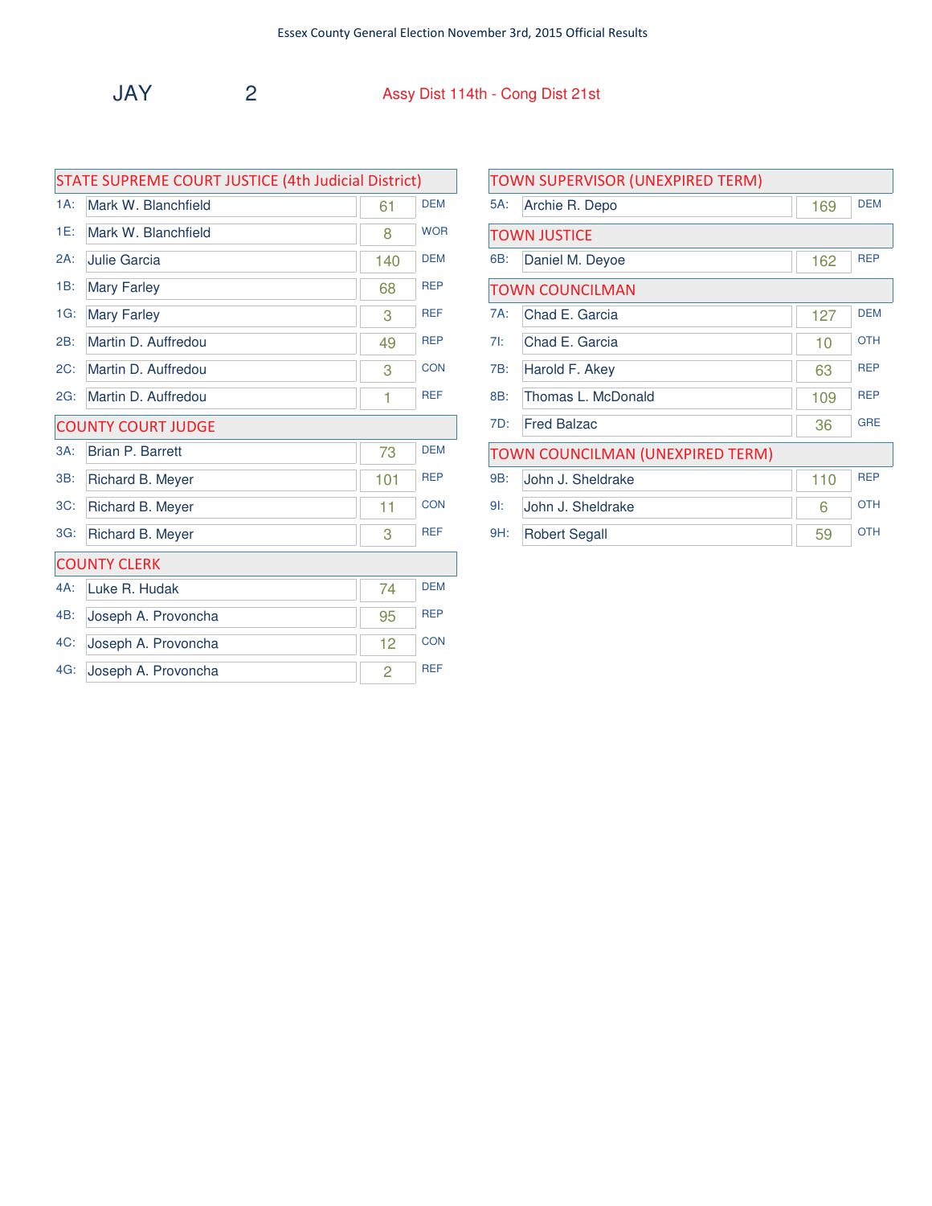Essex County General Election November 3rd, 2015 Official Results

# JAY 2

Assy Dist 114th - Cong Dist 21st

## STATE SUPREME COURT JUSTICE (4th Judicial District)

| Line | Candidate | Votes | Party |
|---|---|---|---|
| 1A: | Mark W. Blanchfield | 61 | DEM |
| 1E: | Mark W. Blanchfield | 8 | WOR |
| 2A: | Julie Garcia | 140 | DEM |
| 1B: | Mary Farley | 68 | REP |
| 1G: | Mary Farley | 3 | REF |
| 2B: | Martin D. Auffredou | 49 | REP |
| 2C: | Martin D. Auffredou | 3 | CON |
| 2G: | Martin D. Auffredou | 1 | REF |

## COUNTY COURT JUDGE

| Line | Candidate | Votes | Party |
|---|---|---|---|
| 3A: | Brian P. Barrett | 73 | DEM |
| 3B: | Richard B. Meyer | 101 | REP |
| 3C: | Richard B. Meyer | 11 | CON |
| 3G: | Richard B. Meyer | 3 | REF |

## COUNTY CLERK

| Line | Candidate | Votes | Party |
|---|---|---|---|
| 4A: | Luke R. Hudak | 74 | DEM |
| 4B: | Joseph A. Provoncha | 95 | REP |
| 4C: | Joseph A. Provoncha | 12 | CON |
| 4G: | Joseph A. Provoncha | 2 | REF |

## TOWN SUPERVISOR (UNEXPIRED TERM)

| Line | Candidate | Votes | Party |
|---|---|---|---|
| 5A: | Archie R. Depo | 169 | DEM |

## TOWN JUSTICE

| Line | Candidate | Votes | Party |
|---|---|---|---|
| 6B: | Daniel M. Deyoe | 162 | REP |

## TOWN COUNCILMAN

| Line | Candidate | Votes | Party |
|---|---|---|---|
| 7A: | Chad E. Garcia | 127 | DEM |
| 7I: | Chad E. Garcia | 10 | OTH |
| 7B: | Harold F. Akey | 63 | REP |
| 8B: | Thomas L. McDonald | 109 | REP |
| 7D: | Fred Balzac | 36 | GRE |

## TOWN COUNCILMAN (UNEXPIRED TERM)

| Line | Candidate | Votes | Party |
|---|---|---|---|
| 9B: | John J. Sheldrake | 110 | REP |
| 9I: | John J. Sheldrake | 6 | OTH |
| 9H: | Robert Segall | 59 | OTH |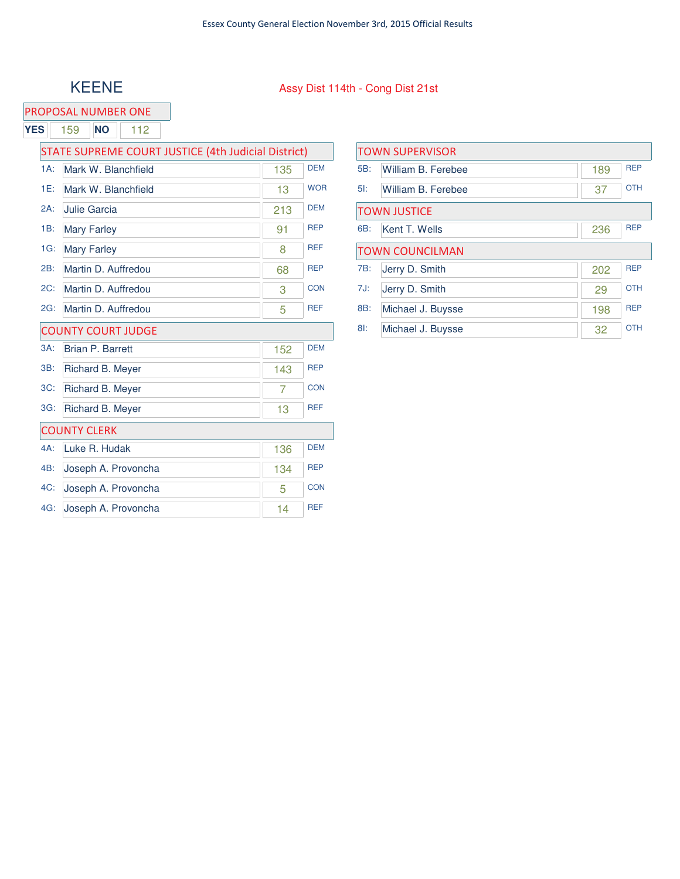# KEENE

Assy Dist 114th - Cong Dist 21st

## PROPOSAL NUMBER ONE

| YES | NO |
|---|---|
| 159 | 112 |

## STATE SUPREME COURT JUSTICE (4th Judicial District)

| Line | Candidate | Votes | Party |
|---|---|---|---|
| 1A: | Mark W. Blanchfield | 135 | DEM |
| 1E: | Mark W. Blanchfield | 13 | WOR |
| 2A: | Julie Garcia | 213 | DEM |
| 1B: | Mary Farley | 91 | REP |
| 1G: | Mary Farley | 8 | REF |
| 2B: | Martin D. Auffredou | 68 | REP |
| 2C: | Martin D. Auffredou | 3 | CON |
| 2G: | Martin D. Auffredou | 5 | REF |

## COUNTY COURT JUDGE

| Line | Candidate | Votes | Party |
|---|---|---|---|
| 3A: | Brian P. Barrett | 152 | DEM |
| 3B: | Richard B. Meyer | 143 | REP |
| 3C: | Richard B. Meyer | 7 | CON |
| 3G: | Richard B. Meyer | 13 | REF |

## COUNTY CLERK

| Line | Candidate | Votes | Party |
|---|---|---|---|
| 4A: | Luke R. Hudak | 136 | DEM |
| 4B: | Joseph A. Provoncha | 134 | REP |
| 4C: | Joseph A. Provoncha | 5 | CON |
| 4G: | Joseph A. Provoncha | 14 | REF |

## TOWN SUPERVISOR

| Line | Candidate | Votes | Party |
|---|---|---|---|
| 5B: | William B. Ferebee | 189 | REP |
| 5I: | William B. Ferebee | 37 | OTH |

## TOWN JUSTICE

| Line | Candidate | Votes | Party |
|---|---|---|---|
| 6B: | Kent T. Wells | 236 | REP |

## TOWN COUNCILMAN

| Line | Candidate | Votes | Party |
|---|---|---|---|
| 7B: | Jerry D. Smith | 202 | REP |
| 7J: | Jerry D. Smith | 29 | OTH |
| 8B: | Michael J. Buysse | 198 | REP |
| 8I: | Michael J. Buysse | 32 | OTH |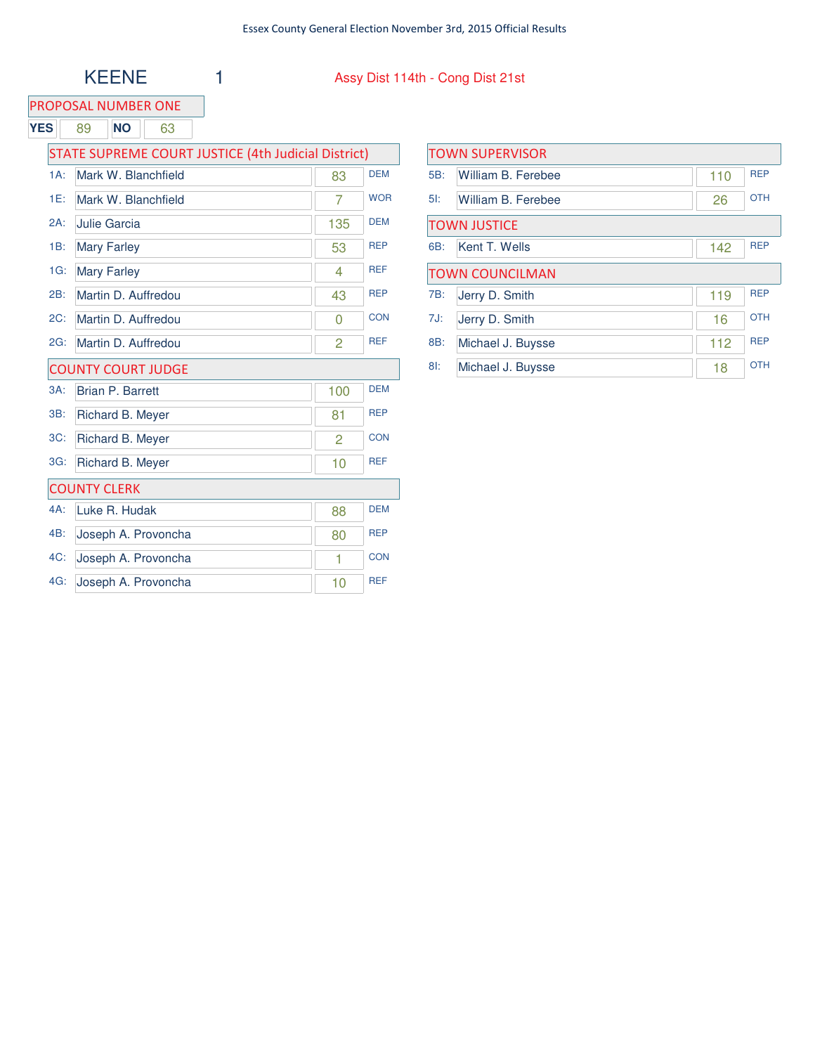Essex County General Election November 3rd, 2015 Official Results

# KEENE 1

Assy Dist 114th - Cong Dist 21st

## PROPOSAL NUMBER ONE

| YES | NO |
|---|---|
| 89 | 63 |

## STATE SUPREME COURT JUSTICE (4th Judicial District)

| Code | Candidate | Votes | Party |
|---|---|---|---|
| 1A: | Mark W. Blanchfield | 83 | DEM |
| 1E: | Mark W. Blanchfield | 7 | WOR |
| 2A: | Julie Garcia | 135 | DEM |
| 1B: | Mary Farley | 53 | REP |
| 1G: | Mary Farley | 4 | REF |
| 2B: | Martin D. Auffredou | 43 | REP |
| 2C: | Martin D. Auffredou | 0 | CON |
| 2G: | Martin D. Auffredou | 2 | REF |

## COUNTY COURT JUDGE

| Code | Candidate | Votes | Party |
|---|---|---|---|
| 3A: | Brian P. Barrett | 100 | DEM |
| 3B: | Richard B. Meyer | 81 | REP |
| 3C: | Richard B. Meyer | 2 | CON |
| 3G: | Richard B. Meyer | 10 | REF |

## COUNTY CLERK

| Code | Candidate | Votes | Party |
|---|---|---|---|
| 4A: | Luke R. Hudak | 88 | DEM |
| 4B: | Joseph A. Provoncha | 80 | REP |
| 4C: | Joseph A. Provoncha | 1 | CON |
| 4G: | Joseph A. Provoncha | 10 | REF |

## TOWN SUPERVISOR

| Code | Candidate | Votes | Party |
|---|---|---|---|
| 5B: | William B. Ferebee | 110 | REP |
| 5I: | William B. Ferebee | 26 | OTH |

## TOWN JUSTICE

| Code | Candidate | Votes | Party |
|---|---|---|---|
| 6B: | Kent T. Wells | 142 | REP |

## TOWN COUNCILMAN

| Code | Candidate | Votes | Party |
|---|---|---|---|
| 7B: | Jerry D. Smith | 119 | REP |
| 7J: | Jerry D. Smith | 16 | OTH |
| 8B: | Michael J. Buysse | 112 | REP |
| 8I: | Michael J. Buysse | 18 | OTH |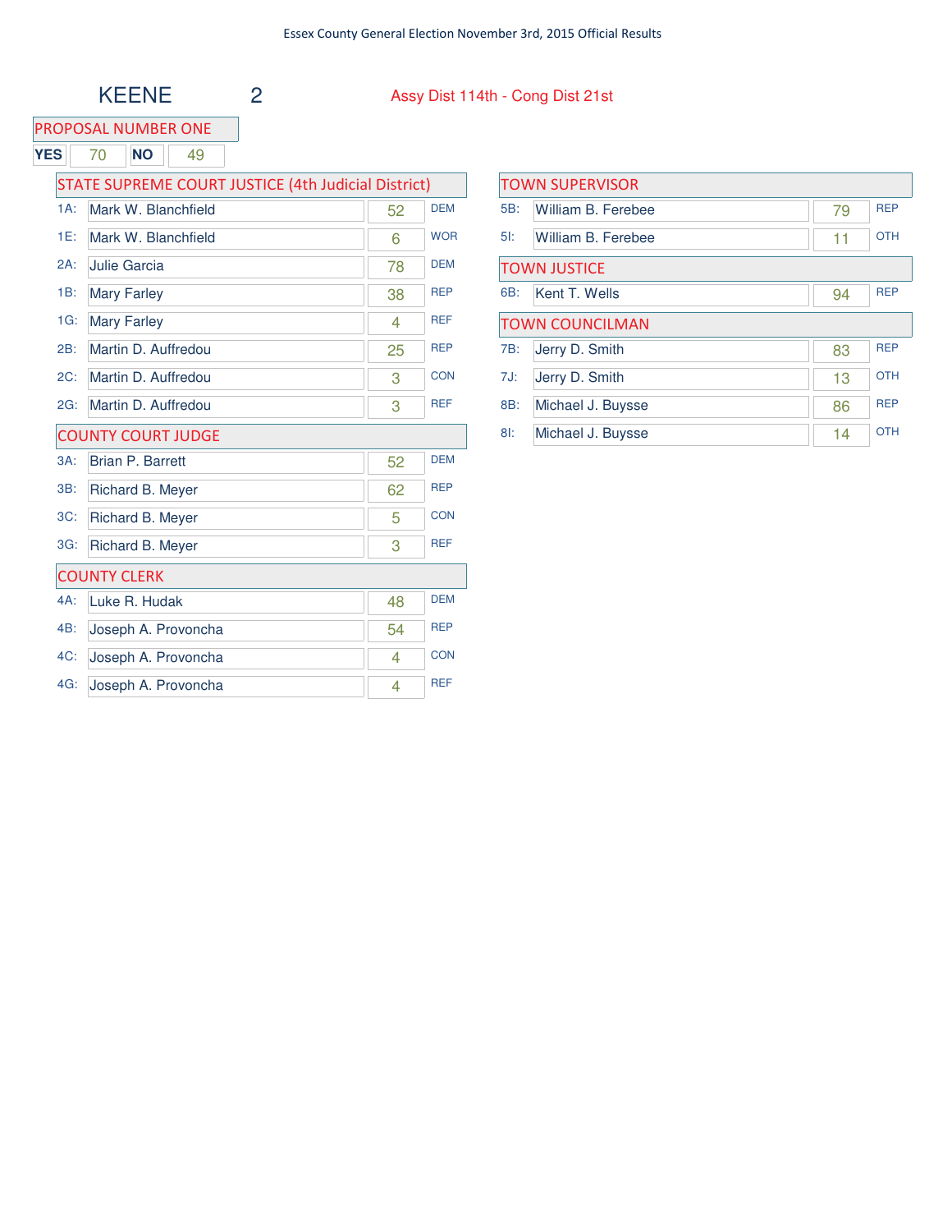Essex County General Election November 3rd, 2015 Official Results

# KEENE 2

Assy Dist 114th - Cong Dist 21st

## PROPOSAL NUMBER ONE

| YES | NO |
|---|---|
| 70 | 49 |

## STATE SUPREME COURT JUSTICE (4th Judicial District)

| Line | Candidate | Votes | Party |
|---|---|---|---|
| 1A: | Mark W. Blanchfield | 52 | DEM |
| 1E: | Mark W. Blanchfield | 6 | WOR |
| 2A: | Julie Garcia | 78 | DEM |
| 1B: | Mary Farley | 38 | REP |
| 1G: | Mary Farley | 4 | REF |
| 2B: | Martin D. Auffredou | 25 | REP |
| 2C: | Martin D. Auffredou | 3 | CON |
| 2G: | Martin D. Auffredou | 3 | REF |

## COUNTY COURT JUDGE

| Line | Candidate | Votes | Party |
|---|---|---|---|
| 3A: | Brian P. Barrett | 52 | DEM |
| 3B: | Richard B. Meyer | 62 | REP |
| 3C: | Richard B. Meyer | 5 | CON |
| 3G: | Richard B. Meyer | 3 | REF |

## COUNTY CLERK

| Line | Candidate | Votes | Party |
|---|---|---|---|
| 4A: | Luke R. Hudak | 48 | DEM |
| 4B: | Joseph A. Provoncha | 54 | REP |
| 4C: | Joseph A. Provoncha | 4 | CON |
| 4G: | Joseph A. Provoncha | 4 | REF |

## TOWN SUPERVISOR

| Line | Candidate | Votes | Party |
|---|---|---|---|
| 5B: | William B. Ferebee | 79 | REP |
| 5I: | William B. Ferebee | 11 | OTH |

## TOWN JUSTICE

| Line | Candidate | Votes | Party |
|---|---|---|---|
| 6B: | Kent T. Wells | 94 | REP |

## TOWN COUNCILMAN

| Line | Candidate | Votes | Party |
|---|---|---|---|
| 7B: | Jerry D. Smith | 83 | REP |
| 7J: | Jerry D. Smith | 13 | OTH |
| 8B: | Michael J. Buysse | 86 | REP |
| 8I: | Michael J. Buysse | 14 | OTH |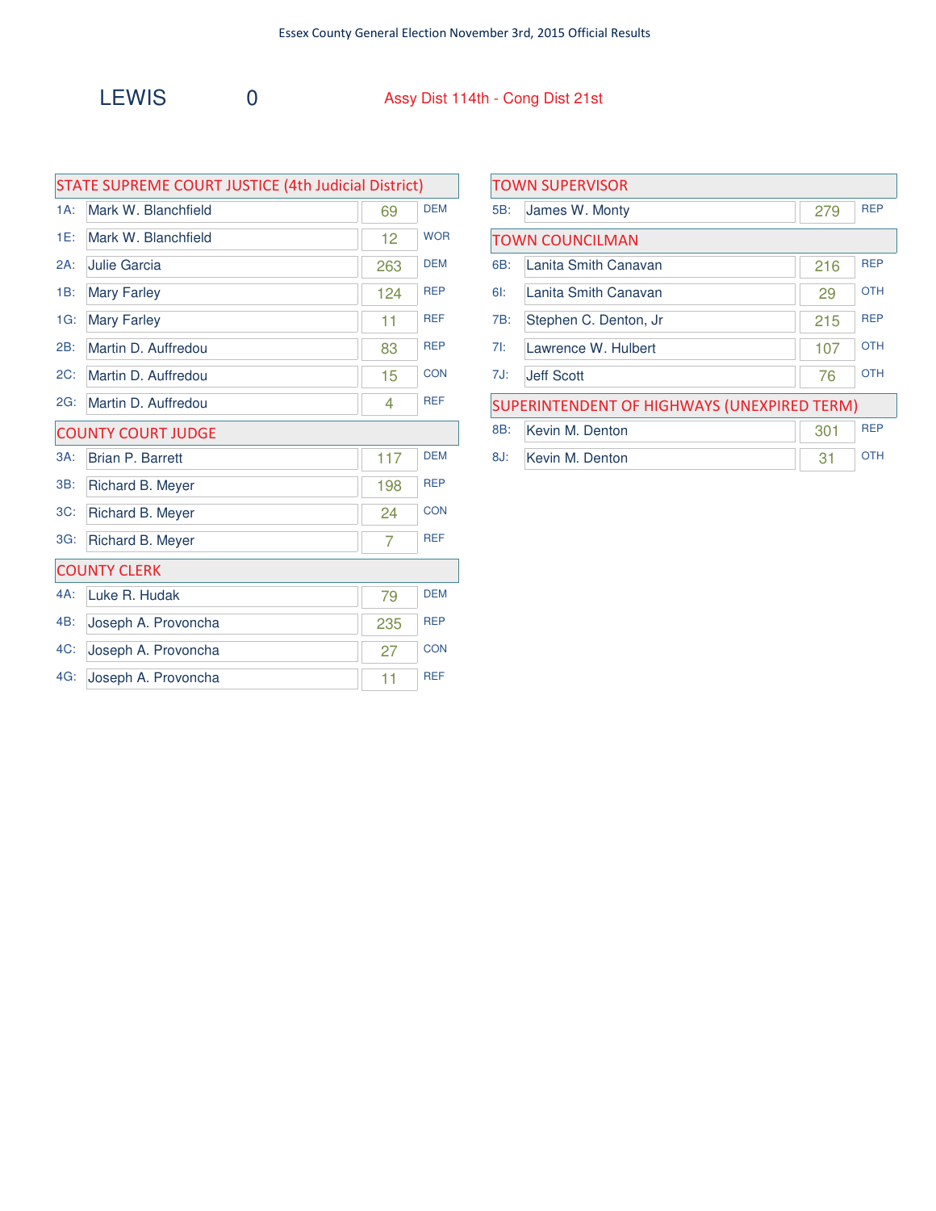Essex County General Election November 3rd, 2015 Official Results

# LEWIS 0

Assy Dist 114th - Cong Dist 21st

## STATE SUPREME COURT JUSTICE (4th Judicial District)

| Code | Candidate | Votes | Party |
|---|---|---|---|
| 1A: | Mark W. Blanchfield | 69 | DEM |
| 1E: | Mark W. Blanchfield | 12 | WOR |
| 2A: | Julie Garcia | 263 | DEM |
| 1B: | Mary Farley | 124 | REP |
| 1G: | Mary Farley | 11 | REF |
| 2B: | Martin D. Auffredou | 83 | REP |
| 2C: | Martin D. Auffredou | 15 | CON |
| 2G: | Martin D. Auffredou | 4 | REF |

## COUNTY COURT JUDGE

| Code | Candidate | Votes | Party |
|---|---|---|---|
| 3A: | Brian P. Barrett | 117 | DEM |
| 3B: | Richard B. Meyer | 198 | REP |
| 3C: | Richard B. Meyer | 24 | CON |
| 3G: | Richard B. Meyer | 7 | REF |

## COUNTY CLERK

| Code | Candidate | Votes | Party |
|---|---|---|---|
| 4A: | Luke R. Hudak | 79 | DEM |
| 4B: | Joseph A. Provoncha | 235 | REP |
| 4C: | Joseph A. Provoncha | 27 | CON |
| 4G: | Joseph A. Provoncha | 11 | REF |

## TOWN SUPERVISOR

| Code | Candidate | Votes | Party |
|---|---|---|---|
| 5B: | James W. Monty | 279 | REP |

## TOWN COUNCILMAN

| Code | Candidate | Votes | Party |
|---|---|---|---|
| 6B: | Lanita Smith Canavan | 216 | REP |
| 6I: | Lanita Smith Canavan | 29 | OTH |
| 7B: | Stephen C. Denton, Jr | 215 | REP |
| 7I: | Lawrence W. Hulbert | 107 | OTH |
| 7J: | Jeff Scott | 76 | OTH |

## SUPERINTENDENT OF HIGHWAYS (UNEXPIRED TERM)

| Code | Candidate | Votes | Party |
|---|---|---|---|
| 8B: | Kevin M. Denton | 301 | REP |
| 8J: | Kevin M. Denton | 31 | OTH |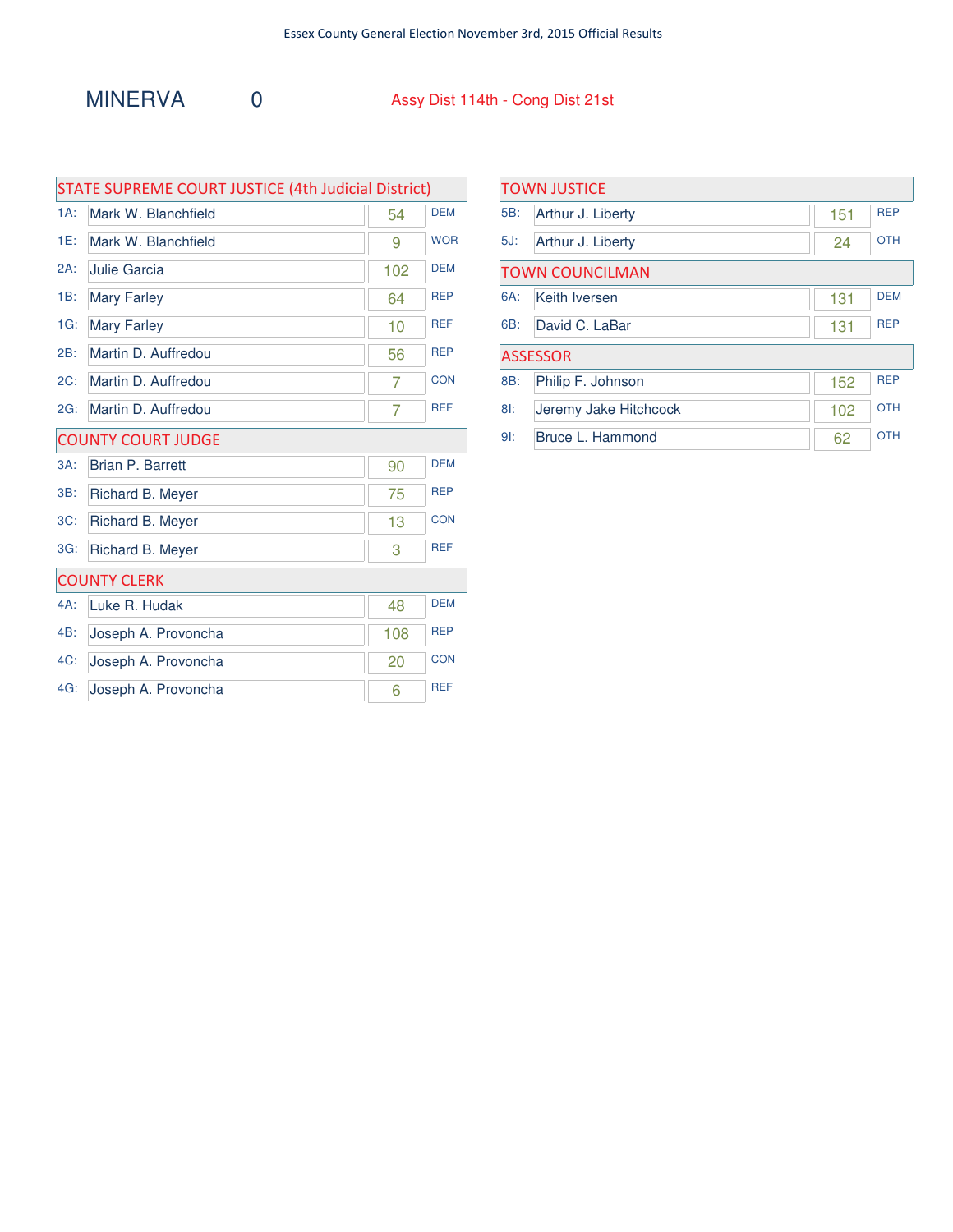Essex County General Election November 3rd, 2015 Official Results

# MINERVA 0

Assy Dist 114th - Cong Dist 21st

## STATE SUPREME COURT JUSTICE (4th Judicial District)

| | Candidate | Votes | Party |
|---|---|---|---|
| 1A: | Mark W. Blanchfield | 54 | DEM |
| 1E: | Mark W. Blanchfield | 9 | WOR |
| 2A: | Julie Garcia | 102 | DEM |
| 1B: | Mary Farley | 64 | REP |
| 1G: | Mary Farley | 10 | REF |
| 2B: | Martin D. Auffredou | 56 | REP |
| 2C: | Martin D. Auffredou | 7 | CON |
| 2G: | Martin D. Auffredou | 7 | REF |

## COUNTY COURT JUDGE

| | Candidate | Votes | Party |
|---|---|---|---|
| 3A: | Brian P. Barrett | 90 | DEM |
| 3B: | Richard B. Meyer | 75 | REP |
| 3C: | Richard B. Meyer | 13 | CON |
| 3G: | Richard B. Meyer | 3 | REF |

## COUNTY CLERK

| | Candidate | Votes | Party |
|---|---|---|---|
| 4A: | Luke R. Hudak | 48 | DEM |
| 4B: | Joseph A. Provoncha | 108 | REP |
| 4C: | Joseph A. Provoncha | 20 | CON |
| 4G: | Joseph A. Provoncha | 6 | REF |

## TOWN JUSTICE

| | Candidate | Votes | Party |
|---|---|---|---|
| 5B: | Arthur J. Liberty | 151 | REP |
| 5J: | Arthur J. Liberty | 24 | OTH |

## TOWN COUNCILMAN

| | Candidate | Votes | Party |
|---|---|---|---|
| 6A: | Keith Iversen | 131 | DEM |
| 6B: | David C. LaBar | 131 | REP |

## ASSESSOR

| | Candidate | Votes | Party |
|---|---|---|---|
| 8B: | Philip F. Johnson | 152 | REP |
| 8I: | Jeremy Jake Hitchcock | 102 | OTH |
| 9I: | Bruce L. Hammond | 62 | OTH |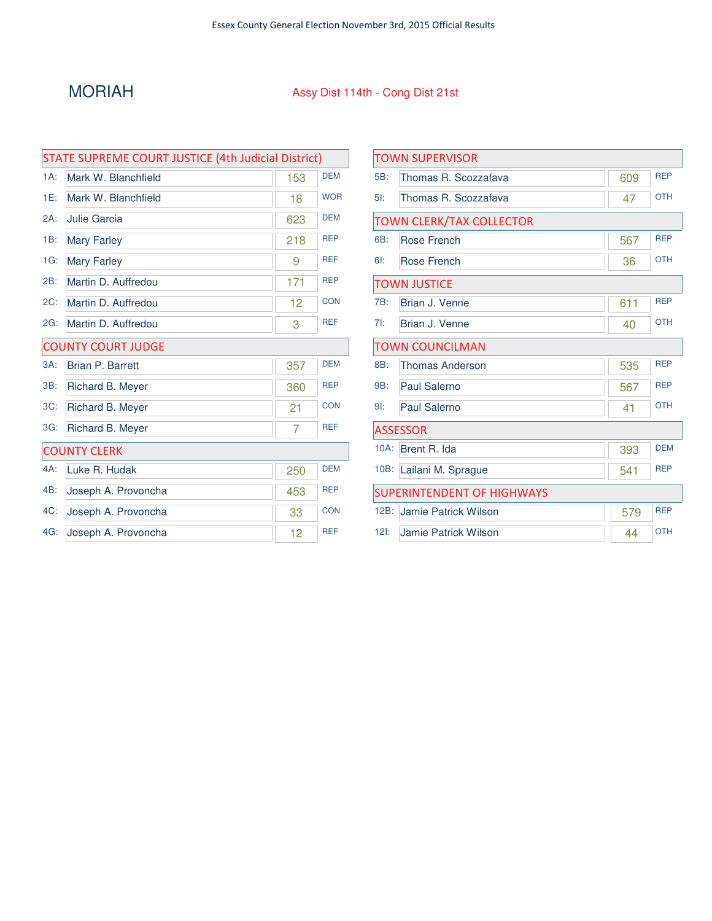# MORIAH

Assy Dist 114th - Cong Dist 21st

## STATE SUPREME COURT JUSTICE (4th Judicial District)

| Line | Candidate | Votes | Party |
|---|---|---|---|
| 1A: | Mark W. Blanchfield | 153 | DEM |
| 1E: | Mark W. Blanchfield | 18 | WOR |
| 2A: | Julie Garcia | 623 | DEM |
| 1B: | Mary Farley | 218 | REP |
| 1G: | Mary Farley | 9 | REF |
| 2B: | Martin D. Auffredou | 171 | REP |
| 2C: | Martin D. Auffredou | 12 | CON |
| 2G: | Martin D. Auffredou | 3 | REF |

## COUNTY COURT JUDGE

| Line | Candidate | Votes | Party |
|---|---|---|---|
| 3A: | Brian P. Barrett | 357 | DEM |
| 3B: | Richard B. Meyer | 360 | REP |
| 3C: | Richard B. Meyer | 21 | CON |
| 3G: | Richard B. Meyer | 7 | REF |

## COUNTY CLERK

| Line | Candidate | Votes | Party |
|---|---|---|---|
| 4A: | Luke R. Hudak | 250 | DEM |
| 4B: | Joseph A. Provoncha | 453 | REP |
| 4C: | Joseph A. Provoncha | 33 | CON |
| 4G: | Joseph A. Provoncha | 12 | REF |

## TOWN SUPERVISOR

| Line | Candidate | Votes | Party |
|---|---|---|---|
| 5B: | Thomas R. Scozzafava | 609 | REP |
| 5I: | Thomas R. Scozzafava | 47 | OTH |

## TOWN CLERK/TAX COLLECTOR

| Line | Candidate | Votes | Party |
|---|---|---|---|
| 6B: | Rose French | 567 | REP |
| 6I: | Rose French | 36 | OTH |

## TOWN JUSTICE

| Line | Candidate | Votes | Party |
|---|---|---|---|
| 7B: | Brian J. Venne | 611 | REP |
| 7I: | Brian J. Venne | 40 | OTH |

## TOWN COUNCILMAN

| Line | Candidate | Votes | Party |
|---|---|---|---|
| 8B: | Thomas Anderson | 535 | REP |
| 9B: | Paul Salerno | 567 | REP |
| 9I: | Paul Salerno | 41 | OTH |

## ASSESSOR

| Line | Candidate | Votes | Party |
|---|---|---|---|
| 10A: | Brent R. Ida | 393 | DEM |
| 10B: | Lailani M. Sprague | 541 | REP |

## SUPERINTENDENT OF HIGHWAYS

| Line | Candidate | Votes | Party |
|---|---|---|---|
| 12B: | Jamie Patrick Wilson | 579 | REP |
| 12I: | Jamie Patrick Wilson | 44 | OTH |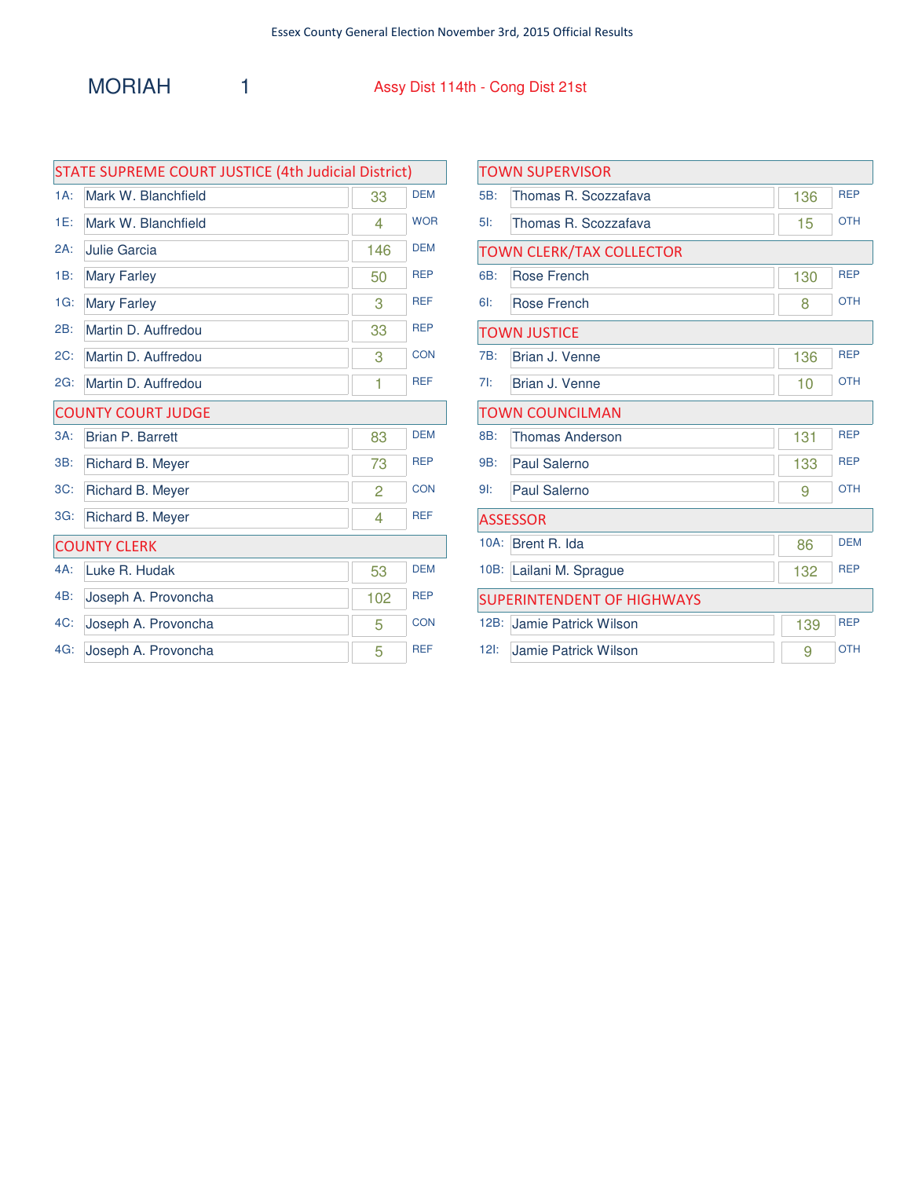Essex County General Election November 3rd, 2015 Official Results

# MORIAH 1

Assy Dist 114th - Cong Dist 21st

## STATE SUPREME COURT JUSTICE (4th Judicial District)

| Code | Candidate | Votes | Party |
|---|---|---|---|
| 1A: | Mark W. Blanchfield | 33 | DEM |
| 1E: | Mark W. Blanchfield | 4 | WOR |
| 2A: | Julie Garcia | 146 | DEM |
| 1B: | Mary Farley | 50 | REP |
| 1G: | Mary Farley | 3 | REF |
| 2B: | Martin D. Auffredou | 33 | REP |
| 2C: | Martin D. Auffredou | 3 | CON |
| 2G: | Martin D. Auffredou | 1 | REF |

## COUNTY COURT JUDGE

| Code | Candidate | Votes | Party |
|---|---|---|---|
| 3A: | Brian P. Barrett | 83 | DEM |
| 3B: | Richard B. Meyer | 73 | REP |
| 3C: | Richard B. Meyer | 2 | CON |
| 3G: | Richard B. Meyer | 4 | REF |

## COUNTY CLERK

| Code | Candidate | Votes | Party |
|---|---|---|---|
| 4A: | Luke R. Hudak | 53 | DEM |
| 4B: | Joseph A. Provoncha | 102 | REP |
| 4C: | Joseph A. Provoncha | 5 | CON |
| 4G: | Joseph A. Provoncha | 5 | REF |

## TOWN SUPERVISOR

| Code | Candidate | Votes | Party |
|---|---|---|---|
| 5B: | Thomas R. Scozzafava | 136 | REP |
| 5I: | Thomas R. Scozzafava | 15 | OTH |

## TOWN CLERK/TAX COLLECTOR

| Code | Candidate | Votes | Party |
|---|---|---|---|
| 6B: | Rose French | 130 | REP |
| 6I: | Rose French | 8 | OTH |

## TOWN JUSTICE

| Code | Candidate | Votes | Party |
|---|---|---|---|
| 7B: | Brian J. Venne | 136 | REP |
| 7I: | Brian J. Venne | 10 | OTH |

## TOWN COUNCILMAN

| Code | Candidate | Votes | Party |
|---|---|---|---|
| 8B: | Thomas Anderson | 131 | REP |
| 9B: | Paul Salerno | 133 | REP |
| 9I: | Paul Salerno | 9 | OTH |

## ASSESSOR

| Code | Candidate | Votes | Party |
|---|---|---|---|
| 10A: | Brent R. Ida | 86 | DEM |
| 10B: | Lailani M. Sprague | 132 | REP |

## SUPERINTENDENT OF HIGHWAYS

| Code | Candidate | Votes | Party |
|---|---|---|---|
| 12B: | Jamie Patrick Wilson | 139 | REP |
| 12I: | Jamie Patrick Wilson | 9 | OTH |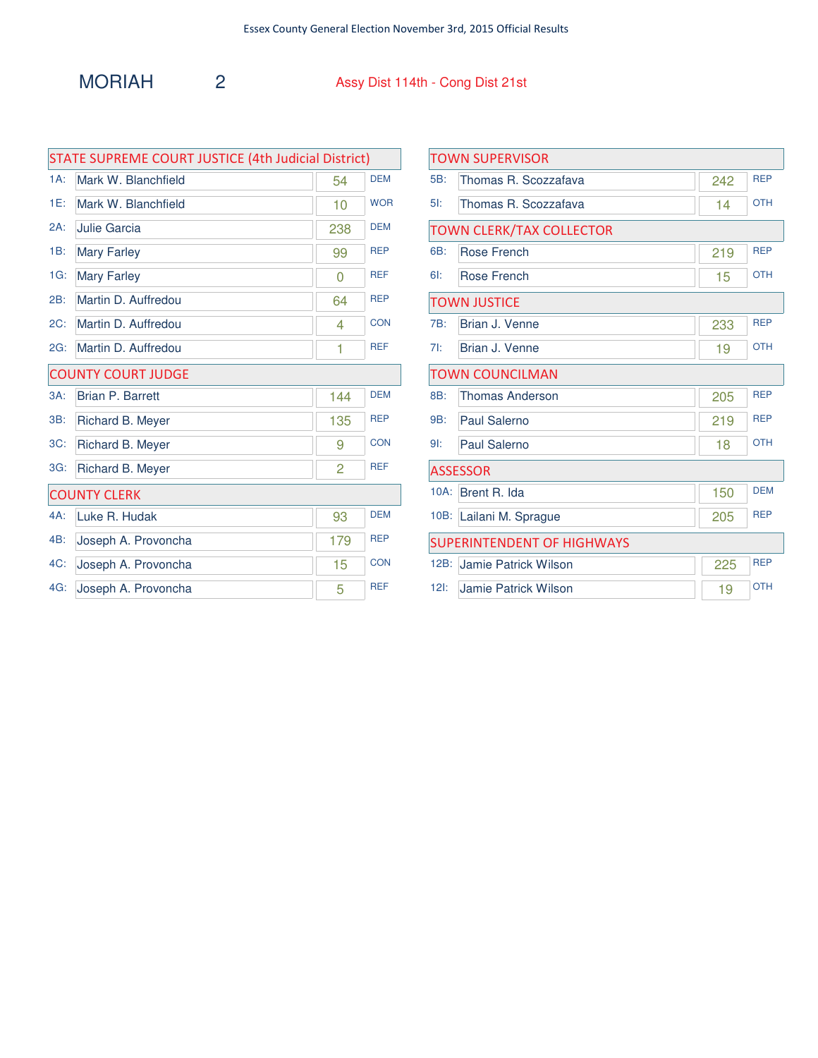Essex County General Election November 3rd, 2015 Official Results

# MORIAH 2

Assy Dist 114th - Cong Dist 21st

## STATE SUPREME COURT JUSTICE (4th Judicial District)

| Line | Candidate | Votes | Party |
|---|---|---|---|
| 1A: | Mark W. Blanchfield | 54 | DEM |
| 1E: | Mark W. Blanchfield | 10 | WOR |
| 2A: | Julie Garcia | 238 | DEM |
| 1B: | Mary Farley | 99 | REP |
| 1G: | Mary Farley | 0 | REF |
| 2B: | Martin D. Auffredou | 64 | REP |
| 2C: | Martin D. Auffredou | 4 | CON |
| 2G: | Martin D. Auffredou | 1 | REF |

## COUNTY COURT JUDGE

| Line | Candidate | Votes | Party |
|---|---|---|---|
| 3A: | Brian P. Barrett | 144 | DEM |
| 3B: | Richard B. Meyer | 135 | REP |
| 3C: | Richard B. Meyer | 9 | CON |
| 3G: | Richard B. Meyer | 2 | REF |

## COUNTY CLERK

| Line | Candidate | Votes | Party |
|---|---|---|---|
| 4A: | Luke R. Hudak | 93 | DEM |
| 4B: | Joseph A. Provoncha | 179 | REP |
| 4C: | Joseph A. Provoncha | 15 | CON |
| 4G: | Joseph A. Provoncha | 5 | REF |

## TOWN SUPERVISOR

| Line | Candidate | Votes | Party |
|---|---|---|---|
| 5B: | Thomas R. Scozzafava | 242 | REP |
| 5I: | Thomas R. Scozzafava | 14 | OTH |

## TOWN CLERK/TAX COLLECTOR

| Line | Candidate | Votes | Party |
|---|---|---|---|
| 6B: | Rose French | 219 | REP |
| 6I: | Rose French | 15 | OTH |

## TOWN JUSTICE

| Line | Candidate | Votes | Party |
|---|---|---|---|
| 7B: | Brian J. Venne | 233 | REP |
| 7I: | Brian J. Venne | 19 | OTH |

## TOWN COUNCILMAN

| Line | Candidate | Votes | Party |
|---|---|---|---|
| 8B: | Thomas Anderson | 205 | REP |
| 9B: | Paul Salerno | 219 | REP |
| 9I: | Paul Salerno | 18 | OTH |

## ASSESSOR

| Line | Candidate | Votes | Party |
|---|---|---|---|
| 10A: | Brent R. Ida | 150 | DEM |
| 10B: | Lailani M. Sprague | 205 | REP |

## SUPERINTENDENT OF HIGHWAYS

| Line | Candidate | Votes | Party |
|---|---|---|---|
| 12B: | Jamie Patrick Wilson | 225 | REP |
| 12I: | Jamie Patrick Wilson | 19 | OTH |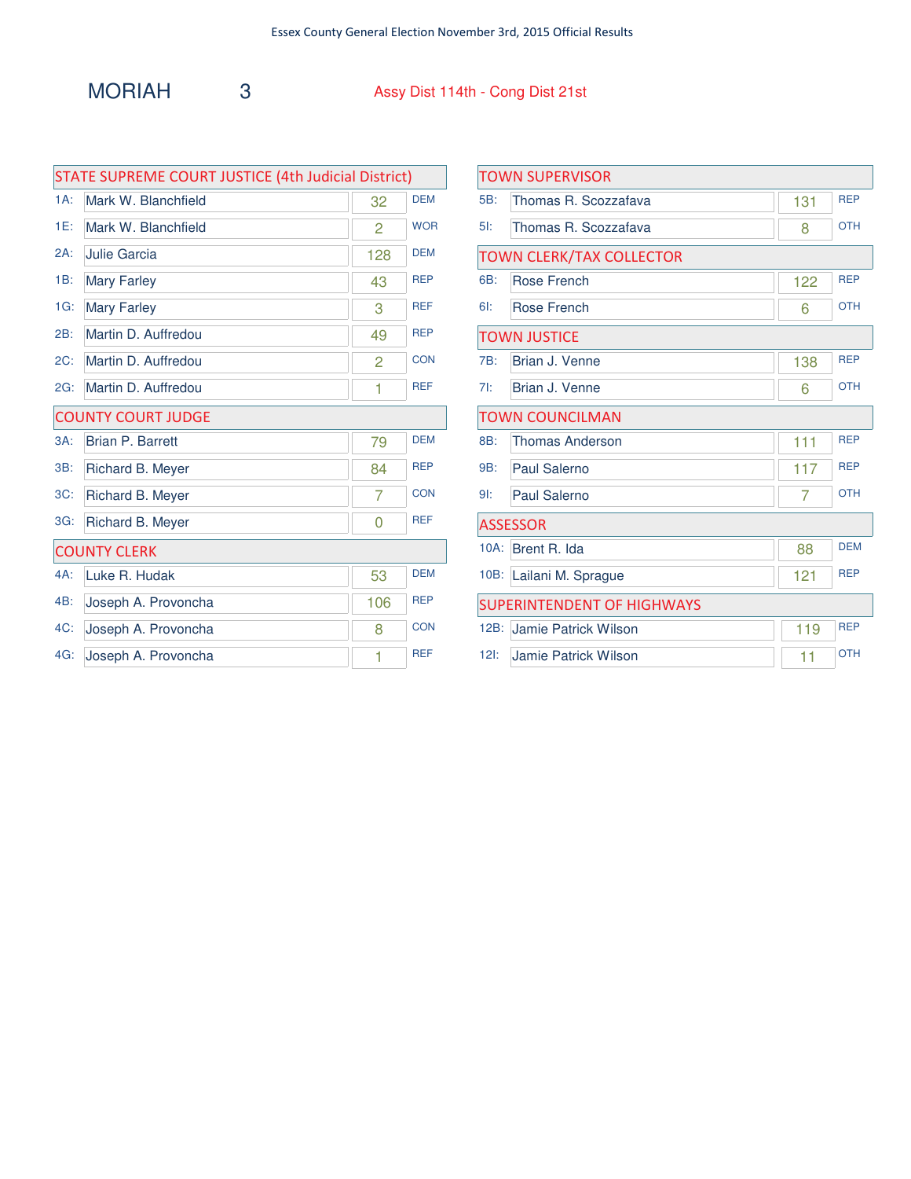Essex County General Election November 3rd, 2015 Official Results

# MORIAH 3

Assy Dist 114th - Cong Dist 21st

## STATE SUPREME COURT JUSTICE (4th Judicial District)

| | Candidate | Votes | Party |
|---|---|---|---|
| 1A: | Mark W. Blanchfield | 32 | DEM |
| 1E: | Mark W. Blanchfield | 2 | WOR |
| 2A: | Julie Garcia | 128 | DEM |
| 1B: | Mary Farley | 43 | REP |
| 1G: | Mary Farley | 3 | REF |
| 2B: | Martin D. Auffredou | 49 | REP |
| 2C: | Martin D. Auffredou | 2 | CON |
| 2G: | Martin D. Auffredou | 1 | REF |

## COUNTY COURT JUDGE

| | Candidate | Votes | Party |
|---|---|---|---|
| 3A: | Brian P. Barrett | 79 | DEM |
| 3B: | Richard B. Meyer | 84 | REP |
| 3C: | Richard B. Meyer | 7 | CON |
| 3G: | Richard B. Meyer | 0 | REF |

## COUNTY CLERK

| | Candidate | Votes | Party |
|---|---|---|---|
| 4A: | Luke R. Hudak | 53 | DEM |
| 4B: | Joseph A. Provoncha | 106 | REP |
| 4C: | Joseph A. Provoncha | 8 | CON |
| 4G: | Joseph A. Provoncha | 1 | REF |

## TOWN SUPERVISOR

| | Candidate | Votes | Party |
|---|---|---|---|
| 5B: | Thomas R. Scozzafava | 131 | REP |
| 5I: | Thomas R. Scozzafava | 8 | OTH |

## TOWN CLERK/TAX COLLECTOR

| | Candidate | Votes | Party |
|---|---|---|---|
| 6B: | Rose French | 122 | REP |
| 6I: | Rose French | 6 | OTH |

## TOWN JUSTICE

| | Candidate | Votes | Party |
|---|---|---|---|
| 7B: | Brian J. Venne | 138 | REP |
| 7I: | Brian J. Venne | 6 | OTH |

## TOWN COUNCILMAN

| | Candidate | Votes | Party |
|---|---|---|---|
| 8B: | Thomas Anderson | 111 | REP |
| 9B: | Paul Salerno | 117 | REP |
| 9I: | Paul Salerno | 7 | OTH |

## ASSESSOR

| | Candidate | Votes | Party |
|---|---|---|---|
| 10A: | Brent R. Ida | 88 | DEM |
| 10B: | Lailani M. Sprague | 121 | REP |

## SUPERINTENDENT OF HIGHWAYS

| | Candidate | Votes | Party |
|---|---|---|---|
| 12B: | Jamie Patrick Wilson | 119 | REP |
| 12I: | Jamie Patrick Wilson | 11 | OTH |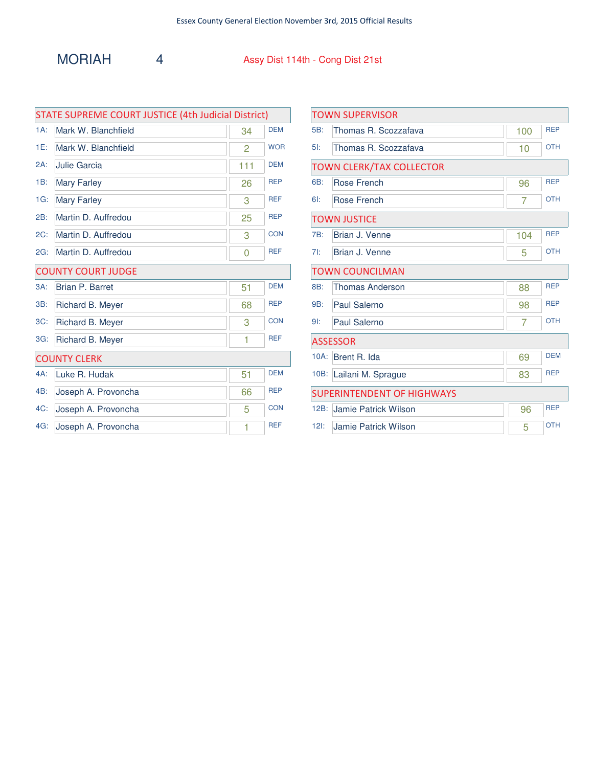Essex County General Election November 3rd, 2015 Official Results

# MORIAH 4

Assy Dist 114th - Cong Dist 21st

## STATE SUPREME COURT JUSTICE (4th Judicial District)

| Line | Candidate | Votes | Party |
|---|---|---|---|
| 1A: | Mark W. Blanchfield | 34 | DEM |
| 1E: | Mark W. Blanchfield | 2 | WOR |
| 2A: | Julie Garcia | 111 | DEM |
| 1B: | Mary Farley | 26 | REP |
| 1G: | Mary Farley | 3 | REF |
| 2B: | Martin D. Auffredou | 25 | REP |
| 2C: | Martin D. Auffredou | 3 | CON |
| 2G: | Martin D. Auffredou | 0 | REF |

## COUNTY COURT JUDGE

| Line | Candidate | Votes | Party |
|---|---|---|---|
| 3A: | Brian P. Barret | 51 | DEM |
| 3B: | Richard B. Meyer | 68 | REP |
| 3C: | Richard B. Meyer | 3 | CON |
| 3G: | Richard B. Meyer | 1 | REF |

## COUNTY CLERK

| Line | Candidate | Votes | Party |
|---|---|---|---|
| 4A: | Luke R. Hudak | 51 | DEM |
| 4B: | Joseph A. Provoncha | 66 | REP |
| 4C: | Joseph A. Provoncha | 5 | CON |
| 4G: | Joseph A. Provoncha | 1 | REF |

## TOWN SUPERVISOR

| Line | Candidate | Votes | Party |
|---|---|---|---|
| 5B: | Thomas R. Scozzafava | 100 | REP |
| 5I: | Thomas R. Scozzafava | 10 | OTH |

## TOWN CLERK/TAX COLLECTOR

| Line | Candidate | Votes | Party |
|---|---|---|---|
| 6B: | Rose French | 96 | REP |
| 6I: | Rose French | 7 | OTH |

## TOWN JUSTICE

| Line | Candidate | Votes | Party |
|---|---|---|---|
| 7B: | Brian J. Venne | 104 | REP |
| 7I: | Brian J. Venne | 5 | OTH |

## TOWN COUNCILMAN

| Line | Candidate | Votes | Party |
|---|---|---|---|
| 8B: | Thomas Anderson | 88 | REP |
| 9B: | Paul Salerno | 98 | REP |
| 9I: | Paul Salerno | 7 | OTH |

## ASSESSOR

| Line | Candidate | Votes | Party |
|---|---|---|---|
| 10A: | Brent R. Ida | 69 | DEM |
| 10B: | Lailani M. Sprague | 83 | REP |

## SUPERINTENDENT OF HIGHWAYS

| Line | Candidate | Votes | Party |
|---|---|---|---|
| 12B: | Jamie Patrick Wilson | 96 | REP |
| 12I: | Jamie Patrick Wilson | 5 | OTH |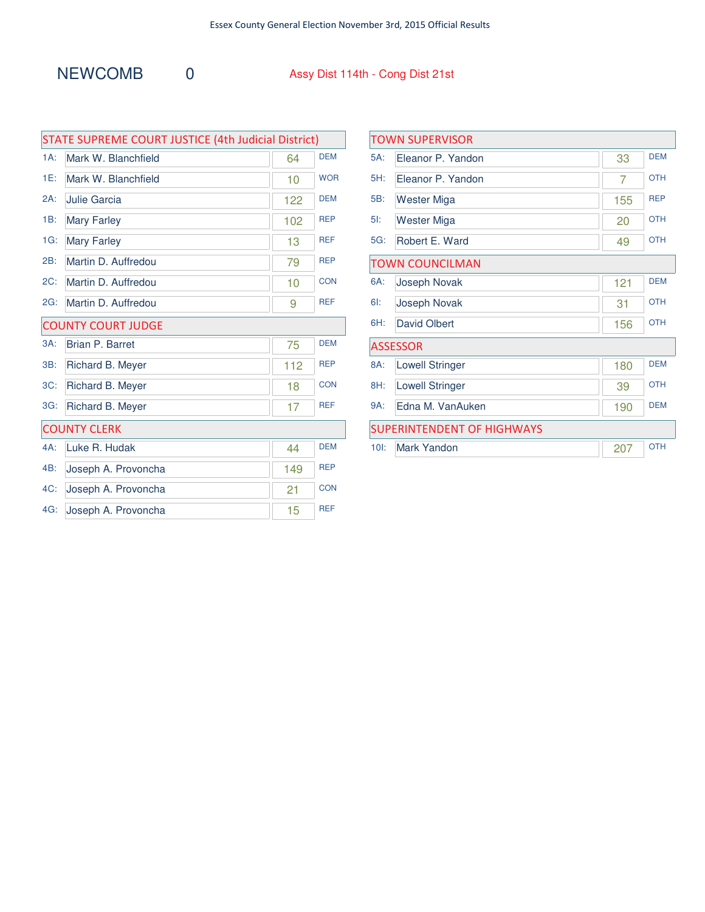Essex County General Election November 3rd, 2015 Official Results

# NEWCOMB 0

Assy Dist 114th - Cong Dist 21st

## STATE SUPREME COURT JUSTICE (4th Judicial District)

| Line | Candidate | Votes | Party |
|---|---|---|---|
| 1A: | Mark W. Blanchfield | 64 | DEM |
| 1E: | Mark W. Blanchfield | 10 | WOR |
| 2A: | Julie Garcia | 122 | DEM |
| 1B: | Mary Farley | 102 | REP |
| 1G: | Mary Farley | 13 | REF |
| 2B: | Martin D. Auffredou | 79 | REP |
| 2C: | Martin D. Auffredou | 10 | CON |
| 2G: | Martin D. Auffredou | 9 | REF |

## COUNTY COURT JUDGE

| Line | Candidate | Votes | Party |
|---|---|---|---|
| 3A: | Brian P. Barret | 75 | DEM |
| 3B: | Richard B. Meyer | 112 | REP |
| 3C: | Richard B. Meyer | 18 | CON |
| 3G: | Richard B. Meyer | 17 | REF |

## COUNTY CLERK

| Line | Candidate | Votes | Party |
|---|---|---|---|
| 4A: | Luke R. Hudak | 44 | DEM |
| 4B: | Joseph A. Provoncha | 149 | REP |
| 4C: | Joseph A. Provoncha | 21 | CON |
| 4G: | Joseph A. Provoncha | 15 | REF |

## TOWN SUPERVISOR

| Line | Candidate | Votes | Party |
|---|---|---|---|
| 5A: | Eleanor P. Yandon | 33 | DEM |
| 5H: | Eleanor P. Yandon | 7 | OTH |
| 5B: | Wester Miga | 155 | REP |
| 5I: | Wester Miga | 20 | OTH |
| 5G: | Robert E. Ward | 49 | OTH |

## TOWN COUNCILMAN

| Line | Candidate | Votes | Party |
|---|---|---|---|
| 6A: | Joseph Novak | 121 | DEM |
| 6I: | Joseph Novak | 31 | OTH |
| 6H: | David Olbert | 156 | OTH |

## ASSESSOR

| Line | Candidate | Votes | Party |
|---|---|---|---|
| 8A: | Lowell Stringer | 180 | DEM |
| 8H: | Lowell Stringer | 39 | OTH |
| 9A: | Edna M. VanAuken | 190 | DEM |

## SUPERINTENDENT OF HIGHWAYS

| Line | Candidate | Votes | Party |
|---|---|---|---|
| 10I: | Mark Yandon | 207 | OTH |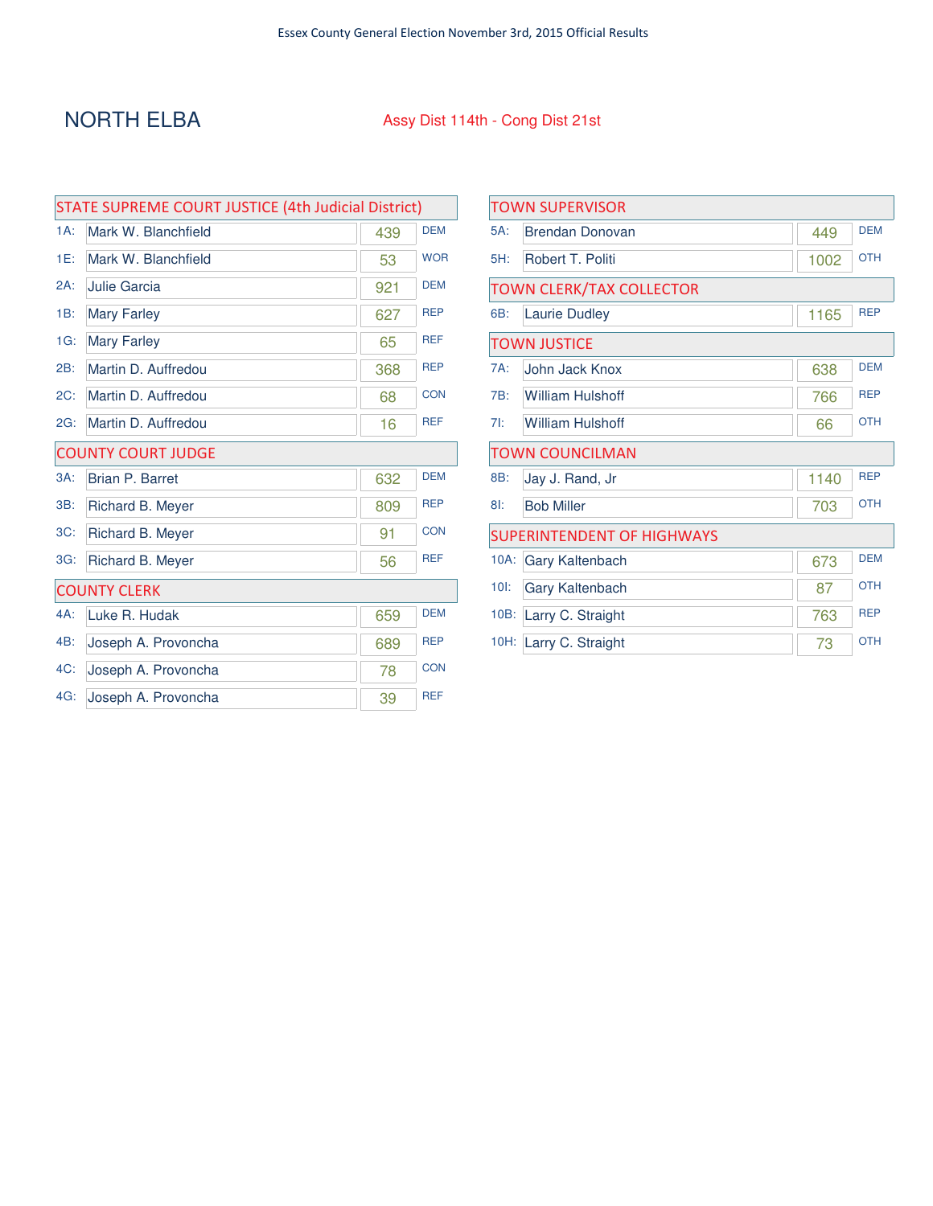Essex County General Election November 3rd, 2015 Official Results

# NORTH ELBA

Assy Dist 114th - Cong Dist 21st

## STATE SUPREME COURT JUSTICE (4th Judicial District)

| Line | Candidate | Votes | Party |
|---|---|---|---|
| 1A: | Mark W. Blanchfield | 439 | DEM |
| 1E: | Mark W. Blanchfield | 53 | WOR |
| 2A: | Julie Garcia | 921 | DEM |
| 1B: | Mary Farley | 627 | REP |
| 1G: | Mary Farley | 65 | REF |
| 2B: | Martin D. Auffredou | 368 | REP |
| 2C: | Martin D. Auffredou | 68 | CON |
| 2G: | Martin D. Auffredou | 16 | REF |

## COUNTY COURT JUDGE

| Line | Candidate | Votes | Party |
|---|---|---|---|
| 3A: | Brian P. Barret | 632 | DEM |
| 3B: | Richard B. Meyer | 809 | REP |
| 3C: | Richard B. Meyer | 91 | CON |
| 3G: | Richard B. Meyer | 56 | REF |

## COUNTY CLERK

| Line | Candidate | Votes | Party |
|---|---|---|---|
| 4A: | Luke R. Hudak | 659 | DEM |
| 4B: | Joseph A. Provoncha | 689 | REP |
| 4C: | Joseph A. Provoncha | 78 | CON |
| 4G: | Joseph A. Provoncha | 39 | REF |

## TOWN SUPERVISOR

| Line | Candidate | Votes | Party |
|---|---|---|---|
| 5A: | Brendan Donovan | 449 | DEM |
| 5H: | Robert T. Politi | 1002 | OTH |

## TOWN CLERK/TAX COLLECTOR

| Line | Candidate | Votes | Party |
|---|---|---|---|
| 6B: | Laurie Dudley | 1165 | REP |

## TOWN JUSTICE

| Line | Candidate | Votes | Party |
|---|---|---|---|
| 7A: | John Jack Knox | 638 | DEM |
| 7B: | William Hulshoff | 766 | REP |
| 7I: | William Hulshoff | 66 | OTH |

## TOWN COUNCILMAN

| Line | Candidate | Votes | Party |
|---|---|---|---|
| 8B: | Jay J. Rand, Jr | 1140 | REP |
| 8I: | Bob Miller | 703 | OTH |

## SUPERINTENDENT OF HIGHWAYS

| Line | Candidate | Votes | Party |
|---|---|---|---|
| 10A: | Gary Kaltenbach | 673 | DEM |
| 10I: | Gary Kaltenbach | 87 | OTH |
| 10B: | Larry C. Straight | 763 | REP |
| 10H: | Larry C. Straight | 73 | OTH |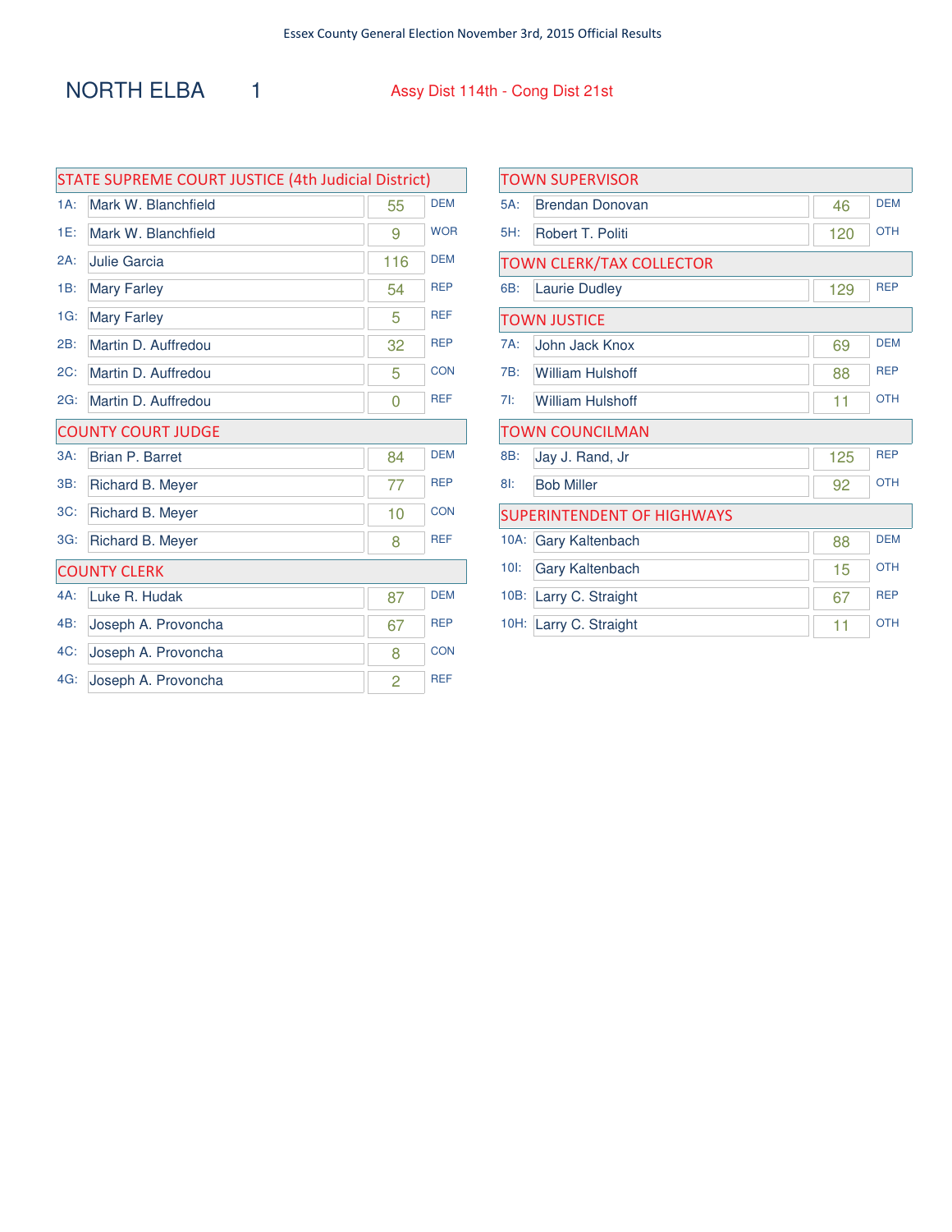Essex County General Election November 3rd, 2015 Official Results

# NORTH ELBA 1

Assy Dist 114th - Cong Dist 21st

## STATE SUPREME COURT JUSTICE (4th Judicial District)

| Code | Candidate | Votes | Party |
|---|---|---|---|
| 1A: | Mark W. Blanchfield | 55 | DEM |
| 1E: | Mark W. Blanchfield | 9 | WOR |
| 2A: | Julie Garcia | 116 | DEM |
| 1B: | Mary Farley | 54 | REP |
| 1G: | Mary Farley | 5 | REF |
| 2B: | Martin D. Auffredou | 32 | REP |
| 2C: | Martin D. Auffredou | 5 | CON |
| 2G: | Martin D. Auffredou | 0 | REF |

## COUNTY COURT JUDGE

| Code | Candidate | Votes | Party |
|---|---|---|---|
| 3A: | Brian P. Barret | 84 | DEM |
| 3B: | Richard B. Meyer | 77 | REP |
| 3C: | Richard B. Meyer | 10 | CON |
| 3G: | Richard B. Meyer | 8 | REF |

## COUNTY CLERK

| Code | Candidate | Votes | Party |
|---|---|---|---|
| 4A: | Luke R. Hudak | 87 | DEM |
| 4B: | Joseph A. Provoncha | 67 | REP |
| 4C: | Joseph A. Provoncha | 8 | CON |
| 4G: | Joseph A. Provoncha | 2 | REF |

## TOWN SUPERVISOR

| Code | Candidate | Votes | Party |
|---|---|---|---|
| 5A: | Brendan Donovan | 46 | DEM |
| 5H: | Robert T. Politi | 120 | OTH |

## TOWN CLERK/TAX COLLECTOR

| Code | Candidate | Votes | Party |
|---|---|---|---|
| 6B: | Laurie Dudley | 129 | REP |

## TOWN JUSTICE

| Code | Candidate | Votes | Party |
|---|---|---|---|
| 7A: | John Jack Knox | 69 | DEM |
| 7B: | William Hulshoff | 88 | REP |
| 7I: | William Hulshoff | 11 | OTH |

## TOWN COUNCILMAN

| Code | Candidate | Votes | Party |
|---|---|---|---|
| 8B: | Jay J. Rand, Jr | 125 | REP |
| 8I: | Bob Miller | 92 | OTH |

## SUPERINTENDENT OF HIGHWAYS

| Code | Candidate | Votes | Party |
|---|---|---|---|
| 10A: | Gary Kaltenbach | 88 | DEM |
| 10I: | Gary Kaltenbach | 15 | OTH |
| 10B: | Larry C. Straight | 67 | REP |
| 10H: | Larry C. Straight | 11 | OTH |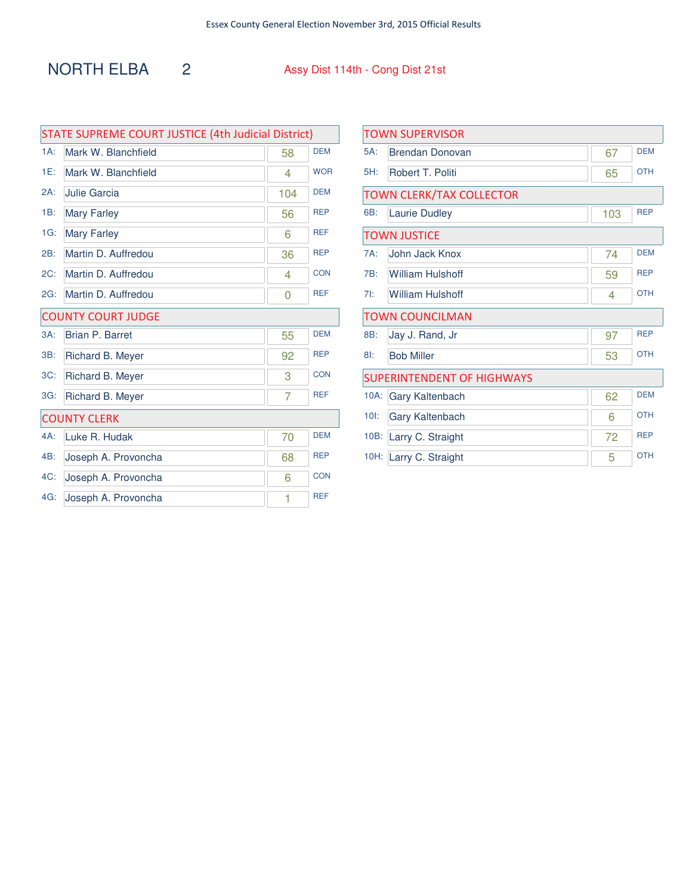# NORTH ELBA 2

Assy Dist 114th - Cong Dist 21st

## STATE SUPREME COURT JUSTICE (4th Judicial District)

| | Candidate | Votes | Party |
|---|---|---|---|
| 1A: | Mark W. Blanchfield | 58 | DEM |
| 1E: | Mark W. Blanchfield | 4 | WOR |
| 2A: | Julie Garcia | 104 | DEM |
| 1B: | Mary Farley | 56 | REP |
| 1G: | Mary Farley | 6 | REF |
| 2B: | Martin D. Auffredou | 36 | REP |
| 2C: | Martin D. Auffredou | 4 | CON |
| 2G: | Martin D. Auffredou | 0 | REF |

## COUNTY COURT JUDGE

| | Candidate | Votes | Party |
|---|---|---|---|
| 3A: | Brian P. Barret | 55 | DEM |
| 3B: | Richard B. Meyer | 92 | REP |
| 3C: | Richard B. Meyer | 3 | CON |
| 3G: | Richard B. Meyer | 7 | REF |

## COUNTY CLERK

| | Candidate | Votes | Party |
|---|---|---|---|
| 4A: | Luke R. Hudak | 70 | DEM |
| 4B: | Joseph A. Provoncha | 68 | REP |
| 4C: | Joseph A. Provoncha | 6 | CON |
| 4G: | Joseph A. Provoncha | 1 | REF |

## TOWN SUPERVISOR

| | Candidate | Votes | Party |
|---|---|---|---|
| 5A: | Brendan Donovan | 67 | DEM |
| 5H: | Robert T. Politi | 65 | OTH |

## TOWN CLERK/TAX COLLECTOR

| | Candidate | Votes | Party |
|---|---|---|---|
| 6B: | Laurie Dudley | 103 | REP |

## TOWN JUSTICE

| | Candidate | Votes | Party |
|---|---|---|---|
| 7A: | John Jack Knox | 74 | DEM |
| 7B: | William Hulshoff | 59 | REP |
| 7I: | William Hulshoff | 4 | OTH |

## TOWN COUNCILMAN

| | Candidate | Votes | Party |
|---|---|---|---|
| 8B: | Jay J. Rand, Jr | 97 | REP |
| 8I: | Bob Miller | 53 | OTH |

## SUPERINTENDENT OF HIGHWAYS

| | Candidate | Votes | Party |
|---|---|---|---|
| 10A: | Gary Kaltenbach | 62 | DEM |
| 10I: | Gary Kaltenbach | 6 | OTH |
| 10B: | Larry C. Straight | 72 | REP |
| 10H: | Larry C. Straight | 5 | OTH |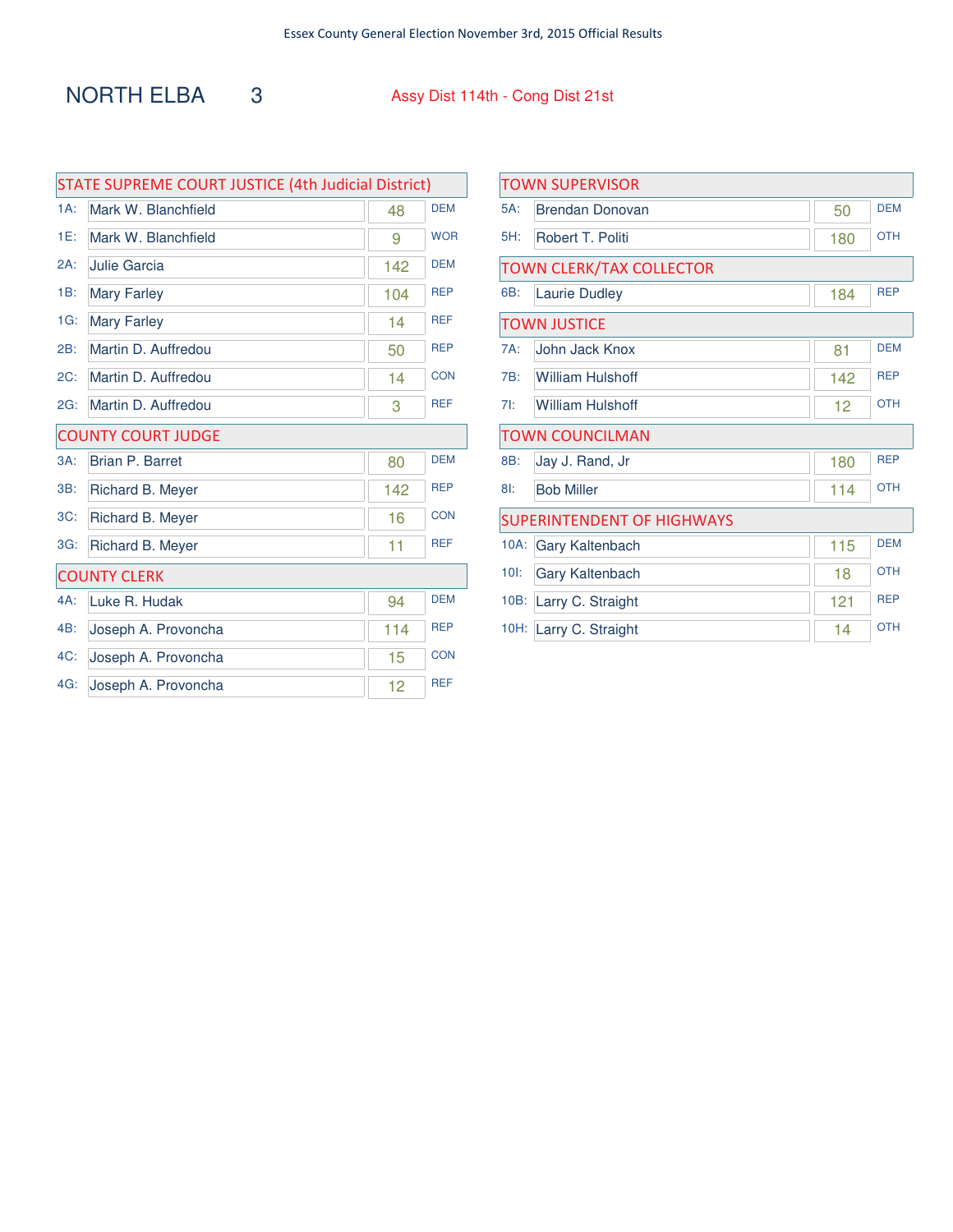Essex County General Election November 3rd, 2015 Official Results

# NORTH ELBA 3

Assy Dist 114th - Cong Dist 21st

## STATE SUPREME COURT JUSTICE (4th Judicial District)

| Line | Candidate | Votes | Party |
|---|---|---|---|
| 1A: | Mark W. Blanchfield | 48 | DEM |
| 1E: | Mark W. Blanchfield | 9 | WOR |
| 2A: | Julie Garcia | 142 | DEM |
| 1B: | Mary Farley | 104 | REP |
| 1G: | Mary Farley | 14 | REF |
| 2B: | Martin D. Auffredou | 50 | REP |
| 2C: | Martin D. Auffredou | 14 | CON |
| 2G: | Martin D. Auffredou | 3 | REF |

## COUNTY COURT JUDGE

| Line | Candidate | Votes | Party |
|---|---|---|---|
| 3A: | Brian P. Barret | 80 | DEM |
| 3B: | Richard B. Meyer | 142 | REP |
| 3C: | Richard B. Meyer | 16 | CON |
| 3G: | Richard B. Meyer | 11 | REF |

## COUNTY CLERK

| Line | Candidate | Votes | Party |
|---|---|---|---|
| 4A: | Luke R. Hudak | 94 | DEM |
| 4B: | Joseph A. Provoncha | 114 | REP |
| 4C: | Joseph A. Provoncha | 15 | CON |
| 4G: | Joseph A. Provoncha | 12 | REF |

## TOWN SUPERVISOR

| Line | Candidate | Votes | Party |
|---|---|---|---|
| 5A: | Brendan Donovan | 50 | DEM |
| 5H: | Robert T. Politi | 180 | OTH |

## TOWN CLERK/TAX COLLECTOR

| Line | Candidate | Votes | Party |
|---|---|---|---|
| 6B: | Laurie Dudley | 184 | REP |

## TOWN JUSTICE

| Line | Candidate | Votes | Party |
|---|---|---|---|
| 7A: | John Jack Knox | 81 | DEM |
| 7B: | William Hulshoff | 142 | REP |
| 7I: | William Hulshoff | 12 | OTH |

## TOWN COUNCILMAN

| Line | Candidate | Votes | Party |
|---|---|---|---|
| 8B: | Jay J. Rand, Jr | 180 | REP |
| 8I: | Bob Miller | 114 | OTH |

## SUPERINTENDENT OF HIGHWAYS

| Line | Candidate | Votes | Party |
|---|---|---|---|
| 10A: | Gary Kaltenbach | 115 | DEM |
| 10I: | Gary Kaltenbach | 18 | OTH |
| 10B: | Larry C. Straight | 121 | REP |
| 10H: | Larry C. Straight | 14 | OTH |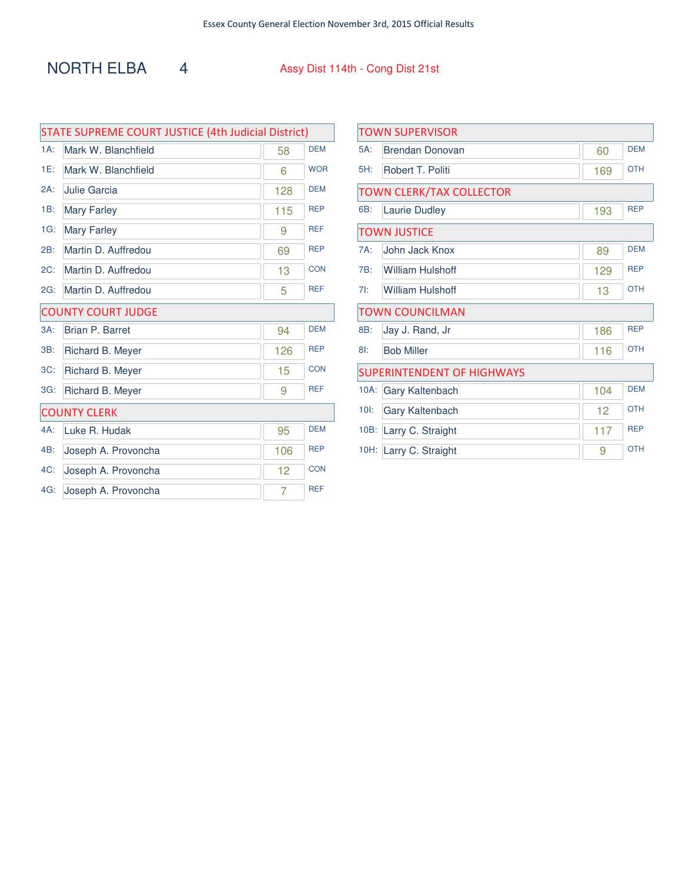Essex County General Election November 3rd, 2015 Official Results

# NORTH ELBA 4

Assy Dist 114th - Cong Dist 21st

## STATE SUPREME COURT JUSTICE (4th Judicial District)

| | Candidate | Votes | Party |
|---|---|---|---|
| 1A: | Mark W. Blanchfield | 58 | DEM |
| 1E: | Mark W. Blanchfield | 6 | WOR |
| 2A: | Julie Garcia | 128 | DEM |
| 1B: | Mary Farley | 115 | REP |
| 1G: | Mary Farley | 9 | REF |
| 2B: | Martin D. Auffredou | 69 | REP |
| 2C: | Martin D. Auffredou | 13 | CON |
| 2G: | Martin D. Auffredou | 5 | REF |

## COUNTY COURT JUDGE

| | Candidate | Votes | Party |
|---|---|---|---|
| 3A: | Brian P. Barret | 94 | DEM |
| 3B: | Richard B. Meyer | 126 | REP |
| 3C: | Richard B. Meyer | 15 | CON |
| 3G: | Richard B. Meyer | 9 | REF |

## COUNTY CLERK

| | Candidate | Votes | Party |
|---|---|---|---|
| 4A: | Luke R. Hudak | 95 | DEM |
| 4B: | Joseph A. Provoncha | 106 | REP |
| 4C: | Joseph A. Provoncha | 12 | CON |
| 4G: | Joseph A. Provoncha | 7 | REF |

## TOWN SUPERVISOR

| | Candidate | Votes | Party |
|---|---|---|---|
| 5A: | Brendan Donovan | 60 | DEM |
| 5H: | Robert T. Politi | 169 | OTH |

## TOWN CLERK/TAX COLLECTOR

| | Candidate | Votes | Party |
|---|---|---|---|
| 6B: | Laurie Dudley | 193 | REP |

## TOWN JUSTICE

| | Candidate | Votes | Party |
|---|---|---|---|
| 7A: | John Jack Knox | 89 | DEM |
| 7B: | William Hulshoff | 129 | REP |
| 7I: | William Hulshoff | 13 | OTH |

## TOWN COUNCILMAN

| | Candidate | Votes | Party |
|---|---|---|---|
| 8B: | Jay J. Rand, Jr | 186 | REP |
| 8I: | Bob Miller | 116 | OTH |

## SUPERINTENDENT OF HIGHWAYS

| | Candidate | Votes | Party |
|---|---|---|---|
| 10A: | Gary Kaltenbach | 104 | DEM |
| 10I: | Gary Kaltenbach | 12 | OTH |
| 10B: | Larry C. Straight | 117 | REP |
| 10H: | Larry C. Straight | 9 | OTH |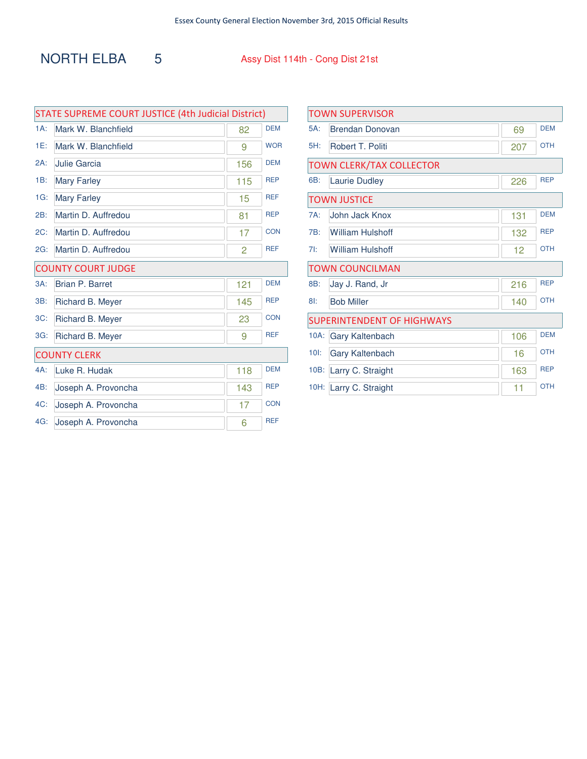Essex County General Election November 3rd, 2015 Official Results

# NORTH ELBA 5

Assy Dist 114th - Cong Dist 21st

## STATE SUPREME COURT JUSTICE (4th Judicial District)

| Line | Candidate | Votes | Party |
|---|---|---|---|
| 1A: | Mark W. Blanchfield | 82 | DEM |
| 1E: | Mark W. Blanchfield | 9 | WOR |
| 2A: | Julie Garcia | 156 | DEM |
| 1B: | Mary Farley | 115 | REP |
| 1G: | Mary Farley | 15 | REF |
| 2B: | Martin D. Auffredou | 81 | REP |
| 2C: | Martin D. Auffredou | 17 | CON |
| 2G: | Martin D. Auffredou | 2 | REF |

## COUNTY COURT JUDGE

| Line | Candidate | Votes | Party |
|---|---|---|---|
| 3A: | Brian P. Barret | 121 | DEM |
| 3B: | Richard B. Meyer | 145 | REP |
| 3C: | Richard B. Meyer | 23 | CON |
| 3G: | Richard B. Meyer | 9 | REF |

## COUNTY CLERK

| Line | Candidate | Votes | Party |
|---|---|---|---|
| 4A: | Luke R. Hudak | 118 | DEM |
| 4B: | Joseph A. Provoncha | 143 | REP |
| 4C: | Joseph A. Provoncha | 17 | CON |
| 4G: | Joseph A. Provoncha | 6 | REF |

## TOWN SUPERVISOR

| Line | Candidate | Votes | Party |
|---|---|---|---|
| 5A: | Brendan Donovan | 69 | DEM |
| 5H: | Robert T. Politi | 207 | OTH |

## TOWN CLERK/TAX COLLECTOR

| Line | Candidate | Votes | Party |
|---|---|---|---|
| 6B: | Laurie Dudley | 226 | REP |

## TOWN JUSTICE

| Line | Candidate | Votes | Party |
|---|---|---|---|
| 7A: | John Jack Knox | 131 | DEM |
| 7B: | William Hulshoff | 132 | REP |
| 7I: | William Hulshoff | 12 | OTH |

## TOWN COUNCILMAN

| Line | Candidate | Votes | Party |
|---|---|---|---|
| 8B: | Jay J. Rand, Jr | 216 | REP |
| 8I: | Bob Miller | 140 | OTH |

## SUPERINTENDENT OF HIGHWAYS

| Line | Candidate | Votes | Party |
|---|---|---|---|
| 10A: | Gary Kaltenbach | 106 | DEM |
| 10I: | Gary Kaltenbach | 16 | OTH |
| 10B: | Larry C. Straight | 163 | REP |
| 10H: | Larry C. Straight | 11 | OTH |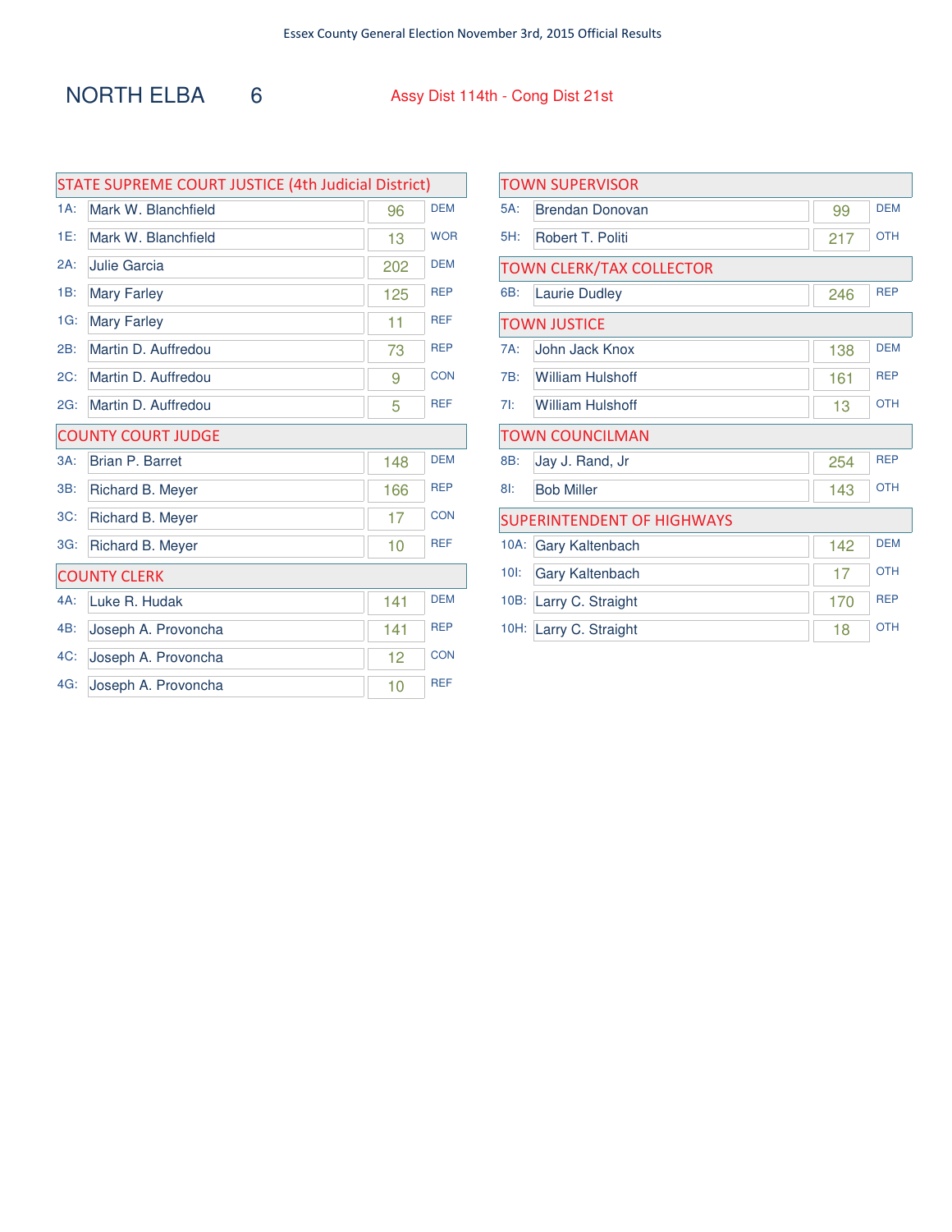# NORTH ELBA 6

Assy Dist 114th - Cong Dist 21st

## STATE SUPREME COURT JUSTICE (4th Judicial District)

| Line | Candidate | Votes | Party |
|---|---|---|---|
| 1A: | Mark W. Blanchfield | 96 | DEM |
| 1E: | Mark W. Blanchfield | 13 | WOR |
| 2A: | Julie Garcia | 202 | DEM |
| 1B: | Mary Farley | 125 | REP |
| 1G: | Mary Farley | 11 | REF |
| 2B: | Martin D. Auffredou | 73 | REP |
| 2C: | Martin D. Auffredou | 9 | CON |
| 2G: | Martin D. Auffredou | 5 | REF |

## COUNTY COURT JUDGE

| Line | Candidate | Votes | Party |
|---|---|---|---|
| 3A: | Brian P. Barret | 148 | DEM |
| 3B: | Richard B. Meyer | 166 | REP |
| 3C: | Richard B. Meyer | 17 | CON |
| 3G: | Richard B. Meyer | 10 | REF |

## COUNTY CLERK

| Line | Candidate | Votes | Party |
|---|---|---|---|
| 4A: | Luke R. Hudak | 141 | DEM |
| 4B: | Joseph A. Provoncha | 141 | REP |
| 4C: | Joseph A. Provoncha | 12 | CON |
| 4G: | Joseph A. Provoncha | 10 | REF |

## TOWN SUPERVISOR

| Line | Candidate | Votes | Party |
|---|---|---|---|
| 5A: | Brendan Donovan | 99 | DEM |
| 5H: | Robert T. Politi | 217 | OTH |

## TOWN CLERK/TAX COLLECTOR

| Line | Candidate | Votes | Party |
|---|---|---|---|
| 6B: | Laurie Dudley | 246 | REP |

## TOWN JUSTICE

| Line | Candidate | Votes | Party |
|---|---|---|---|
| 7A: | John Jack Knox | 138 | DEM |
| 7B: | William Hulshoff | 161 | REP |
| 7I: | William Hulshoff | 13 | OTH |

## TOWN COUNCILMAN

| Line | Candidate | Votes | Party |
|---|---|---|---|
| 8B: | Jay J. Rand, Jr | 254 | REP |
| 8I: | Bob Miller | 143 | OTH |

## SUPERINTENDENT OF HIGHWAYS

| Line | Candidate | Votes | Party |
|---|---|---|---|
| 10A: | Gary Kaltenbach | 142 | DEM |
| 10I: | Gary Kaltenbach | 17 | OTH |
| 10B: | Larry C. Straight | 170 | REP |
| 10H: | Larry C. Straight | 18 | OTH |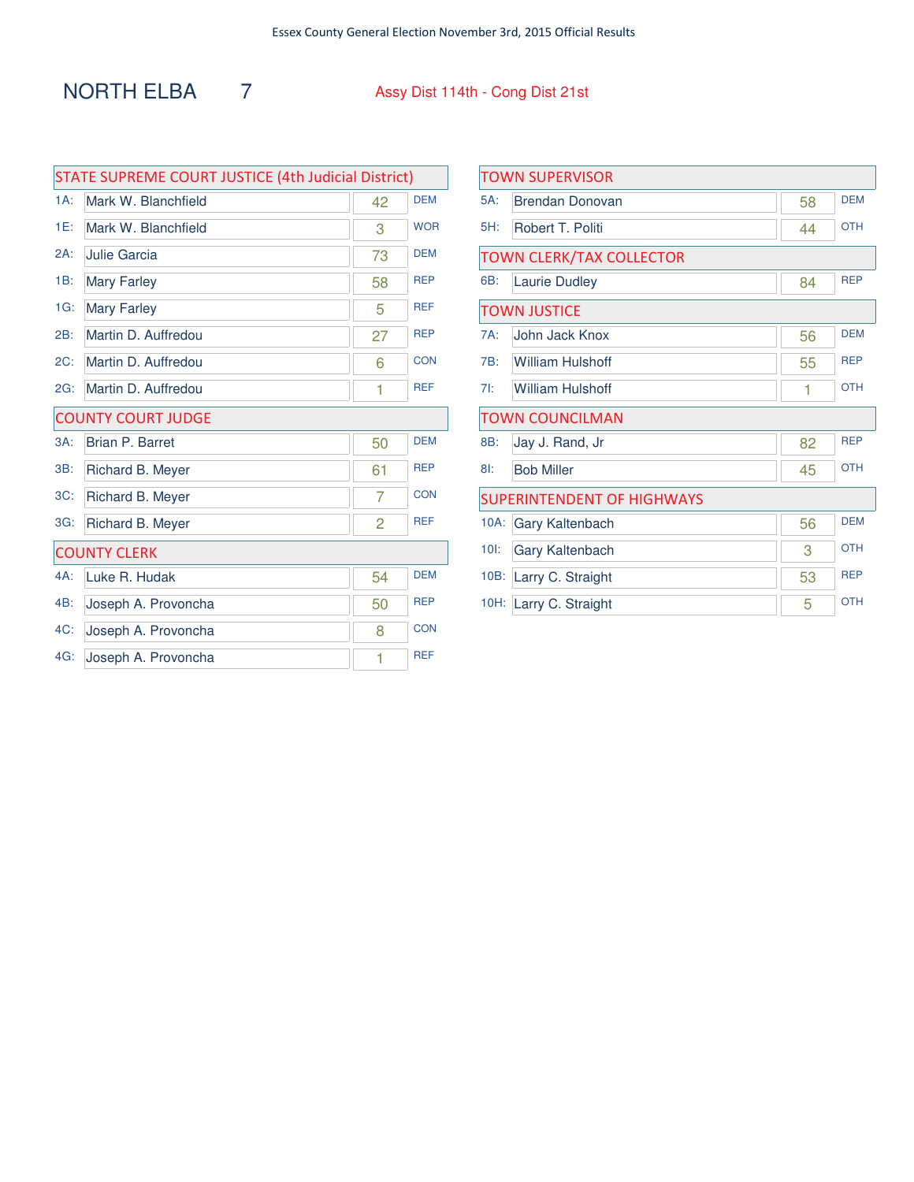Essex County General Election November 3rd, 2015 Official Results

# NORTH ELBA 7

Assy Dist 114th - Cong Dist 21st

## STATE SUPREME COURT JUSTICE (4th Judicial District)

| Line | Candidate | Votes | Party |
|---|---|---|---|
| 1A: | Mark W. Blanchfield | 42 | DEM |
| 1E: | Mark W. Blanchfield | 3 | WOR |
| 2A: | Julie Garcia | 73 | DEM |
| 1B: | Mary Farley | 58 | REP |
| 1G: | Mary Farley | 5 | REF |
| 2B: | Martin D. Auffredou | 27 | REP |
| 2C: | Martin D. Auffredou | 6 | CON |
| 2G: | Martin D. Auffredou | 1 | REF |

## COUNTY COURT JUDGE

| Line | Candidate | Votes | Party |
|---|---|---|---|
| 3A: | Brian P. Barret | 50 | DEM |
| 3B: | Richard B. Meyer | 61 | REP |
| 3C: | Richard B. Meyer | 7 | CON |
| 3G: | Richard B. Meyer | 2 | REF |

## COUNTY CLERK

| Line | Candidate | Votes | Party |
|---|---|---|---|
| 4A: | Luke R. Hudak | 54 | DEM |
| 4B: | Joseph A. Provoncha | 50 | REP |
| 4C: | Joseph A. Provoncha | 8 | CON |
| 4G: | Joseph A. Provoncha | 1 | REF |

## TOWN SUPERVISOR

| Line | Candidate | Votes | Party |
|---|---|---|---|
| 5A: | Brendan Donovan | 58 | DEM |
| 5H: | Robert T. Politi | 44 | OTH |

## TOWN CLERK/TAX COLLECTOR

| Line | Candidate | Votes | Party |
|---|---|---|---|
| 6B: | Laurie Dudley | 84 | REP |

## TOWN JUSTICE

| Line | Candidate | Votes | Party |
|---|---|---|---|
| 7A: | John Jack Knox | 56 | DEM |
| 7B: | William Hulshoff | 55 | REP |
| 7I: | William Hulshoff | 1 | OTH |

## TOWN COUNCILMAN

| Line | Candidate | Votes | Party |
|---|---|---|---|
| 8B: | Jay J. Rand, Jr | 82 | REP |
| 8I: | Bob Miller | 45 | OTH |

## SUPERINTENDENT OF HIGHWAYS

| Line | Candidate | Votes | Party |
|---|---|---|---|
| 10A: | Gary Kaltenbach | 56 | DEM |
| 10I: | Gary Kaltenbach | 3 | OTH |
| 10B: | Larry C. Straight | 53 | REP |
| 10H: | Larry C. Straight | 5 | OTH |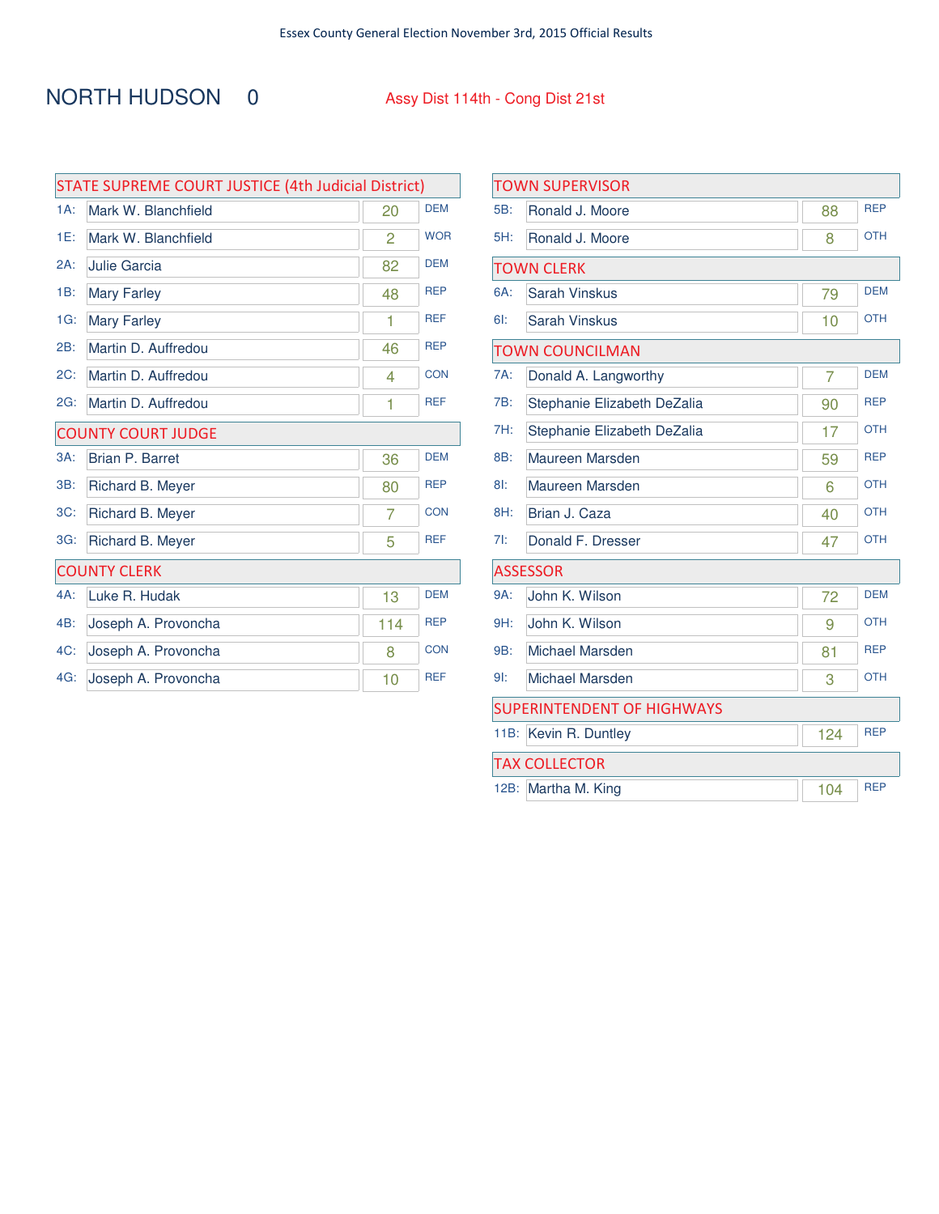Essex County General Election November 3rd, 2015 Official Results

# NORTH HUDSON 0

Assy Dist 114th - Cong Dist 21st

## STATE SUPREME COURT JUSTICE (4th Judicial District)

| Code | Candidate | Votes | Party |
|---|---|---|---|
| 1A: | Mark W. Blanchfield | 20 | DEM |
| 1E: | Mark W. Blanchfield | 2 | WOR |
| 2A: | Julie Garcia | 82 | DEM |
| 1B: | Mary Farley | 48 | REP |
| 1G: | Mary Farley | 1 | REF |
| 2B: | Martin D. Auffredou | 46 | REP |
| 2C: | Martin D. Auffredou | 4 | CON |
| 2G: | Martin D. Auffredou | 1 | REF |

## COUNTY COURT JUDGE

| Code | Candidate | Votes | Party |
|---|---|---|---|
| 3A: | Brian P. Barret | 36 | DEM |
| 3B: | Richard B. Meyer | 80 | REP |
| 3C: | Richard B. Meyer | 7 | CON |
| 3G: | Richard B. Meyer | 5 | REF |

## COUNTY CLERK

| Code | Candidate | Votes | Party |
|---|---|---|---|
| 4A: | Luke R. Hudak | 13 | DEM |
| 4B: | Joseph A. Provoncha | 114 | REP |
| 4C: | Joseph A. Provoncha | 8 | CON |
| 4G: | Joseph A. Provoncha | 10 | REF |

## TOWN SUPERVISOR

| Code | Candidate | Votes | Party |
|---|---|---|---|
| 5B: | Ronald J. Moore | 88 | REP |
| 5H: | Ronald J. Moore | 8 | OTH |

## TOWN CLERK

| Code | Candidate | Votes | Party |
|---|---|---|---|
| 6A: | Sarah Vinskus | 79 | DEM |
| 6I: | Sarah Vinskus | 10 | OTH |

## TOWN COUNCILMAN

| Code | Candidate | Votes | Party |
|---|---|---|---|
| 7A: | Donald A. Langworthy | 7 | DEM |
| 7B: | Stephanie Elizabeth DeZalia | 90 | REP |
| 7H: | Stephanie Elizabeth DeZalia | 17 | OTH |
| 8B: | Maureen Marsden | 59 | REP |
| 8I: | Maureen Marsden | 6 | OTH |
| 8H: | Brian J. Caza | 40 | OTH |
| 7I: | Donald F. Dresser | 47 | OTH |

## ASSESSOR

| Code | Candidate | Votes | Party |
|---|---|---|---|
| 9A: | John K. Wilson | 72 | DEM |
| 9H: | John K. Wilson | 9 | OTH |
| 9B: | Michael Marsden | 81 | REP |
| 9I: | Michael Marsden | 3 | OTH |

## SUPERINTENDENT OF HIGHWAYS

| Code | Candidate | Votes | Party |
|---|---|---|---|
| 11B: | Kevin R. Duntley | 124 | REP |

## TAX COLLECTOR

| Code | Candidate | Votes | Party |
|---|---|---|---|
| 12B: | Martha M. King | 104 | REP |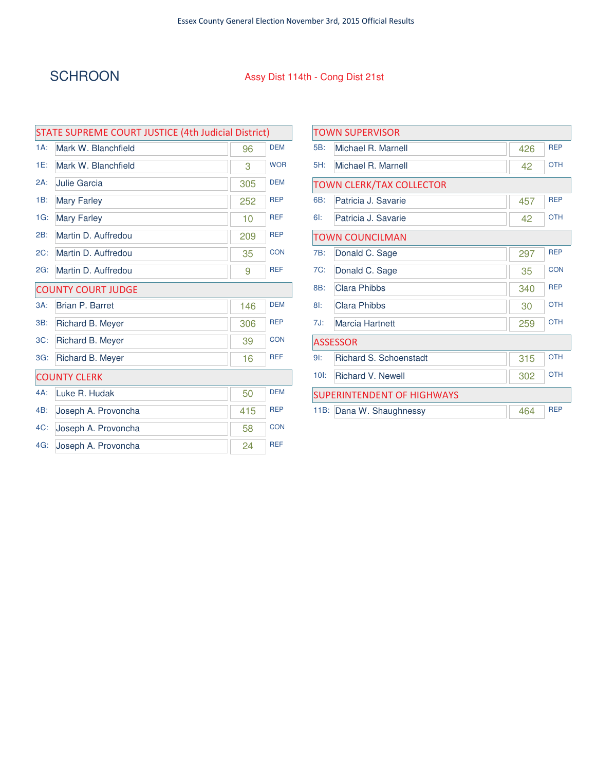## SCHROON

Assy Dist 114th - Cong Dist 21st

### STATE SUPREME COURT JUSTICE (4th Judicial District)

| Code | Candidate | Votes | Party |
|---|---|---|---|
| 1A: | Mark W. Blanchfield | 96 | DEM |
| 1E: | Mark W. Blanchfield | 3 | WOR |
| 2A: | Julie Garcia | 305 | DEM |
| 1B: | Mary Farley | 252 | REP |
| 1G: | Mary Farley | 10 | REF |
| 2B: | Martin D. Auffredou | 209 | REP |
| 2C: | Martin D. Auffredou | 35 | CON |
| 2G: | Martin D. Auffredou | 9 | REF |

### COUNTY COURT JUDGE

| Code | Candidate | Votes | Party |
|---|---|---|---|
| 3A: | Brian P. Barret | 146 | DEM |
| 3B: | Richard B. Meyer | 306 | REP |
| 3C: | Richard B. Meyer | 39 | CON |
| 3G: | Richard B. Meyer | 16 | REF |

### COUNTY CLERK

| Code | Candidate | Votes | Party |
|---|---|---|---|
| 4A: | Luke R. Hudak | 50 | DEM |
| 4B: | Joseph A. Provoncha | 415 | REP |
| 4C: | Joseph A. Provoncha | 58 | CON |
| 4G: | Joseph A. Provoncha | 24 | REF |

### TOWN SUPERVISOR

| Code | Candidate | Votes | Party |
|---|---|---|---|
| 5B: | Michael R. Marnell | 426 | REP |
| 5H: | Michael R. Marnell | 42 | OTH |

### TOWN CLERK/TAX COLLECTOR

| Code | Candidate | Votes | Party |
|---|---|---|---|
| 6B: | Patricia J. Savarie | 457 | REP |
| 6I: | Patricia J. Savarie | 42 | OTH |

### TOWN COUNCILMAN

| Code | Candidate | Votes | Party |
|---|---|---|---|
| 7B: | Donald C. Sage | 297 | REP |
| 7C: | Donald C. Sage | 35 | CON |
| 8B: | Clara Phibbs | 340 | REP |
| 8I: | Clara Phibbs | 30 | OTH |
| 7J: | Marcia Hartnett | 259 | OTH |

### ASSESSOR

| Code | Candidate | Votes | Party |
|---|---|---|---|
| 9I: | Richard S. Schoenstadt | 315 | OTH |
| 10I: | Richard V. Newell | 302 | OTH |

### SUPERINTENDENT OF HIGHWAYS

| Code | Candidate | Votes | Party |
|---|---|---|---|
| 11B: | Dana W. Shaughnessy | 464 | REP |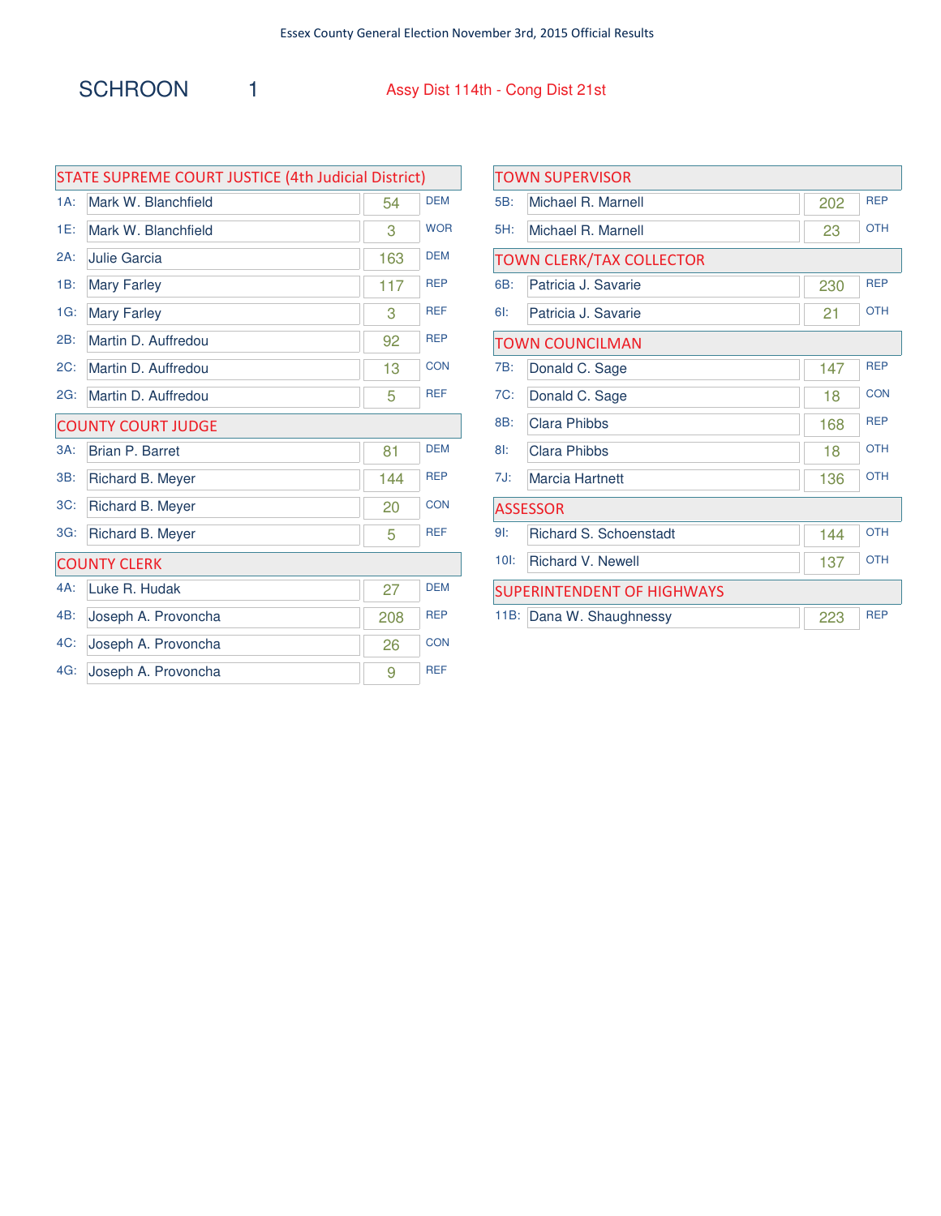Essex County General Election November 3rd, 2015 Official Results

# SCHROON 1

Assy Dist 114th - Cong Dist 21st

## STATE SUPREME COURT JUSTICE (4th Judicial District)

| | Candidate | Votes | Party |
|---|---|---|---|
| 1A: | Mark W. Blanchfield | 54 | DEM |
| 1E: | Mark W. Blanchfield | 3 | WOR |
| 2A: | Julie Garcia | 163 | DEM |
| 1B: | Mary Farley | 117 | REP |
| 1G: | Mary Farley | 3 | REF |
| 2B: | Martin D. Auffredou | 92 | REP |
| 2C: | Martin D. Auffredou | 13 | CON |
| 2G: | Martin D. Auffredou | 5 | REF |

## COUNTY COURT JUDGE

| | Candidate | Votes | Party |
|---|---|---|---|
| 3A: | Brian P. Barret | 81 | DEM |
| 3B: | Richard B. Meyer | 144 | REP |
| 3C: | Richard B. Meyer | 20 | CON |
| 3G: | Richard B. Meyer | 5 | REF |

## COUNTY CLERK

| | Candidate | Votes | Party |
|---|---|---|---|
| 4A: | Luke R. Hudak | 27 | DEM |
| 4B: | Joseph A. Provoncha | 208 | REP |
| 4C: | Joseph A. Provoncha | 26 | CON |
| 4G: | Joseph A. Provoncha | 9 | REF |

## TOWN SUPERVISOR

| | Candidate | Votes | Party |
|---|---|---|---|
| 5B: | Michael R. Marnell | 202 | REP |
| 5H: | Michael R. Marnell | 23 | OTH |

## TOWN CLERK/TAX COLLECTOR

| | Candidate | Votes | Party |
|---|---|---|---|
| 6B: | Patricia J. Savarie | 230 | REP |
| 6I: | Patricia J. Savarie | 21 | OTH |

## TOWN COUNCILMAN

| | Candidate | Votes | Party |
|---|---|---|---|
| 7B: | Donald C. Sage | 147 | REP |
| 7C: | Donald C. Sage | 18 | CON |
| 8B: | Clara Phibbs | 168 | REP |
| 8I: | Clara Phibbs | 18 | OTH |
| 7J: | Marcia Hartnett | 136 | OTH |

## ASSESSOR

| | Candidate | Votes | Party |
|---|---|---|---|
| 9I: | Richard S. Schoenstadt | 144 | OTH |
| 10I: | Richard V. Newell | 137 | OTH |

## SUPERINTENDENT OF HIGHWAYS

| | Candidate | Votes | Party |
|---|---|---|---|
| 11B: | Dana W. Shaughnessy | 223 | REP |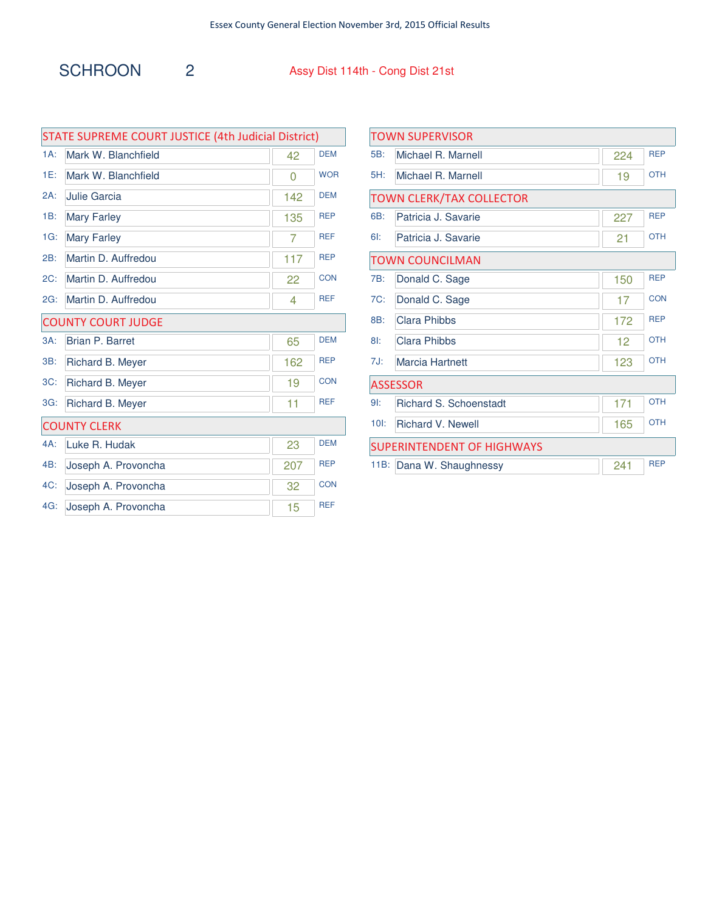Essex County General Election November 3rd, 2015 Official Results

# SCHROON 2

Assy Dist 114th - Cong Dist 21st

## STATE SUPREME COURT JUSTICE (4th Judicial District)

| Line | Candidate | Votes | Party |
|---|---|---|---|
| 1A: | Mark W. Blanchfield | 42 | DEM |
| 1E: | Mark W. Blanchfield | 0 | WOR |
| 2A: | Julie Garcia | 142 | DEM |
| 1B: | Mary Farley | 135 | REP |
| 1G: | Mary Farley | 7 | REF |
| 2B: | Martin D. Auffredou | 117 | REP |
| 2C: | Martin D. Auffredou | 22 | CON |
| 2G: | Martin D. Auffredou | 4 | REF |

## COUNTY COURT JUDGE

| Line | Candidate | Votes | Party |
|---|---|---|---|
| 3A: | Brian P. Barret | 65 | DEM |
| 3B: | Richard B. Meyer | 162 | REP |
| 3C: | Richard B. Meyer | 19 | CON |
| 3G: | Richard B. Meyer | 11 | REF |

## COUNTY CLERK

| Line | Candidate | Votes | Party |
|---|---|---|---|
| 4A: | Luke R. Hudak | 23 | DEM |
| 4B: | Joseph A. Provoncha | 207 | REP |
| 4C: | Joseph A. Provoncha | 32 | CON |
| 4G: | Joseph A. Provoncha | 15 | REF |

## TOWN SUPERVISOR

| Line | Candidate | Votes | Party |
|---|---|---|---|
| 5B: | Michael R. Marnell | 224 | REP |
| 5H: | Michael R. Marnell | 19 | OTH |

## TOWN CLERK/TAX COLLECTOR

| Line | Candidate | Votes | Party |
|---|---|---|---|
| 6B: | Patricia J. Savarie | 227 | REP |
| 6I: | Patricia J. Savarie | 21 | OTH |

## TOWN COUNCILMAN

| Line | Candidate | Votes | Party |
|---|---|---|---|
| 7B: | Donald C. Sage | 150 | REP |
| 7C: | Donald C. Sage | 17 | CON |
| 8B: | Clara Phibbs | 172 | REP |
| 8I: | Clara Phibbs | 12 | OTH |
| 7J: | Marcia Hartnett | 123 | OTH |

## ASSESSOR

| Line | Candidate | Votes | Party |
|---|---|---|---|
| 9I: | Richard S. Schoenstadt | 171 | OTH |
| 10I: | Richard V. Newell | 165 | OTH |

## SUPERINTENDENT OF HIGHWAYS

| Line | Candidate | Votes | Party |
|---|---|---|---|
| 11B: | Dana W. Shaughnessy | 241 | REP |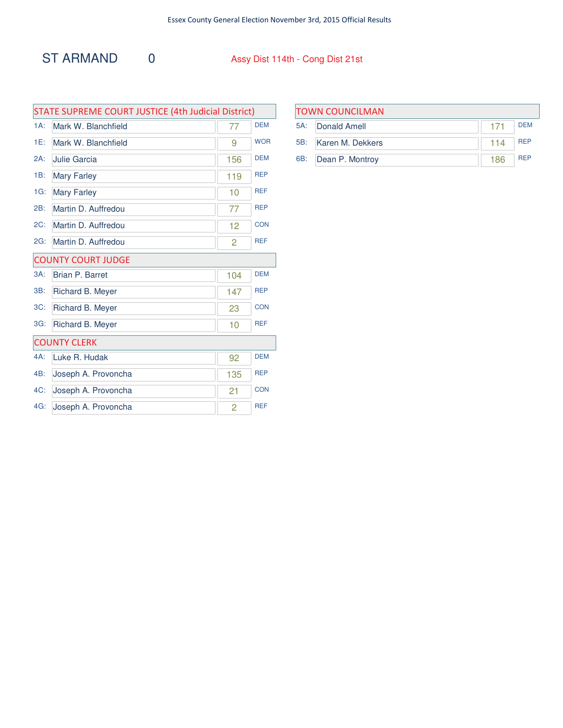# ST ARMAND 0

Assy Dist 114th - Cong Dist 21st

## STATE SUPREME COURT JUSTICE (4th Judicial District)

| | Candidate | Votes | Party |
|---|---|---|---|
| 1A: | Mark W. Blanchfield | 77 | DEM |
| 1E: | Mark W. Blanchfield | 9 | WOR |
| 2A: | Julie Garcia | 156 | DEM |
| 1B: | Mary Farley | 119 | REP |
| 1G: | Mary Farley | 10 | REF |
| 2B: | Martin D. Auffredou | 77 | REP |
| 2C: | Martin D. Auffredou | 12 | CON |
| 2G: | Martin D. Auffredou | 2 | REF |

## COUNTY COURT JUDGE

| | Candidate | Votes | Party |
|---|---|---|---|
| 3A: | Brian P. Barret | 104 | DEM |
| 3B: | Richard B. Meyer | 147 | REP |
| 3C: | Richard B. Meyer | 23 | CON |
| 3G: | Richard B. Meyer | 10 | REF |

## COUNTY CLERK

| | Candidate | Votes | Party |
|---|---|---|---|
| 4A: | Luke R. Hudak | 92 | DEM |
| 4B: | Joseph A. Provoncha | 135 | REP |
| 4C: | Joseph A. Provoncha | 21 | CON |
| 4G: | Joseph A. Provoncha | 2 | REF |

## TOWN COUNCILMAN

| | Candidate | Votes | Party |
|---|---|---|---|
| 5A: | Donald Amell | 171 | DEM |
| 5B: | Karen M. Dekkers | 114 | REP |
| 6B: | Dean P. Montroy | 186 | REP |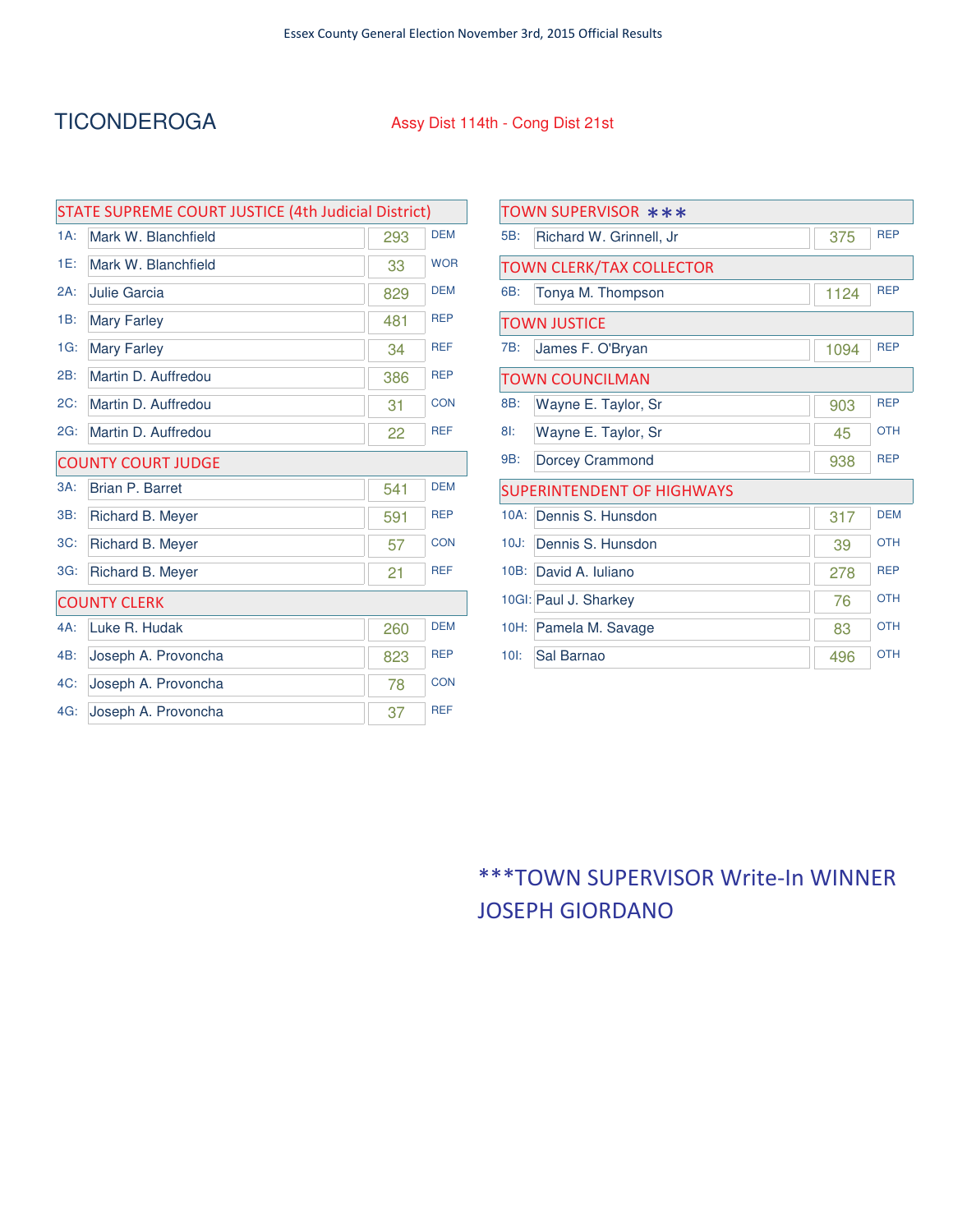Essex County General Election November 3rd, 2015 Official Results

# TICONDEROGA

Assy Dist 114th - Cong Dist 21st

## STATE SUPREME COURT JUSTICE (4th Judicial District)

| Line | Candidate | Votes | Party |
|---|---|---|---|
| 1A: | Mark W. Blanchfield | 293 | DEM |
| 1E: | Mark W. Blanchfield | 33 | WOR |
| 2A: | Julie Garcia | 829 | DEM |
| 1B: | Mary Farley | 481 | REP |
| 1G: | Mary Farley | 34 | REF |
| 2B: | Martin D. Auffredou | 386 | REP |
| 2C: | Martin D. Auffredou | 31 | CON |
| 2G: | Martin D. Auffredou | 22 | REF |

## COUNTY COURT JUDGE

| Line | Candidate | Votes | Party |
|---|---|---|---|
| 3A: | Brian P. Barret | 541 | DEM |
| 3B: | Richard B. Meyer | 591 | REP |
| 3C: | Richard B. Meyer | 57 | CON |
| 3G: | Richard B. Meyer | 21 | REF |

## COUNTY CLERK

| Line | Candidate | Votes | Party |
|---|---|---|---|
| 4A: | Luke R. Hudak | 260 | DEM |
| 4B: | Joseph A. Provoncha | 823 | REP |
| 4C: | Joseph A. Provoncha | 78 | CON |
| 4G: | Joseph A. Provoncha | 37 | REF |

## TOWN SUPERVISOR ***

| Line | Candidate | Votes | Party |
|---|---|---|---|
| 5B: | Richard W. Grinnell, Jr | 375 | REP |

## TOWN CLERK/TAX COLLECTOR

| Line | Candidate | Votes | Party |
|---|---|---|---|
| 6B: | Tonya M. Thompson | 1124 | REP |

## TOWN JUSTICE

| Line | Candidate | Votes | Party |
|---|---|---|---|
| 7B: | James F. O'Bryan | 1094 | REP |

## TOWN COUNCILMAN

| Line | Candidate | Votes | Party |
|---|---|---|---|
| 8B: | Wayne E. Taylor, Sr | 903 | REP |
| 8I: | Wayne E. Taylor, Sr | 45 | OTH |
| 9B: | Dorcey Crammond | 938 | REP |

## SUPERINTENDENT OF HIGHWAYS

| Line | Candidate | Votes | Party |
|---|---|---|---|
| 10A: | Dennis S. Hunsdon | 317 | DEM |
| 10J: | Dennis S. Hunsdon | 39 | OTH |
| 10B: | David A. Iuliano | 278 | REP |
| 10GI: | Paul J. Sharkey | 76 | OTH |
| 10H: | Pamela M. Savage | 83 | OTH |
| 10I: | Sal Barnao | 496 | OTH |

***TOWN SUPERVISOR Write-In WINNER JOSEPH GIORDANO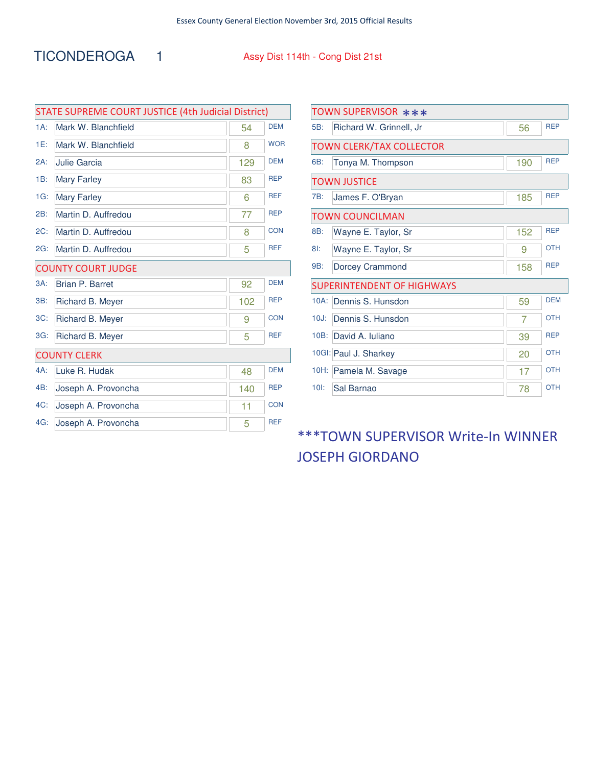Essex County General Election November 3rd, 2015 Official Results

# TICONDEROGA 1

Assy Dist 114th - Cong Dist 21st

## STATE SUPREME COURT JUSTICE (4th Judicial District)

| | Candidate | Votes | Party |
|---|---|---|---|
| 1A: | Mark W. Blanchfield | 54 | DEM |
| 1E: | Mark W. Blanchfield | 8 | WOR |
| 2A: | Julie Garcia | 129 | DEM |
| 1B: | Mary Farley | 83 | REP |
| 1G: | Mary Farley | 6 | REF |
| 2B: | Martin D. Auffredou | 77 | REP |
| 2C: | Martin D. Auffredou | 8 | CON |
| 2G: | Martin D. Auffredou | 5 | REF |

## COUNTY COURT JUDGE

| | Candidate | Votes | Party |
|---|---|---|---|
| 3A: | Brian P. Barret | 92 | DEM |
| 3B: | Richard B. Meyer | 102 | REP |
| 3C: | Richard B. Meyer | 9 | CON |
| 3G: | Richard B. Meyer | 5 | REF |

## COUNTY CLERK

| | Candidate | Votes | Party |
|---|---|---|---|
| 4A: | Luke R. Hudak | 48 | DEM |
| 4B: | Joseph A. Provoncha | 140 | REP |
| 4C: | Joseph A. Provoncha | 11 | CON |
| 4G: | Joseph A. Provoncha | 5 | REF |

## TOWN SUPERVISOR ***

| | Candidate | Votes | Party |
|---|---|---|---|
| 5B: | Richard W. Grinnell, Jr | 56 | REP |

## TOWN CLERK/TAX COLLECTOR

| | Candidate | Votes | Party |
|---|---|---|---|
| 6B: | Tonya M. Thompson | 190 | REP |

## TOWN JUSTICE

| | Candidate | Votes | Party |
|---|---|---|---|
| 7B: | James F. O'Bryan | 185 | REP |

## TOWN COUNCILMAN

| | Candidate | Votes | Party |
|---|---|---|---|
| 8B: | Wayne E. Taylor, Sr | 152 | REP |
| 8I: | Wayne E. Taylor, Sr | 9 | OTH |
| 9B: | Dorcey Crammond | 158 | REP |

## SUPERINTENDENT OF HIGHWAYS

| | Candidate | Votes | Party |
|---|---|---|---|
| 10A: | Dennis S. Hunsdon | 59 | DEM |
| 10J: | Dennis S. Hunsdon | 7 | OTH |
| 10B: | David A. Iuliano | 39 | REP |
| 10GI: | Paul J. Sharkey | 20 | OTH |
| 10H: | Pamela M. Savage | 17 | OTH |
| 10I: | Sal Barnao | 78 | OTH |

***TOWN SUPERVISOR Write-In WINNER JOSEPH GIORDANO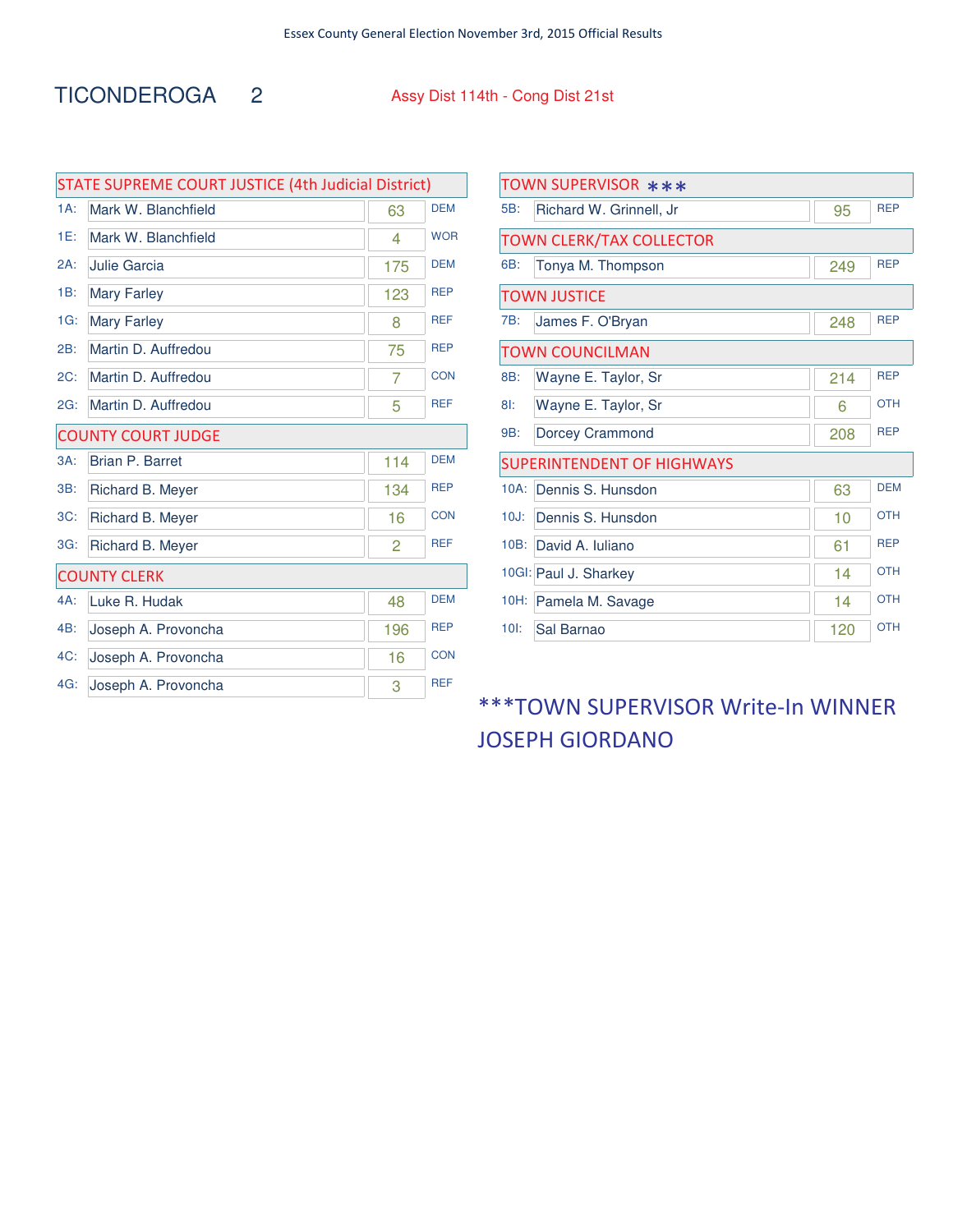Essex County General Election November 3rd, 2015 Official Results

# TICONDEROGA 2

Assy Dist 114th - Cong Dist 21st

## STATE SUPREME COURT JUSTICE (4th Judicial District)

| Line | Candidate | Votes | Party |
|---|---|---|---|
| 1A: | Mark W. Blanchfield | 63 | DEM |
| 1E: | Mark W. Blanchfield | 4 | WOR |
| 2A: | Julie Garcia | 175 | DEM |
| 1B: | Mary Farley | 123 | REP |
| 1G: | Mary Farley | 8 | REF |
| 2B: | Martin D. Auffredou | 75 | REP |
| 2C: | Martin D. Auffredou | 7 | CON |
| 2G: | Martin D. Auffredou | 5 | REF |

## COUNTY COURT JUDGE

| Line | Candidate | Votes | Party |
|---|---|---|---|
| 3A: | Brian P. Barret | 114 | DEM |
| 3B: | Richard B. Meyer | 134 | REP |
| 3C: | Richard B. Meyer | 16 | CON |
| 3G: | Richard B. Meyer | 2 | REF |

## COUNTY CLERK

| Line | Candidate | Votes | Party |
|---|---|---|---|
| 4A: | Luke R. Hudak | 48 | DEM |
| 4B: | Joseph A. Provoncha | 196 | REP |
| 4C: | Joseph A. Provoncha | 16 | CON |
| 4G: | Joseph A. Provoncha | 3 | REF |

## TOWN SUPERVISOR ***

| Line | Candidate | Votes | Party |
|---|---|---|---|
| 5B: | Richard W. Grinnell, Jr | 95 | REP |

## TOWN CLERK/TAX COLLECTOR

| Line | Candidate | Votes | Party |
|---|---|---|---|
| 6B: | Tonya M. Thompson | 249 | REP |

## TOWN JUSTICE

| Line | Candidate | Votes | Party |
|---|---|---|---|
| 7B: | James F. O'Bryan | 248 | REP |

## TOWN COUNCILMAN

| Line | Candidate | Votes | Party |
|---|---|---|---|
| 8B: | Wayne E. Taylor, Sr | 214 | REP |
| 8I: | Wayne E. Taylor, Sr | 6 | OTH |
| 9B: | Dorcey Crammond | 208 | REP |

## SUPERINTENDENT OF HIGHWAYS

| Line | Candidate | Votes | Party |
|---|---|---|---|
| 10A: | Dennis S. Hunsdon | 63 | DEM |
| 10J: | Dennis S. Hunsdon | 10 | OTH |
| 10B: | David A. Iuliano | 61 | REP |
| 10GI: | Paul J. Sharkey | 14 | OTH |
| 10H: | Pamela M. Savage | 14 | OTH |
| 10I: | Sal Barnao | 120 | OTH |

***TOWN SUPERVISOR Write-In WINNER JOSEPH GIORDANO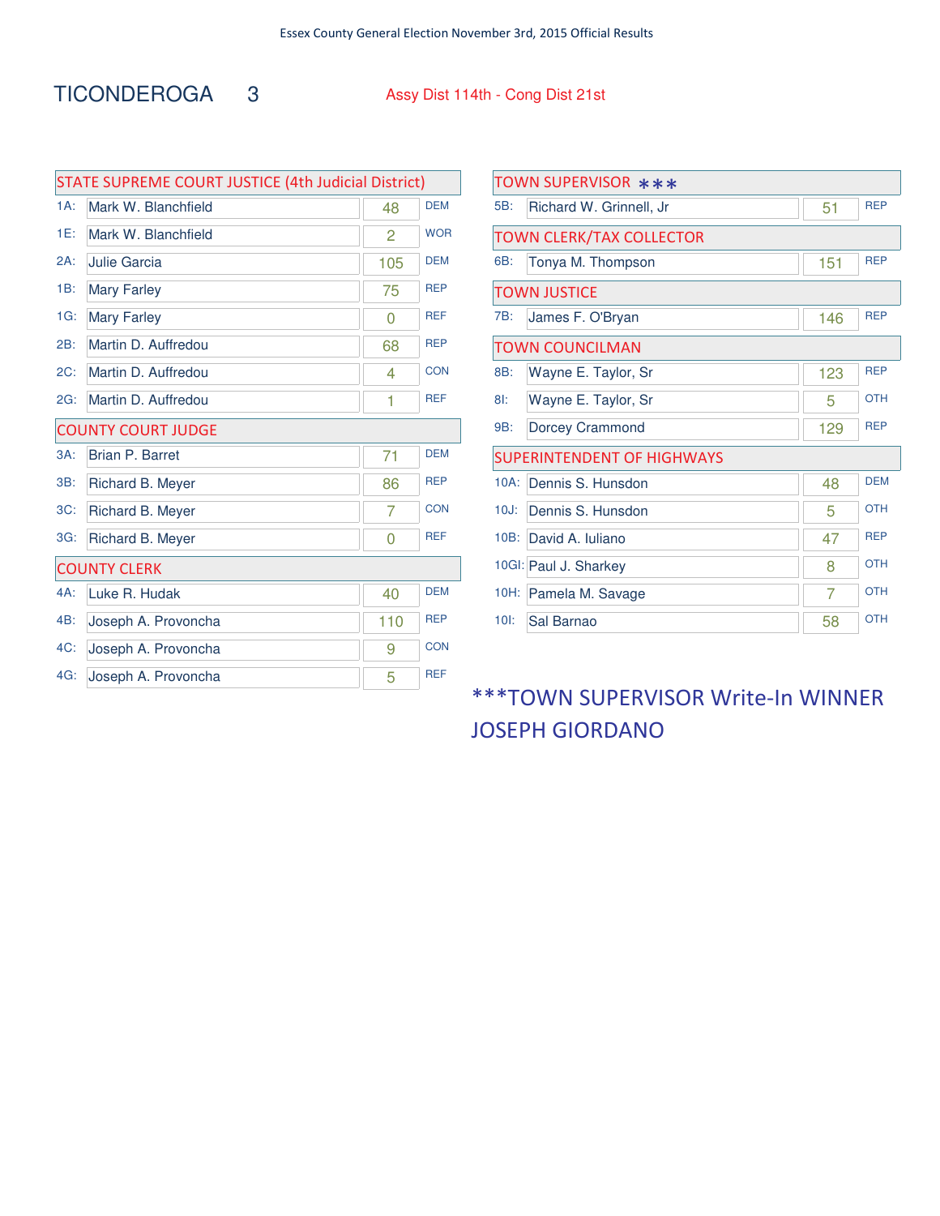Essex County General Election November 3rd, 2015 Official Results

# TICONDEROGA 3

Assy Dist 114th - Cong Dist 21st

## STATE SUPREME COURT JUSTICE (4th Judicial District)

| Code | Candidate | Votes | Party |
|---|---|---|---|
| 1A: | Mark W. Blanchfield | 48 | DEM |
| 1E: | Mark W. Blanchfield | 2 | WOR |
| 2A: | Julie Garcia | 105 | DEM |
| 1B: | Mary Farley | 75 | REP |
| 1G: | Mary Farley | 0 | REF |
| 2B: | Martin D. Auffredou | 68 | REP |
| 2C: | Martin D. Auffredou | 4 | CON |
| 2G: | Martin D. Auffredou | 1 | REF |

## COUNTY COURT JUDGE

| Code | Candidate | Votes | Party |
|---|---|---|---|
| 3A: | Brian P. Barret | 71 | DEM |
| 3B: | Richard B. Meyer | 86 | REP |
| 3C: | Richard B. Meyer | 7 | CON |
| 3G: | Richard B. Meyer | 0 | REF |

## COUNTY CLERK

| Code | Candidate | Votes | Party |
|---|---|---|---|
| 4A: | Luke R. Hudak | 40 | DEM |
| 4B: | Joseph A. Provoncha | 110 | REP |
| 4C: | Joseph A. Provoncha | 9 | CON |
| 4G: | Joseph A. Provoncha | 5 | REF |

## TOWN SUPERVISOR ***

| Code | Candidate | Votes | Party |
|---|---|---|---|
| 5B: | Richard W. Grinnell, Jr | 51 | REP |

## TOWN CLERK/TAX COLLECTOR

| Code | Candidate | Votes | Party |
|---|---|---|---|
| 6B: | Tonya M. Thompson | 151 | REP |

## TOWN JUSTICE

| Code | Candidate | Votes | Party |
|---|---|---|---|
| 7B: | James F. O'Bryan | 146 | REP |

## TOWN COUNCILMAN

| Code | Candidate | Votes | Party |
|---|---|---|---|
| 8B: | Wayne E. Taylor, Sr | 123 | REP |
| 8I: | Wayne E. Taylor, Sr | 5 | OTH |
| 9B: | Dorcey Crammond | 129 | REP |

## SUPERINTENDENT OF HIGHWAYS

| Code | Candidate | Votes | Party |
|---|---|---|---|
| 10A: | Dennis S. Hunsdon | 48 | DEM |
| 10J: | Dennis S. Hunsdon | 5 | OTH |
| 10B: | David A. Iuliano | 47 | REP |
| 10GI: | Paul J. Sharkey | 8 | OTH |
| 10H: | Pamela M. Savage | 7 | OTH |
| 10I: | Sal Barnao | 58 | OTH |

***TOWN SUPERVISOR Write-In WINNER JOSEPH GIORDANO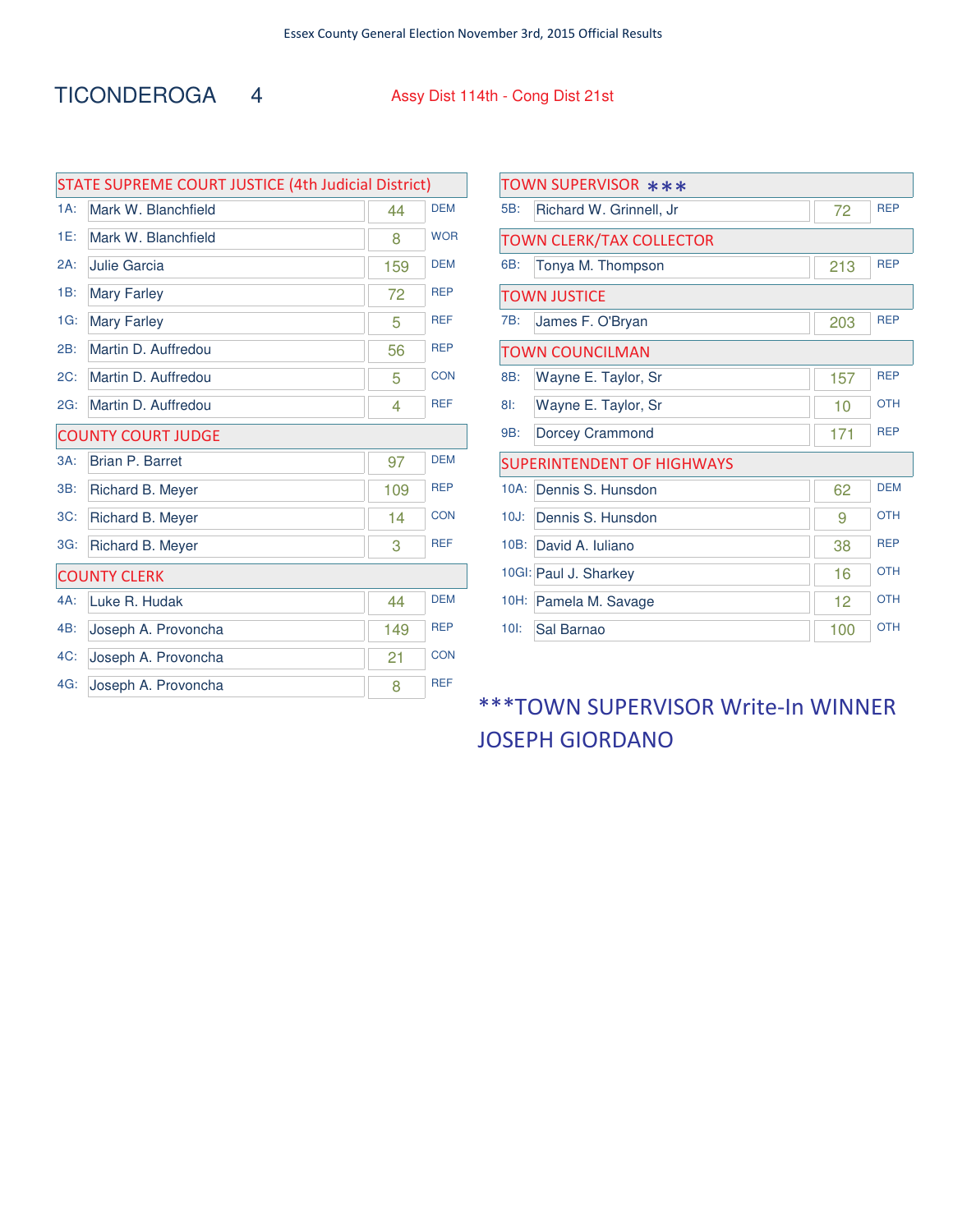Essex County General Election November 3rd, 2015 Official Results

# TICONDEROGA 4

Assy Dist 114th - Cong Dist 21st

## STATE SUPREME COURT JUSTICE (4th Judicial District)

| Line | Candidate | Votes | Party |
|---|---|---|---|
| 1A: | Mark W. Blanchfield | 44 | DEM |
| 1E: | Mark W. Blanchfield | 8 | WOR |
| 2A: | Julie Garcia | 159 | DEM |
| 1B: | Mary Farley | 72 | REP |
| 1G: | Mary Farley | 5 | REF |
| 2B: | Martin D. Auffredou | 56 | REP |
| 2C: | Martin D. Auffredou | 5 | CON |
| 2G: | Martin D. Auffredou | 4 | REF |

## COUNTY COURT JUDGE

| Line | Candidate | Votes | Party |
|---|---|---|---|
| 3A: | Brian P. Barret | 97 | DEM |
| 3B: | Richard B. Meyer | 109 | REP |
| 3C: | Richard B. Meyer | 14 | CON |
| 3G: | Richard B. Meyer | 3 | REF |

## COUNTY CLERK

| Line | Candidate | Votes | Party |
|---|---|---|---|
| 4A: | Luke R. Hudak | 44 | DEM |
| 4B: | Joseph A. Provoncha | 149 | REP |
| 4C: | Joseph A. Provoncha | 21 | CON |
| 4G: | Joseph A. Provoncha | 8 | REF |

## TOWN SUPERVISOR ***

| Line | Candidate | Votes | Party |
|---|---|---|---|
| 5B: | Richard W. Grinnell, Jr | 72 | REP |

## TOWN CLERK/TAX COLLECTOR

| Line | Candidate | Votes | Party |
|---|---|---|---|
| 6B: | Tonya M. Thompson | 213 | REP |

## TOWN JUSTICE

| Line | Candidate | Votes | Party |
|---|---|---|---|
| 7B: | James F. O'Bryan | 203 | REP |

## TOWN COUNCILMAN

| Line | Candidate | Votes | Party |
|---|---|---|---|
| 8B: | Wayne E. Taylor, Sr | 157 | REP |
| 8I: | Wayne E. Taylor, Sr | 10 | OTH |
| 9B: | Dorcey Crammond | 171 | REP |

## SUPERINTENDENT OF HIGHWAYS

| Line | Candidate | Votes | Party |
|---|---|---|---|
| 10A: | Dennis S. Hunsdon | 62 | DEM |
| 10J: | Dennis S. Hunsdon | 9 | OTH |
| 10B: | David A. Iuliano | 38 | REP |
| 10GI: | Paul J. Sharkey | 16 | OTH |
| 10H: | Pamela M. Savage | 12 | OTH |
| 10I: | Sal Barnao | 100 | OTH |

***TOWN SUPERVISOR Write-In WINNER JOSEPH GIORDANO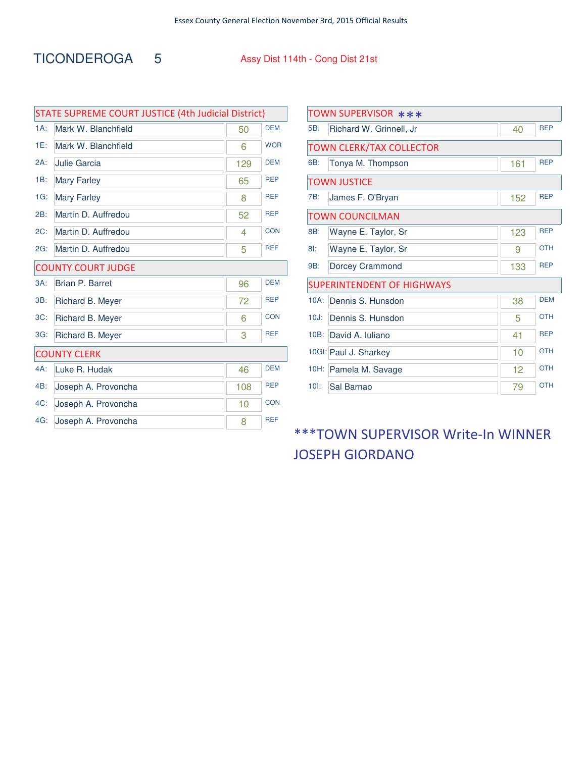# TICONDEROGA 5

Assy Dist 114th - Cong Dist 21st

## STATE SUPREME COURT JUSTICE (4th Judicial District)

| Line | Candidate | Votes | Party |
|---|---|---|---|
| 1A: | Mark W. Blanchfield | 50 | DEM |
| 1E: | Mark W. Blanchfield | 6 | WOR |
| 2A: | Julie Garcia | 129 | DEM |
| 1B: | Mary Farley | 65 | REP |
| 1G: | Mary Farley | 8 | REF |
| 2B: | Martin D. Auffredou | 52 | REP |
| 2C: | Martin D. Auffredou | 4 | CON |
| 2G: | Martin D. Auffredou | 5 | REF |

## COUNTY COURT JUDGE

| Line | Candidate | Votes | Party |
|---|---|---|---|
| 3A: | Brian P. Barret | 96 | DEM |
| 3B: | Richard B. Meyer | 72 | REP |
| 3C: | Richard B. Meyer | 6 | CON |
| 3G: | Richard B. Meyer | 3 | REF |

## COUNTY CLERK

| Line | Candidate | Votes | Party |
|---|---|---|---|
| 4A: | Luke R. Hudak | 46 | DEM |
| 4B: | Joseph A. Provoncha | 108 | REP |
| 4C: | Joseph A. Provoncha | 10 | CON |
| 4G: | Joseph A. Provoncha | 8 | REF |

## TOWN SUPERVISOR ***

| Line | Candidate | Votes | Party |
|---|---|---|---|
| 5B: | Richard W. Grinnell, Jr | 40 | REP |

## TOWN CLERK/TAX COLLECTOR

| Line | Candidate | Votes | Party |
|---|---|---|---|
| 6B: | Tonya M. Thompson | 161 | REP |

## TOWN JUSTICE

| Line | Candidate | Votes | Party |
|---|---|---|---|
| 7B: | James F. O'Bryan | 152 | REP |

## TOWN COUNCILMAN

| Line | Candidate | Votes | Party |
|---|---|---|---|
| 8B: | Wayne E. Taylor, Sr | 123 | REP |
| 8I: | Wayne E. Taylor, Sr | 9 | OTH |
| 9B: | Dorcey Crammond | 133 | REP |

## SUPERINTENDENT OF HIGHWAYS

| Line | Candidate | Votes | Party |
|---|---|---|---|
| 10A: | Dennis S. Hunsdon | 38 | DEM |
| 10J: | Dennis S. Hunsdon | 5 | OTH |
| 10B: | David A. Iuliano | 41 | REP |
| 10GI: | Paul J. Sharkey | 10 | OTH |
| 10H: | Pamela M. Savage | 12 | OTH |
| 10I: | Sal Barnao | 79 | OTH |

***TOWN SUPERVISOR Write-In WINNER JOSEPH GIORDANO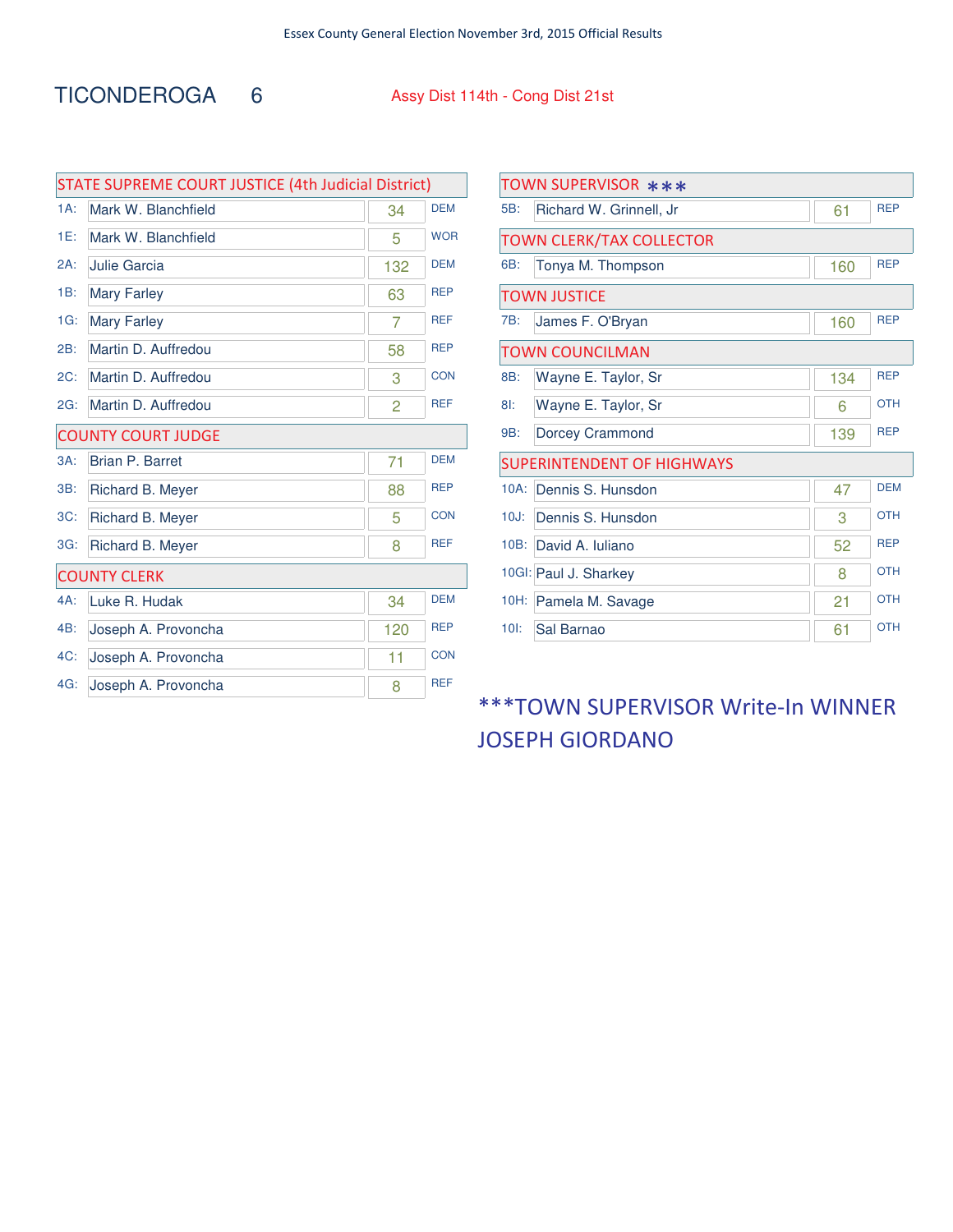Essex County General Election November 3rd, 2015 Official Results

# TICONDEROGA 6

Assy Dist 114th - Cong Dist 21st

## STATE SUPREME COURT JUSTICE (4th Judicial District)

| Code | Candidate | Votes | Party |
|---|---|---|---|
| 1A: | Mark W. Blanchfield | 34 | DEM |
| 1E: | Mark W. Blanchfield | 5 | WOR |
| 2A: | Julie Garcia | 132 | DEM |
| 1B: | Mary Farley | 63 | REP |
| 1G: | Mary Farley | 7 | REF |
| 2B: | Martin D. Auffredou | 58 | REP |
| 2C: | Martin D. Auffredou | 3 | CON |
| 2G: | Martin D. Auffredou | 2 | REF |

## COUNTY COURT JUDGE

| Code | Candidate | Votes | Party |
|---|---|---|---|
| 3A: | Brian P. Barret | 71 | DEM |
| 3B: | Richard B. Meyer | 88 | REP |
| 3C: | Richard B. Meyer | 5 | CON |
| 3G: | Richard B. Meyer | 8 | REF |

## COUNTY CLERK

| Code | Candidate | Votes | Party |
|---|---|---|---|
| 4A: | Luke R. Hudak | 34 | DEM |
| 4B: | Joseph A. Provoncha | 120 | REP |
| 4C: | Joseph A. Provoncha | 11 | CON |
| 4G: | Joseph A. Provoncha | 8 | REF |

## TOWN SUPERVISOR ***

| Code | Candidate | Votes | Party |
|---|---|---|---|
| 5B: | Richard W. Grinnell, Jr | 61 | REP |

## TOWN CLERK/TAX COLLECTOR

| Code | Candidate | Votes | Party |
|---|---|---|---|
| 6B: | Tonya M. Thompson | 160 | REP |

## TOWN JUSTICE

| Code | Candidate | Votes | Party |
|---|---|---|---|
| 7B: | James F. O'Bryan | 160 | REP |

## TOWN COUNCILMAN

| Code | Candidate | Votes | Party |
|---|---|---|---|
| 8B: | Wayne E. Taylor, Sr | 134 | REP |
| 8I: | Wayne E. Taylor, Sr | 6 | OTH |
| 9B: | Dorcey Crammond | 139 | REP |

## SUPERINTENDENT OF HIGHWAYS

| Code | Candidate | Votes | Party |
|---|---|---|---|
| 10A: | Dennis S. Hunsdon | 47 | DEM |
| 10J: | Dennis S. Hunsdon | 3 | OTH |
| 10B: | David A. Iuliano | 52 | REP |
| 10GI: | Paul J. Sharkey | 8 | OTH |
| 10H: | Pamela M. Savage | 21 | OTH |
| 10I: | Sal Barnao | 61 | OTH |

***TOWN SUPERVISOR Write-In WINNER JOSEPH GIORDANO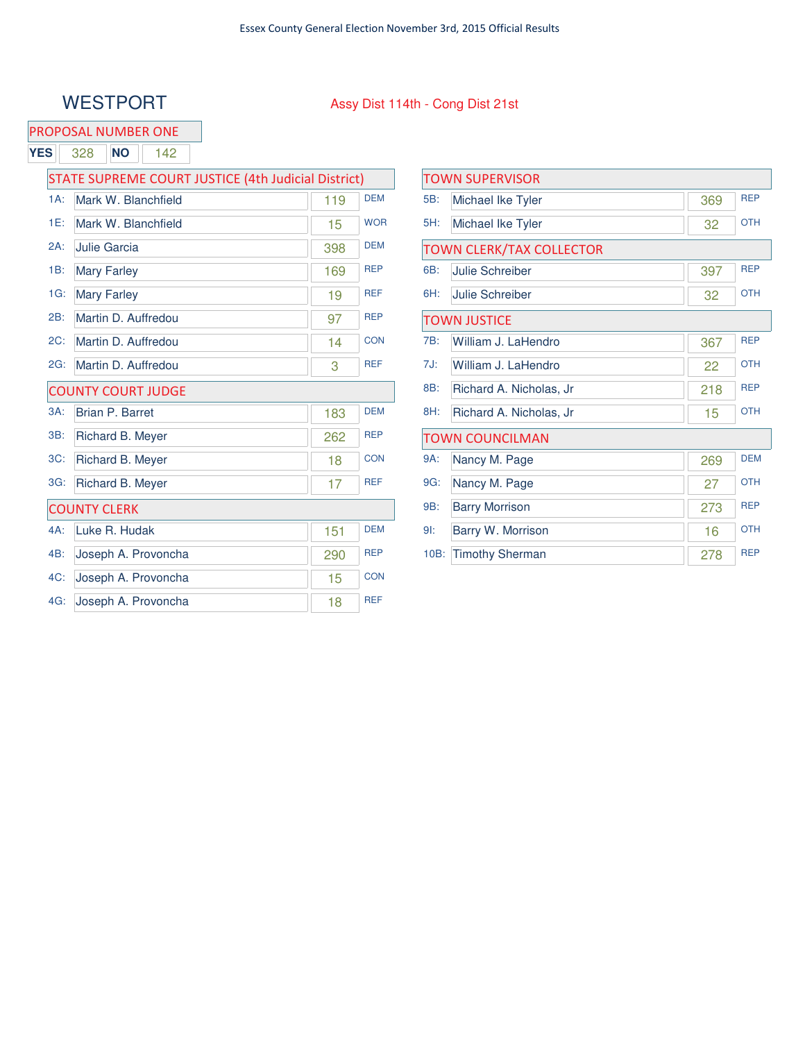# WESTPORT

Assy Dist 114th - Cong Dist 21st

## PROPOSAL NUMBER ONE

| YES | NO |
|---|---|
| 328 | 142 |

## STATE SUPREME COURT JUSTICE (4th Judicial District)

| Code | Candidate | Votes | Party |
|---|---|---|---|
| 1A: | Mark W. Blanchfield | 119 | DEM |
| 1E: | Mark W. Blanchfield | 15 | WOR |
| 2A: | Julie Garcia | 398 | DEM |
| 1B: | Mary Farley | 169 | REP |
| 1G: | Mary Farley | 19 | REF |
| 2B: | Martin D. Auffredou | 97 | REP |
| 2C: | Martin D. Auffredou | 14 | CON |
| 2G: | Martin D. Auffredou | 3 | REF |

## COUNTY COURT JUDGE

| Code | Candidate | Votes | Party |
|---|---|---|---|
| 3A: | Brian P. Barret | 183 | DEM |
| 3B: | Richard B. Meyer | 262 | REP |
| 3C: | Richard B. Meyer | 18 | CON |
| 3G: | Richard B. Meyer | 17 | REF |

## COUNTY CLERK

| Code | Candidate | Votes | Party |
|---|---|---|---|
| 4A: | Luke R. Hudak | 151 | DEM |
| 4B: | Joseph A. Provoncha | 290 | REP |
| 4C: | Joseph A. Provoncha | 15 | CON |
| 4G: | Joseph A. Provoncha | 18 | REF |

## TOWN SUPERVISOR

| Code | Candidate | Votes | Party |
|---|---|---|---|
| 5B: | Michael Ike Tyler | 369 | REP |
| 5H: | Michael Ike Tyler | 32 | OTH |

## TOWN CLERK/TAX COLLECTOR

| Code | Candidate | Votes | Party |
|---|---|---|---|
| 6B: | Julie Schreiber | 397 | REP |
| 6H: | Julie Schreiber | 32 | OTH |

## TOWN JUSTICE

| Code | Candidate | Votes | Party |
|---|---|---|---|
| 7B: | William J. LaHendro | 367 | REP |
| 7J: | William J. LaHendro | 22 | OTH |
| 8B: | Richard A. Nicholas, Jr | 218 | REP |
| 8H: | Richard A. Nicholas, Jr | 15 | OTH |

## TOWN COUNCILMAN

| Code | Candidate | Votes | Party |
|---|---|---|---|
| 9A: | Nancy M. Page | 269 | DEM |
| 9G: | Nancy M. Page | 27 | OTH |
| 9B: | Barry Morrison | 273 | REP |
| 9I: | Barry W. Morrison | 16 | OTH |
| 10B: | Timothy Sherman | 278 | REP |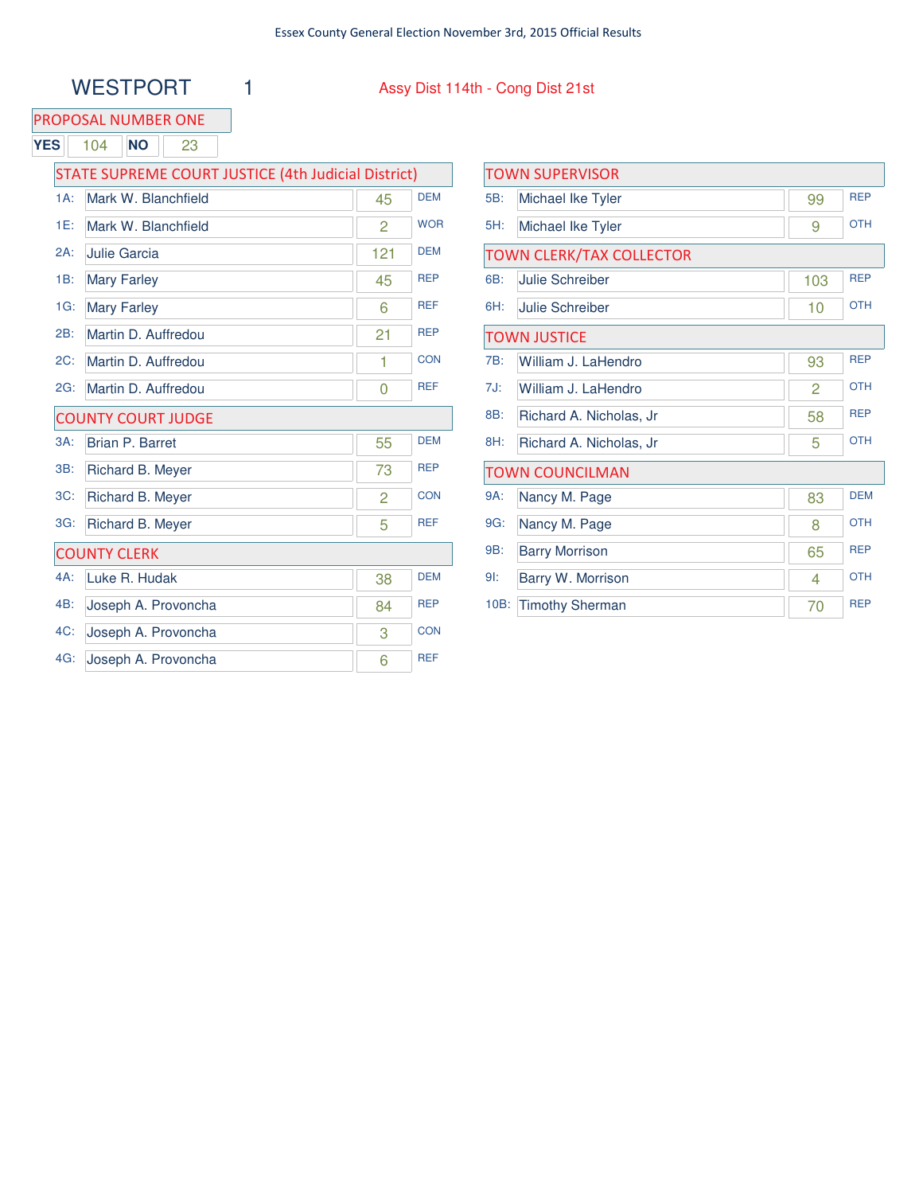Essex County General Election November 3rd, 2015 Official Results

# WESTPORT 1

Assy Dist 114th - Cong Dist 21st

## PROPOSAL NUMBER ONE

| YES | NO |
|---|---|
| 104 | 23 |

## STATE SUPREME COURT JUSTICE (4th Judicial District)

| Code | Candidate | Votes | Party |
|---|---|---|---|
| 1A: | Mark W. Blanchfield | 45 | DEM |
| 1E: | Mark W. Blanchfield | 2 | WOR |
| 2A: | Julie Garcia | 121 | DEM |
| 1B: | Mary Farley | 45 | REP |
| 1G: | Mary Farley | 6 | REF |
| 2B: | Martin D. Auffredou | 21 | REP |
| 2C: | Martin D. Auffredou | 1 | CON |
| 2G: | Martin D. Auffredou | 0 | REF |

## COUNTY COURT JUDGE

| Code | Candidate | Votes | Party |
|---|---|---|---|
| 3A: | Brian P. Barret | 55 | DEM |
| 3B: | Richard B. Meyer | 73 | REP |
| 3C: | Richard B. Meyer | 2 | CON |
| 3G: | Richard B. Meyer | 5 | REF |

## COUNTY CLERK

| Code | Candidate | Votes | Party |
|---|---|---|---|
| 4A: | Luke R. Hudak | 38 | DEM |
| 4B: | Joseph A. Provoncha | 84 | REP |
| 4C: | Joseph A. Provoncha | 3 | CON |
| 4G: | Joseph A. Provoncha | 6 | REF |

## TOWN SUPERVISOR

| Code | Candidate | Votes | Party |
|---|---|---|---|
| 5B: | Michael Ike Tyler | 99 | REP |
| 5H: | Michael Ike Tyler | 9 | OTH |

## TOWN CLERK/TAX COLLECTOR

| Code | Candidate | Votes | Party |
|---|---|---|---|
| 6B: | Julie Schreiber | 103 | REP |
| 6H: | Julie Schreiber | 10 | OTH |

## TOWN JUSTICE

| Code | Candidate | Votes | Party |
|---|---|---|---|
| 7B: | William J. LaHendro | 93 | REP |
| 7J: | William J. LaHendro | 2 | OTH |
| 8B: | Richard A. Nicholas, Jr | 58 | REP |
| 8H: | Richard A. Nicholas, Jr | 5 | OTH |

## TOWN COUNCILMAN

| Code | Candidate | Votes | Party |
|---|---|---|---|
| 9A: | Nancy M. Page | 83 | DEM |
| 9G: | Nancy M. Page | 8 | OTH |
| 9B: | Barry Morrison | 65 | REP |
| 9I: | Barry W. Morrison | 4 | OTH |
| 10B: | Timothy Sherman | 70 | REP |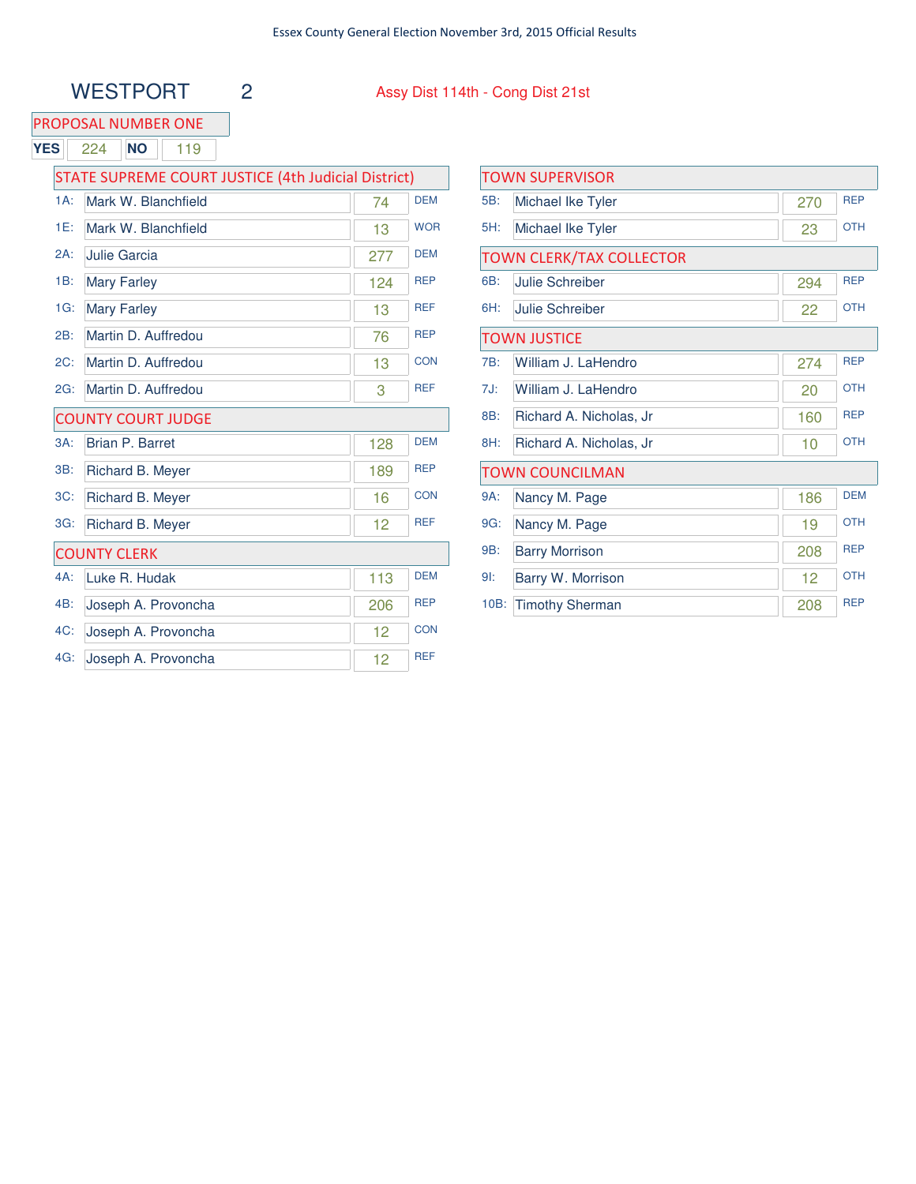Essex County General Election November 3rd, 2015 Official Results

# WESTPORT 2

Assy Dist 114th - Cong Dist 21st

## PROPOSAL NUMBER ONE

| YES | 224 | NO | 119 |
|---|---|---|---|

## STATE SUPREME COURT JUSTICE (4th Judicial District)

| Code | Candidate | Votes | Party |
|---|---|---|---|
| 1A: | Mark W. Blanchfield | 74 | DEM |
| 1E: | Mark W. Blanchfield | 13 | WOR |
| 2A: | Julie Garcia | 277 | DEM |
| 1B: | Mary Farley | 124 | REP |
| 1G: | Mary Farley | 13 | REF |
| 2B: | Martin D. Auffredou | 76 | REP |
| 2C: | Martin D. Auffredou | 13 | CON |
| 2G: | Martin D. Auffredou | 3 | REF |

## COUNTY COURT JUDGE

| Code | Candidate | Votes | Party |
|---|---|---|---|
| 3A: | Brian P. Barret | 128 | DEM |
| 3B: | Richard B. Meyer | 189 | REP |
| 3C: | Richard B. Meyer | 16 | CON |
| 3G: | Richard B. Meyer | 12 | REF |

## COUNTY CLERK

| Code | Candidate | Votes | Party |
|---|---|---|---|
| 4A: | Luke R. Hudak | 113 | DEM |
| 4B: | Joseph A. Provoncha | 206 | REP |
| 4C: | Joseph A. Provoncha | 12 | CON |
| 4G: | Joseph A. Provoncha | 12 | REF |

## TOWN SUPERVISOR

| Code | Candidate | Votes | Party |
|---|---|---|---|
| 5B: | Michael Ike Tyler | 270 | REP |
| 5H: | Michael Ike Tyler | 23 | OTH |

## TOWN CLERK/TAX COLLECTOR

| Code | Candidate | Votes | Party |
|---|---|---|---|
| 6B: | Julie Schreiber | 294 | REP |
| 6H: | Julie Schreiber | 22 | OTH |

## TOWN JUSTICE

| Code | Candidate | Votes | Party |
|---|---|---|---|
| 7B: | William J. LaHendro | 274 | REP |
| 7J: | William J. LaHendro | 20 | OTH |
| 8B: | Richard A. Nicholas, Jr | 160 | REP |
| 8H: | Richard A. Nicholas, Jr | 10 | OTH |

## TOWN COUNCILMAN

| Code | Candidate | Votes | Party |
|---|---|---|---|
| 9A: | Nancy M. Page | 186 | DEM |
| 9G: | Nancy M. Page | 19 | OTH |
| 9B: | Barry Morrison | 208 | REP |
| 9I: | Barry W. Morrison | 12 | OTH |
| 10B: | Timothy Sherman | 208 | REP |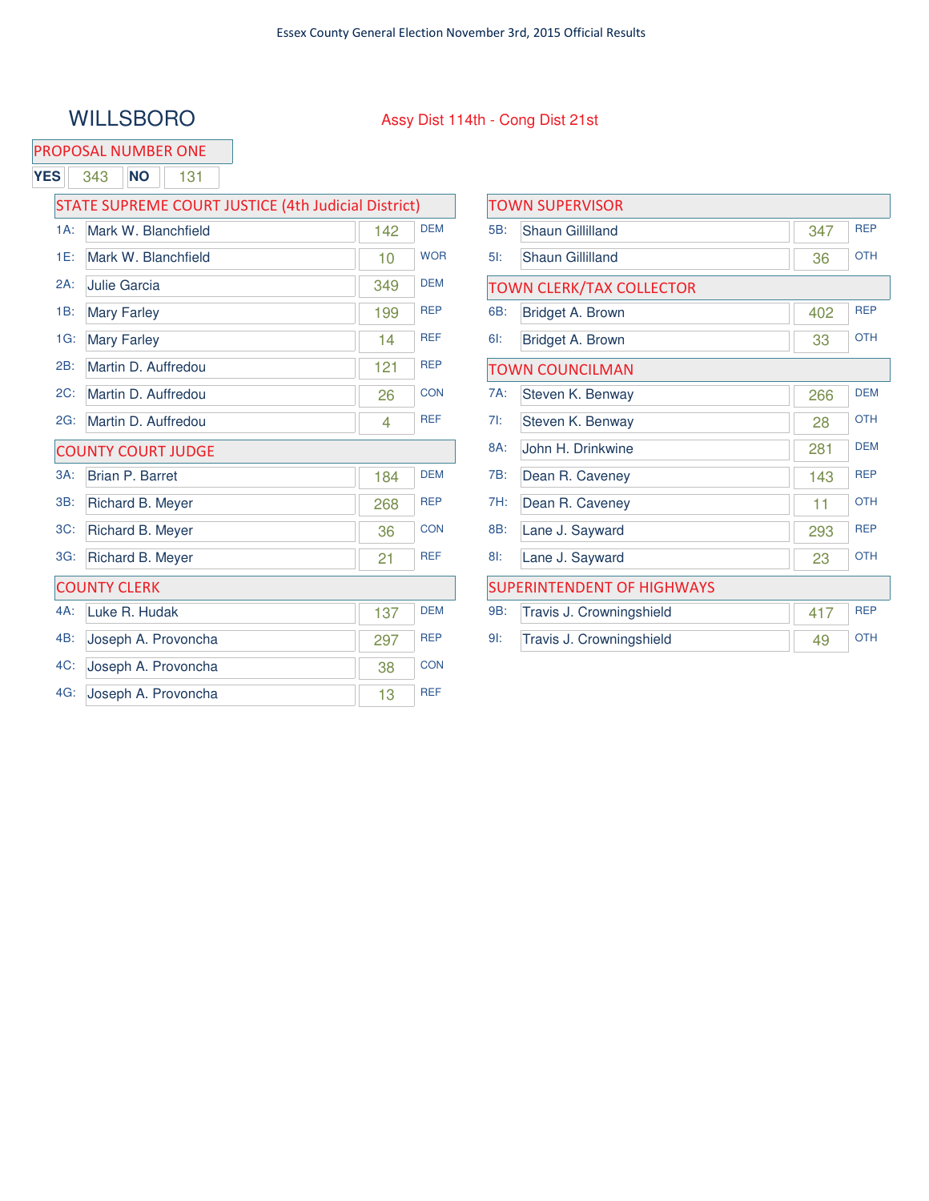Essex County General Election November 3rd, 2015 Official Results

# WILLSBORO

Assy Dist 114th - Cong Dist 21st

## PROPOSAL NUMBER ONE

| YES | NO |
|---|---|
| 343 | 131 |

## STATE SUPREME COURT JUSTICE (4th Judicial District)

| Line | Candidate | Votes | Party |
|---|---|---|---|
| 1A: | Mark W. Blanchfield | 142 | DEM |
| 1E: | Mark W. Blanchfield | 10 | WOR |
| 2A: | Julie Garcia | 349 | DEM |
| 1B: | Mary Farley | 199 | REP |
| 1G: | Mary Farley | 14 | REF |
| 2B: | Martin D. Auffredou | 121 | REP |
| 2C: | Martin D. Auffredou | 26 | CON |
| 2G: | Martin D. Auffredou | 4 | REF |

## COUNTY COURT JUDGE

| Line | Candidate | Votes | Party |
|---|---|---|---|
| 3A: | Brian P. Barret | 184 | DEM |
| 3B: | Richard B. Meyer | 268 | REP |
| 3C: | Richard B. Meyer | 36 | CON |
| 3G: | Richard B. Meyer | 21 | REF |

## COUNTY CLERK

| Line | Candidate | Votes | Party |
|---|---|---|---|
| 4A: | Luke R. Hudak | 137 | DEM |
| 4B: | Joseph A. Provoncha | 297 | REP |
| 4C: | Joseph A. Provoncha | 38 | CON |
| 4G: | Joseph A. Provoncha | 13 | REF |

## TOWN SUPERVISOR

| Line | Candidate | Votes | Party |
|---|---|---|---|
| 5B: | Shaun Gillilland | 347 | REP |
| 5I: | Shaun Gillilland | 36 | OTH |

## TOWN CLERK/TAX COLLECTOR

| Line | Candidate | Votes | Party |
|---|---|---|---|
| 6B: | Bridget A. Brown | 402 | REP |
| 6I: | Bridget A. Brown | 33 | OTH |

## TOWN COUNCILMAN

| Line | Candidate | Votes | Party |
|---|---|---|---|
| 7A: | Steven K. Benway | 266 | DEM |
| 7I: | Steven K. Benway | 28 | OTH |
| 8A: | John H. Drinkwine | 281 | DEM |
| 7B: | Dean R. Caveney | 143 | REP |
| 7H: | Dean R. Caveney | 11 | OTH |
| 8B: | Lane J. Sayward | 293 | REP |
| 8I: | Lane J. Sayward | 23 | OTH |

## SUPERINTENDENT OF HIGHWAYS

| Line | Candidate | Votes | Party |
|---|---|---|---|
| 9B: | Travis J. Crowningshield | 417 | REP |
| 9I: | Travis J. Crowningshield | 49 | OTH |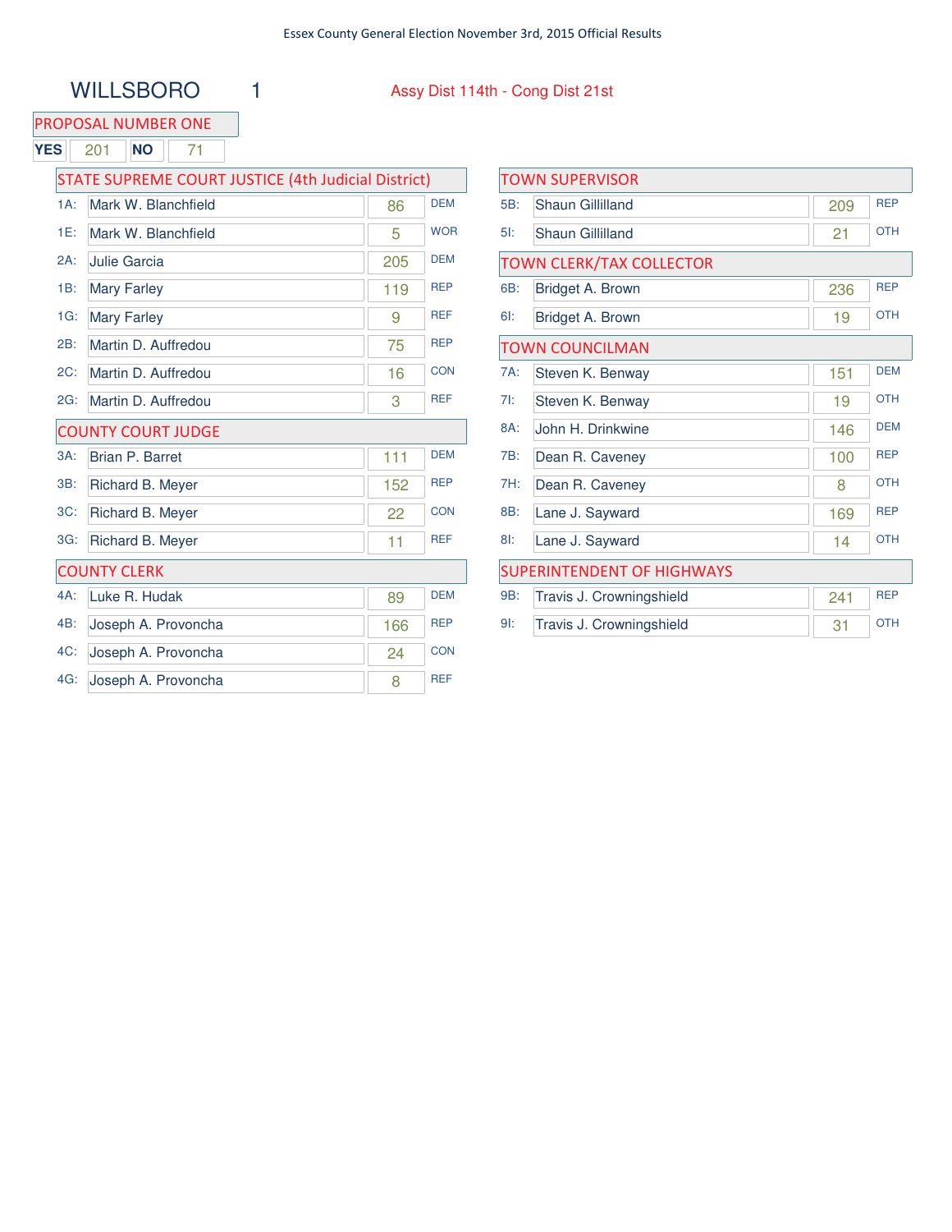Essex County General Election November 3rd, 2015 Official Results

## WILLSBORO 1

Assy Dist 114th - Cong Dist 21st

### PROPOSAL NUMBER ONE

| YES | 201 | NO | 71 |
|---|---|---|---|

### STATE SUPREME COURT JUSTICE (4th Judicial District)

| Code | Candidate | Votes | Party |
|---|---|---|---|
| 1A: | Mark W. Blanchfield | 86 | DEM |
| 1E: | Mark W. Blanchfield | 5 | WOR |
| 2A: | Julie Garcia | 205 | DEM |
| 1B: | Mary Farley | 119 | REP |
| 1G: | Mary Farley | 9 | REF |
| 2B: | Martin D. Auffredou | 75 | REP |
| 2C: | Martin D. Auffredou | 16 | CON |
| 2G: | Martin D. Auffredou | 3 | REF |

### COUNTY COURT JUDGE

| Code | Candidate | Votes | Party |
|---|---|---|---|
| 3A: | Brian P. Barret | 111 | DEM |
| 3B: | Richard B. Meyer | 152 | REP |
| 3C: | Richard B. Meyer | 22 | CON |
| 3G: | Richard B. Meyer | 11 | REF |

### COUNTY CLERK

| Code | Candidate | Votes | Party |
|---|---|---|---|
| 4A: | Luke R. Hudak | 89 | DEM |
| 4B: | Joseph A. Provoncha | 166 | REP |
| 4C: | Joseph A. Provoncha | 24 | CON |
| 4G: | Joseph A. Provoncha | 8 | REF |

### TOWN SUPERVISOR

| Code | Candidate | Votes | Party |
|---|---|---|---|
| 5B: | Shaun Gillilland | 209 | REP |
| 5I: | Shaun Gillilland | 21 | OTH |

### TOWN CLERK/TAX COLLECTOR

| Code | Candidate | Votes | Party |
|---|---|---|---|
| 6B: | Bridget A. Brown | 236 | REP |
| 6I: | Bridget A. Brown | 19 | OTH |

### TOWN COUNCILMAN

| Code | Candidate | Votes | Party |
|---|---|---|---|
| 7A: | Steven K. Benway | 151 | DEM |
| 7I: | Steven K. Benway | 19 | OTH |
| 8A: | John H. Drinkwine | 146 | DEM |
| 7B: | Dean R. Caveney | 100 | REP |
| 7H: | Dean R. Caveney | 8 | OTH |
| 8B: | Lane J. Sayward | 169 | REP |
| 8I: | Lane J. Sayward | 14 | OTH |

### SUPERINTENDENT OF HIGHWAYS

| Code | Candidate | Votes | Party |
|---|---|---|---|
| 9B: | Travis J. Crowningshield | 241 | REP |
| 9I: | Travis J. Crowningshield | 31 | OTH |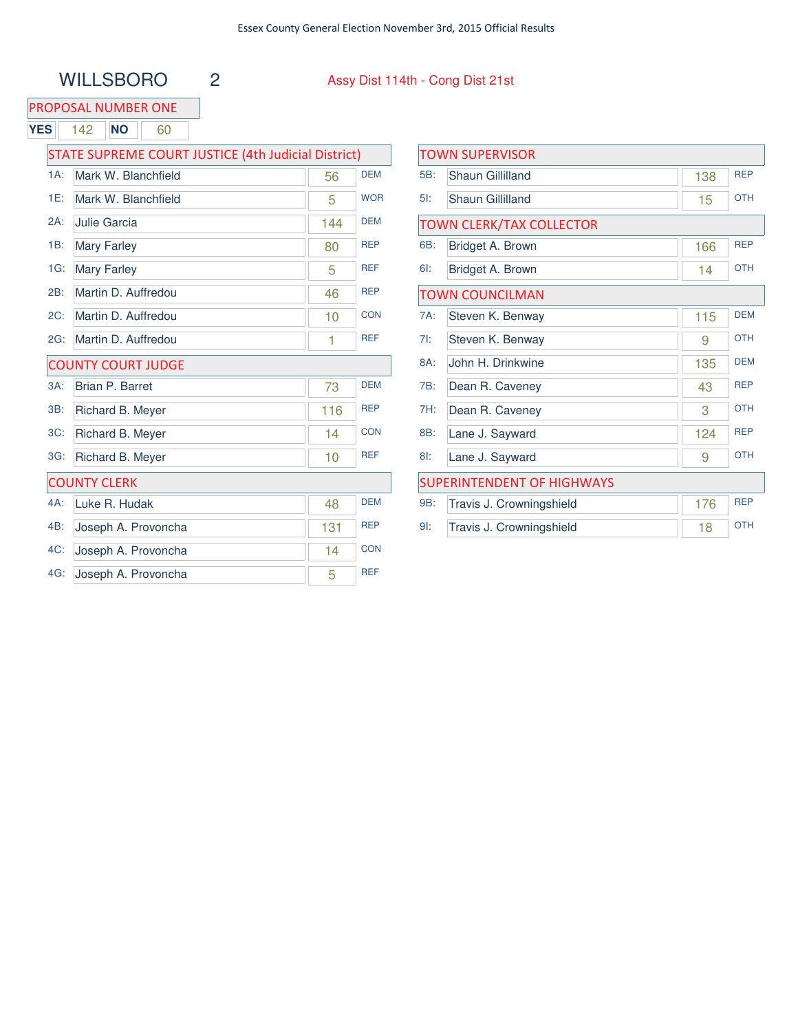# WILLSBORO 2

Assy Dist 114th - Cong Dist 21st

## PROPOSAL NUMBER ONE

| YES | 142 | NO | 60 |
|---|---|---|---|

## STATE SUPREME COURT JUSTICE (4th Judicial District)

| Line | Candidate | Votes | Party |
|---|---|---|---|
| 1A: | Mark W. Blanchfield | 56 | DEM |
| 1E: | Mark W. Blanchfield | 5 | WOR |
| 2A: | Julie Garcia | 144 | DEM |
| 1B: | Mary Farley | 80 | REP |
| 1G: | Mary Farley | 5 | REF |
| 2B: | Martin D. Auffredou | 46 | REP |
| 2C: | Martin D. Auffredou | 10 | CON |
| 2G: | Martin D. Auffredou | 1 | REF |

## COUNTY COURT JUDGE

| Line | Candidate | Votes | Party |
|---|---|---|---|
| 3A: | Brian P. Barret | 73 | DEM |
| 3B: | Richard B. Meyer | 116 | REP |
| 3C: | Richard B. Meyer | 14 | CON |
| 3G: | Richard B. Meyer | 10 | REF |

## COUNTY CLERK

| Line | Candidate | Votes | Party |
|---|---|---|---|
| 4A: | Luke R. Hudak | 48 | DEM |
| 4B: | Joseph A. Provoncha | 131 | REP |
| 4C: | Joseph A. Provoncha | 14 | CON |
| 4G: | Joseph A. Provoncha | 5 | REF |

## TOWN SUPERVISOR

| Line | Candidate | Votes | Party |
|---|---|---|---|
| 5B: | Shaun Gillilland | 138 | REP |
| 5I: | Shaun Gillilland | 15 | OTH |

## TOWN CLERK/TAX COLLECTOR

| Line | Candidate | Votes | Party |
|---|---|---|---|
| 6B: | Bridget A. Brown | 166 | REP |
| 6I: | Bridget A. Brown | 14 | OTH |

## TOWN COUNCILMAN

| Line | Candidate | Votes | Party |
|---|---|---|---|
| 7A: | Steven K. Benway | 115 | DEM |
| 7I: | Steven K. Benway | 9 | OTH |
| 8A: | John H. Drinkwine | 135 | DEM |
| 7B: | Dean R. Caveney | 43 | REP |
| 7H: | Dean R. Caveney | 3 | OTH |
| 8B: | Lane J. Sayward | 124 | REP |
| 8I: | Lane J. Sayward | 9 | OTH |

## SUPERINTENDENT OF HIGHWAYS

| Line | Candidate | Votes | Party |
|---|---|---|---|
| 9B: | Travis J. Crowningshield | 176 | REP |
| 9I: | Travis J. Crowningshield | 18 | OTH |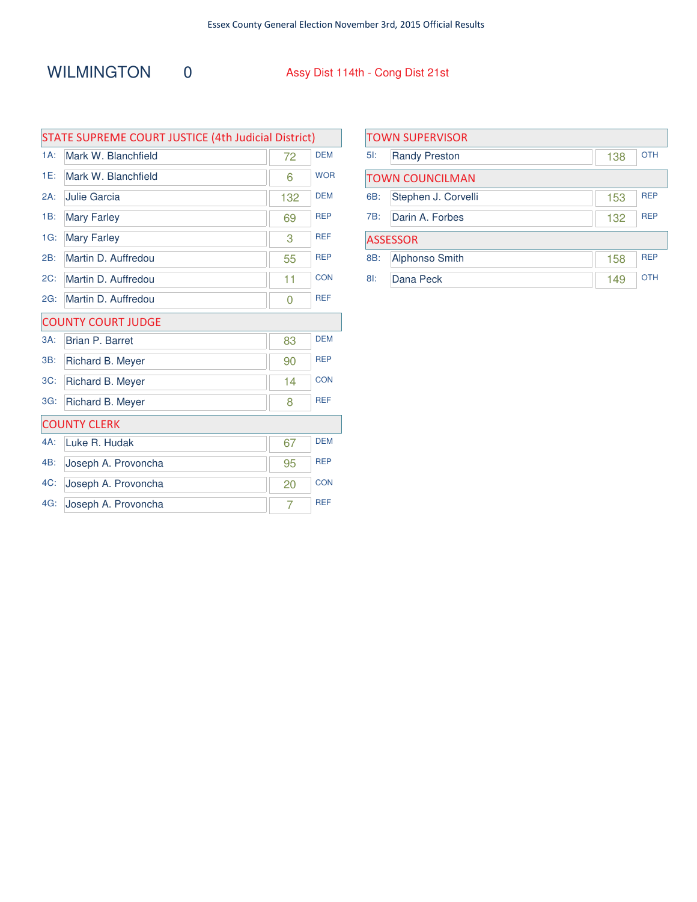Essex County General Election November 3rd, 2015 Official Results

# WILMINGTON 0

Assy Dist 114th - Cong Dist 21st

## STATE SUPREME COURT JUSTICE (4th Judicial District)

| | Candidate | Votes | Party |
|---|---|---|---|
| 1A: | Mark W. Blanchfield | 72 | DEM |
| 1E: | Mark W. Blanchfield | 6 | WOR |
| 2A: | Julie Garcia | 132 | DEM |
| 1B: | Mary Farley | 69 | REP |
| 1G: | Mary Farley | 3 | REF |
| 2B: | Martin D. Auffredou | 55 | REP |
| 2C: | Martin D. Auffredou | 11 | CON |
| 2G: | Martin D. Auffredou | 0 | REF |

## COUNTY COURT JUDGE

| | Candidate | Votes | Party |
|---|---|---|---|
| 3A: | Brian P. Barret | 83 | DEM |
| 3B: | Richard B. Meyer | 90 | REP |
| 3C: | Richard B. Meyer | 14 | CON |
| 3G: | Richard B. Meyer | 8 | REF |

## COUNTY CLERK

| | Candidate | Votes | Party |
|---|---|---|---|
| 4A: | Luke R. Hudak | 67 | DEM |
| 4B: | Joseph A. Provoncha | 95 | REP |
| 4C: | Joseph A. Provoncha | 20 | CON |
| 4G: | Joseph A. Provoncha | 7 | REF |

## TOWN SUPERVISOR

| | Candidate | Votes | Party |
|---|---|---|---|
| 5I: | Randy Preston | 138 | OTH |

## TOWN COUNCILMAN

| | Candidate | Votes | Party |
|---|---|---|---|
| 6B: | Stephen J. Corvelli | 153 | REP |
| 7B: | Darin A. Forbes | 132 | REP |

## ASSESSOR

| | Candidate | Votes | Party |
|---|---|---|---|
| 8B: | Alphonso Smith | 158 | REP |
| 8I: | Dana Peck | 149 | OTH |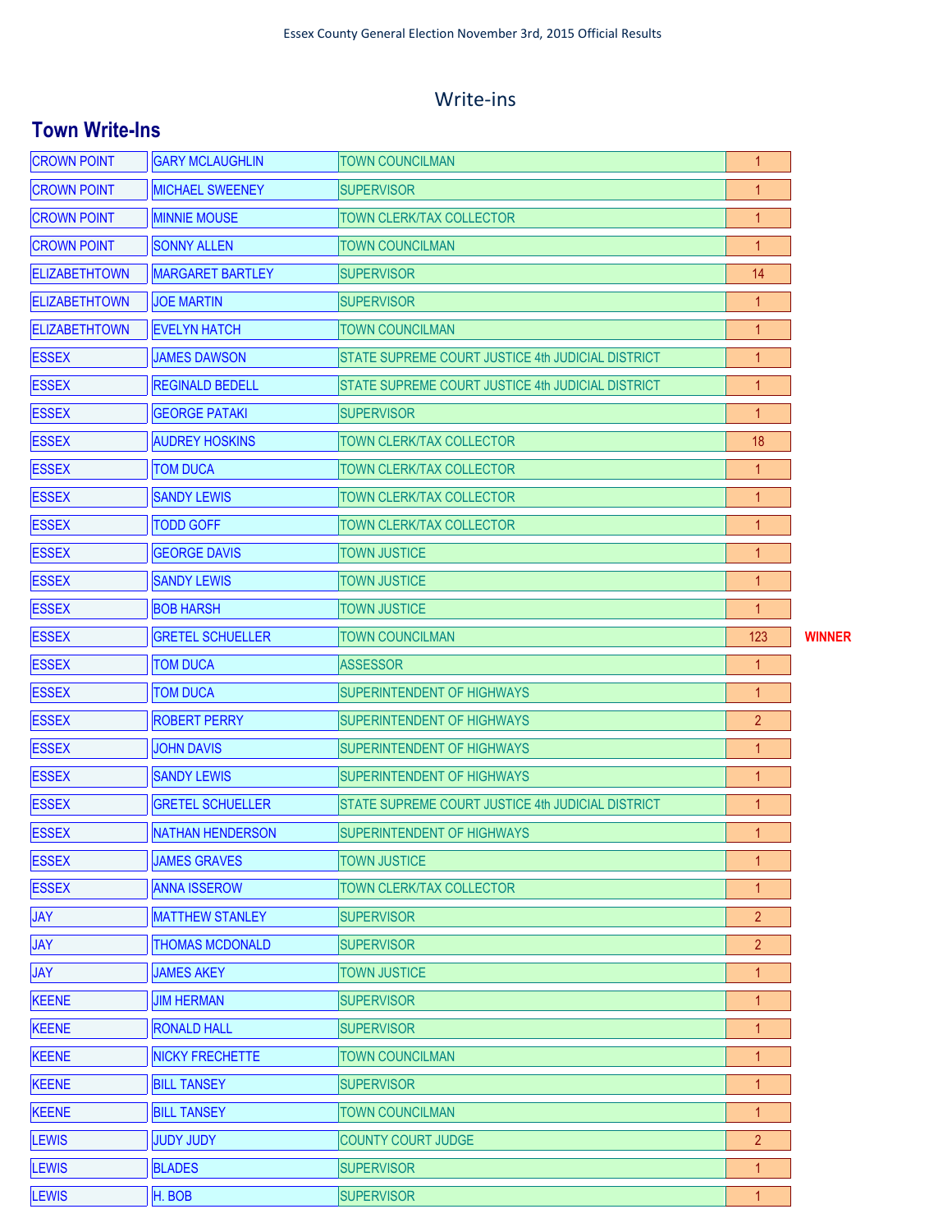Essex County General Election November 3rd, 2015 Official Results

# Write-ins

## Town Write-Ins

| | | | | |
|---|---|---|---|---|
| CROWN POINT | GARY MCLAUGHLIN | TOWN COUNCILMAN | 1 | |
| CROWN POINT | MICHAEL SWEENEY | SUPERVISOR | 1 | |
| CROWN POINT | MINNIE MOUSE | TOWN CLERK/TAX COLLECTOR | 1 | |
| CROWN POINT | SONNY ALLEN | TOWN COUNCILMAN | 1 | |
| ELIZABETHTOWN | MARGARET BARTLEY | SUPERVISOR | 14 | |
| ELIZABETHTOWN | JOE MARTIN | SUPERVISOR | 1 | |
| ELIZABETHTOWN | EVELYN HATCH | TOWN COUNCILMAN | 1 | |
| ESSEX | JAMES DAWSON | STATE SUPREME COURT JUSTICE 4th JUDICIAL DISTRICT | 1 | |
| ESSEX | REGINALD BEDELL | STATE SUPREME COURT JUSTICE 4th JUDICIAL DISTRICT | 1 | |
| ESSEX | GEORGE PATAKI | SUPERVISOR | 1 | |
| ESSEX | AUDREY HOSKINS | TOWN CLERK/TAX COLLECTOR | 18 | |
| ESSEX | TOM DUCA | TOWN CLERK/TAX COLLECTOR | 1 | |
| ESSEX | SANDY LEWIS | TOWN CLERK/TAX COLLECTOR | 1 | |
| ESSEX | TODD GOFF | TOWN CLERK/TAX COLLECTOR | 1 | |
| ESSEX | GEORGE DAVIS | TOWN JUSTICE | 1 | |
| ESSEX | SANDY LEWIS | TOWN JUSTICE | 1 | |
| ESSEX | BOB HARSH | TOWN JUSTICE | 1 | |
| ESSEX | GRETEL SCHUELLER | TOWN COUNCILMAN | 123 | WINNER |
| ESSEX | TOM DUCA | ASSESSOR | 1 | |
| ESSEX | TOM DUCA | SUPERINTENDENT OF HIGHWAYS | 1 | |
| ESSEX | ROBERT PERRY | SUPERINTENDENT OF HIGHWAYS | 2 | |
| ESSEX | JOHN DAVIS | SUPERINTENDENT OF HIGHWAYS | 1 | |
| ESSEX | SANDY LEWIS | SUPERINTENDENT OF HIGHWAYS | 1 | |
| ESSEX | GRETEL SCHUELLER | STATE SUPREME COURT JUSTICE 4th JUDICIAL DISTRICT | 1 | |
| ESSEX | NATHAN HENDERSON | SUPERINTENDENT OF HIGHWAYS | 1 | |
| ESSEX | JAMES GRAVES | TOWN JUSTICE | 1 | |
| ESSEX | ANNA ISSEROW | TOWN CLERK/TAX COLLECTOR | 1 | |
| JAY | MATTHEW STANLEY | SUPERVISOR | 2 | |
| JAY | THOMAS MCDONALD | SUPERVISOR | 2 | |
| JAY | JAMES AKEY | TOWN JUSTICE | 1 | |
| KEENE | JIM HERMAN | SUPERVISOR | 1 | |
| KEENE | RONALD HALL | SUPERVISOR | 1 | |
| KEENE | NICKY FRECHETTE | TOWN COUNCILMAN | 1 | |
| KEENE | BILL TANSEY | SUPERVISOR | 1 | |
| KEENE | BILL TANSEY | TOWN COUNCILMAN | 1 | |
| LEWIS | JUDY JUDY | COUNTY COURT JUDGE | 2 | |
| LEWIS | BLADES | SUPERVISOR | 1 | |
| LEWIS | H. BOB | SUPERVISOR | 1 | |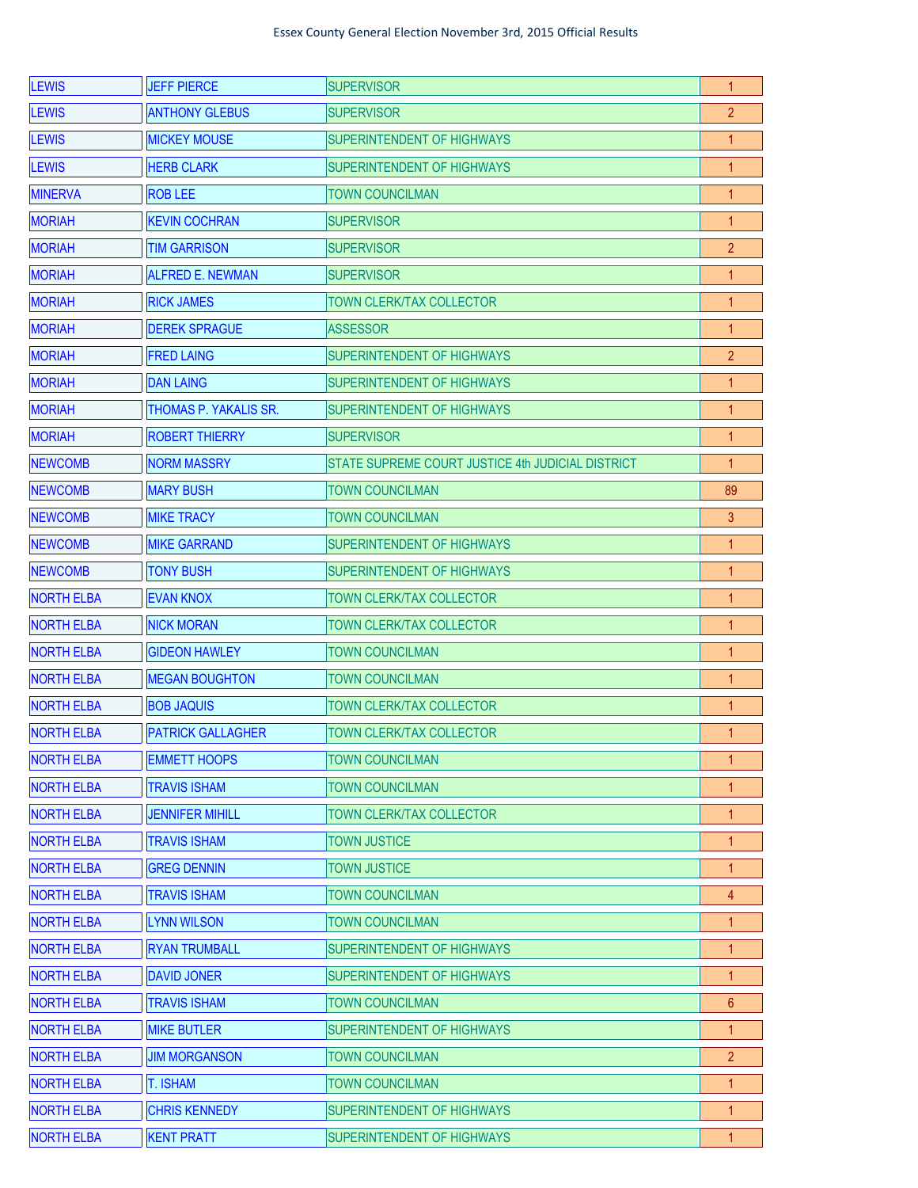Essex County General Election November 3rd, 2015 Official Results

| | | | |
|---|---|---|---|
| LEWIS | JEFF PIERCE | SUPERVISOR | 1 |
| LEWIS | ANTHONY GLEBUS | SUPERVISOR | 2 |
| LEWIS | MICKEY MOUSE | SUPERINTENDENT OF HIGHWAYS | 1 |
| LEWIS | HERB CLARK | SUPERINTENDENT OF HIGHWAYS | 1 |
| MINERVA | ROB LEE | TOWN COUNCILMAN | 1 |
| MORIAH | KEVIN COCHRAN | SUPERVISOR | 1 |
| MORIAH | TIM GARRISON | SUPERVISOR | 2 |
| MORIAH | ALFRED E. NEWMAN | SUPERVISOR | 1 |
| MORIAH | RICK JAMES | TOWN CLERK/TAX COLLECTOR | 1 |
| MORIAH | DEREK SPRAGUE | ASSESSOR | 1 |
| MORIAH | FRED LAING | SUPERINTENDENT OF HIGHWAYS | 2 |
| MORIAH | DAN LAING | SUPERINTENDENT OF HIGHWAYS | 1 |
| MORIAH | THOMAS P. YAKALIS SR. | SUPERINTENDENT OF HIGHWAYS | 1 |
| MORIAH | ROBERT THIERRY | SUPERVISOR | 1 |
| NEWCOMB | NORM MASSRY | STATE SUPREME COURT JUSTICE 4th JUDICIAL DISTRICT | 1 |
| NEWCOMB | MARY BUSH | TOWN COUNCILMAN | 89 |
| NEWCOMB | MIKE TRACY | TOWN COUNCILMAN | 3 |
| NEWCOMB | MIKE GARRAND | SUPERINTENDENT OF HIGHWAYS | 1 |
| NEWCOMB | TONY BUSH | SUPERINTENDENT OF HIGHWAYS | 1 |
| NORTH ELBA | EVAN KNOX | TOWN CLERK/TAX COLLECTOR | 1 |
| NORTH ELBA | NICK MORAN | TOWN CLERK/TAX COLLECTOR | 1 |
| NORTH ELBA | GIDEON HAWLEY | TOWN COUNCILMAN | 1 |
| NORTH ELBA | MEGAN BOUGHTON | TOWN COUNCILMAN | 1 |
| NORTH ELBA | BOB JAQUIS | TOWN CLERK/TAX COLLECTOR | 1 |
| NORTH ELBA | PATRICK GALLAGHER | TOWN CLERK/TAX COLLECTOR | 1 |
| NORTH ELBA | EMMETT HOOPS | TOWN COUNCILMAN | 1 |
| NORTH ELBA | TRAVIS ISHAM | TOWN COUNCILMAN | 1 |
| NORTH ELBA | JENNIFER MIHILL | TOWN CLERK/TAX COLLECTOR | 1 |
| NORTH ELBA | TRAVIS ISHAM | TOWN JUSTICE | 1 |
| NORTH ELBA | GREG DENNIN | TOWN JUSTICE | 1 |
| NORTH ELBA | TRAVIS ISHAM | TOWN COUNCILMAN | 4 |
| NORTH ELBA | LYNN WILSON | TOWN COUNCILMAN | 1 |
| NORTH ELBA | RYAN TRUMBALL | SUPERINTENDENT OF HIGHWAYS | 1 |
| NORTH ELBA | DAVID JONER | SUPERINTENDENT OF HIGHWAYS | 1 |
| NORTH ELBA | TRAVIS ISHAM | TOWN COUNCILMAN | 6 |
| NORTH ELBA | MIKE BUTLER | SUPERINTENDENT OF HIGHWAYS | 1 |
| NORTH ELBA | JIM MORGANSON | TOWN COUNCILMAN | 2 |
| NORTH ELBA | T. ISHAM | TOWN COUNCILMAN | 1 |
| NORTH ELBA | CHRIS KENNEDY | SUPERINTENDENT OF HIGHWAYS | 1 |
| NORTH ELBA | KENT PRATT | SUPERINTENDENT OF HIGHWAYS | 1 |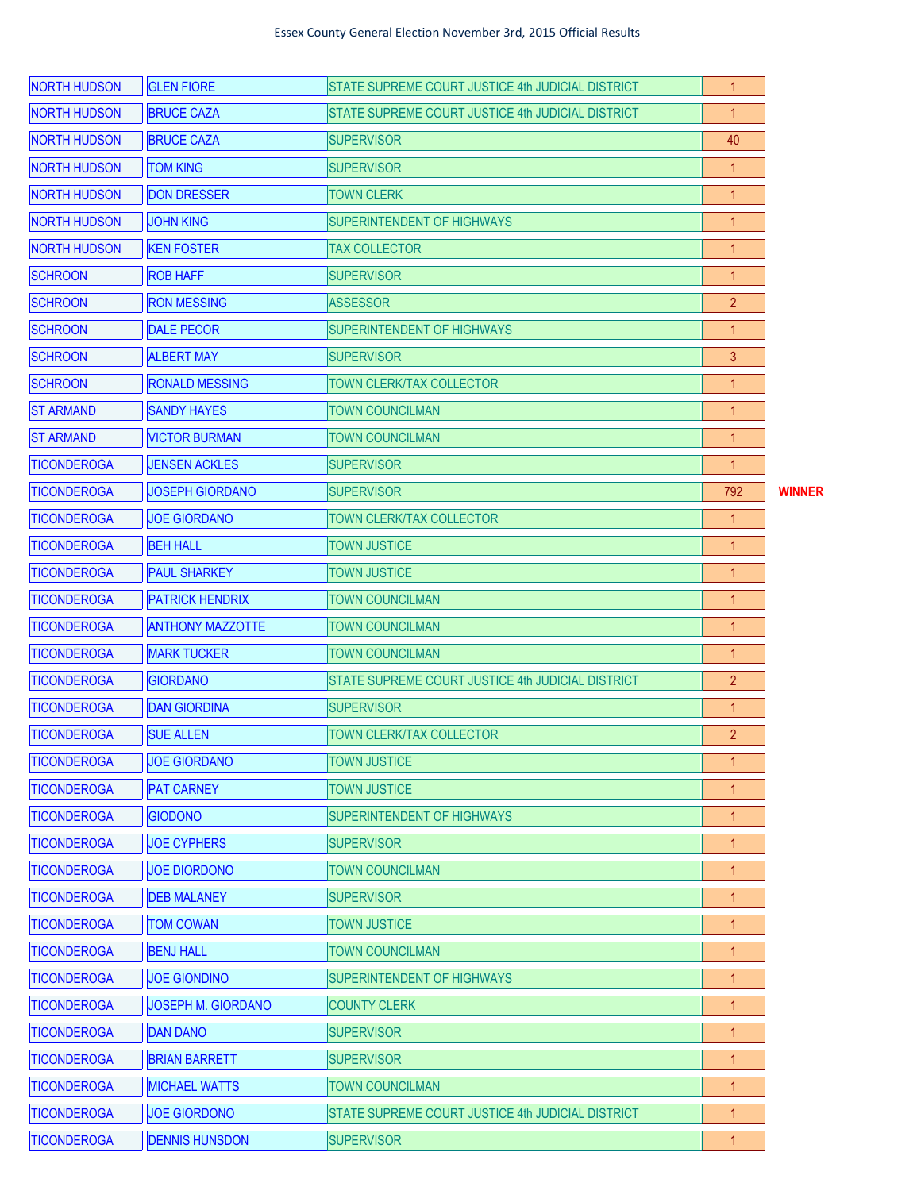Essex County General Election November 3rd, 2015 Official Results

| | | | | |
|---|---|---|---|---|
| NORTH HUDSON | GLEN FIORE | STATE SUPREME COURT JUSTICE 4th JUDICIAL DISTRICT | 1 | |
| NORTH HUDSON | BRUCE CAZA | STATE SUPREME COURT JUSTICE 4th JUDICIAL DISTRICT | 1 | |
| NORTH HUDSON | BRUCE CAZA | SUPERVISOR | 40 | |
| NORTH HUDSON | TOM KING | SUPERVISOR | 1 | |
| NORTH HUDSON | DON DRESSER | TOWN CLERK | 1 | |
| NORTH HUDSON | JOHN KING | SUPERINTENDENT OF HIGHWAYS | 1 | |
| NORTH HUDSON | KEN FOSTER | TAX COLLECTOR | 1 | |
| SCHROON | ROB HAFF | SUPERVISOR | 1 | |
| SCHROON | RON MESSING | ASSESSOR | 2 | |
| SCHROON | DALE PECOR | SUPERINTENDENT OF HIGHWAYS | 1 | |
| SCHROON | ALBERT MAY | SUPERVISOR | 3 | |
| SCHROON | RONALD MESSING | TOWN CLERK/TAX COLLECTOR | 1 | |
| ST ARMAND | SANDY HAYES | TOWN COUNCILMAN | 1 | |
| ST ARMAND | VICTOR BURMAN | TOWN COUNCILMAN | 1 | |
| TICONDEROGA | JENSEN ACKLES | SUPERVISOR | 1 | |
| TICONDEROGA | JOSEPH GIORDANO | SUPERVISOR | 792 | WINNER |
| TICONDEROGA | JOE GIORDANO | TOWN CLERK/TAX COLLECTOR | 1 | |
| TICONDEROGA | BEH HALL | TOWN JUSTICE | 1 | |
| TICONDEROGA | PAUL SHARKEY | TOWN JUSTICE | 1 | |
| TICONDEROGA | PATRICK HENDRIX | TOWN COUNCILMAN | 1 | |
| TICONDEROGA | ANTHONY MAZZOTTE | TOWN COUNCILMAN | 1 | |
| TICONDEROGA | MARK TUCKER | TOWN COUNCILMAN | 1 | |
| TICONDEROGA | GIORDANO | STATE SUPREME COURT JUSTICE 4th JUDICIAL DISTRICT | 2 | |
| TICONDEROGA | DAN GIORDINA | SUPERVISOR | 1 | |
| TICONDEROGA | SUE ALLEN | TOWN CLERK/TAX COLLECTOR | 2 | |
| TICONDEROGA | JOE GIORDANO | TOWN JUSTICE | 1 | |
| TICONDEROGA | PAT CARNEY | TOWN JUSTICE | 1 | |
| TICONDEROGA | GIODONO | SUPERINTENDENT OF HIGHWAYS | 1 | |
| TICONDEROGA | JOE CYPHERS | SUPERVISOR | 1 | |
| TICONDEROGA | JOE DIORDONO | TOWN COUNCILMAN | 1 | |
| TICONDEROGA | DEB MALANEY | SUPERVISOR | 1 | |
| TICONDEROGA | TOM COWAN | TOWN JUSTICE | 1 | |
| TICONDEROGA | BENJ HALL | TOWN COUNCILMAN | 1 | |
| TICONDEROGA | JOE GIONDINO | SUPERINTENDENT OF HIGHWAYS | 1 | |
| TICONDEROGA | JOSEPH M. GIORDANO | COUNTY CLERK | 1 | |
| TICONDEROGA | DAN DANO | SUPERVISOR | 1 | |
| TICONDEROGA | BRIAN BARRETT | SUPERVISOR | 1 | |
| TICONDEROGA | MICHAEL WATTS | TOWN COUNCILMAN | 1 | |
| TICONDEROGA | JOE GIORDONO | STATE SUPREME COURT JUSTICE 4th JUDICIAL DISTRICT | 1 | |
| TICONDEROGA | DENNIS HUNSDON | SUPERVISOR | 1 | |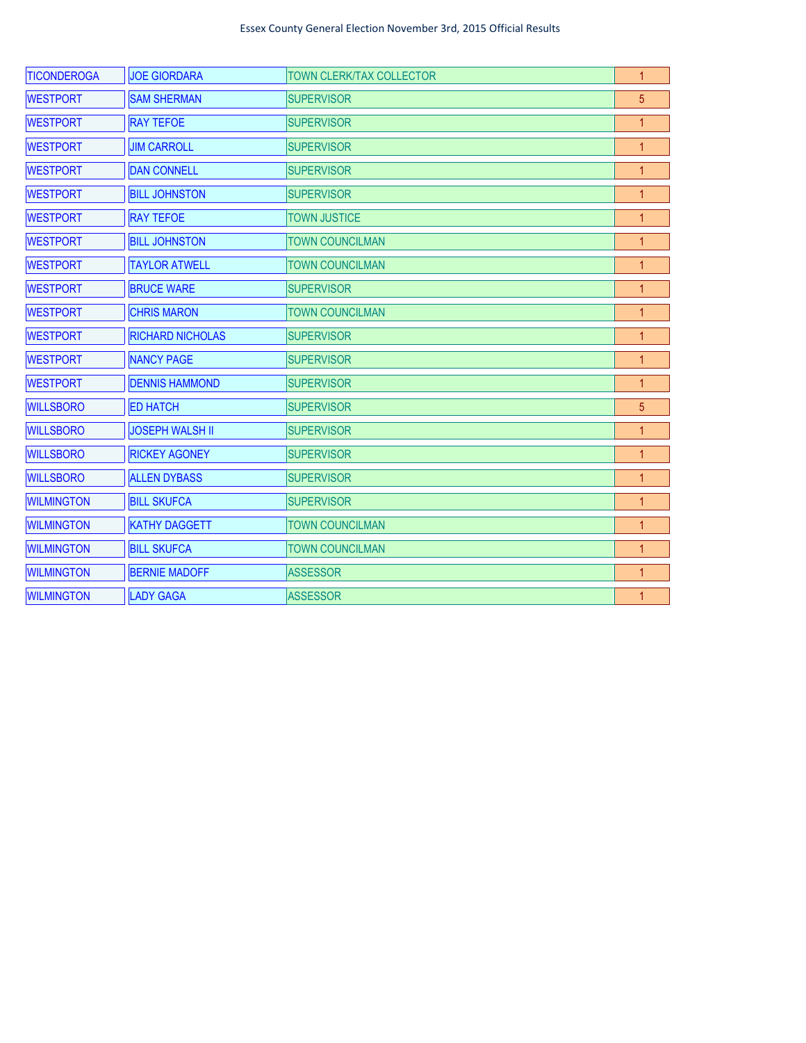Essex County General Election November 3rd, 2015 Official Results

| | | | |
|---|---|---|---|
| TICONDEROGA | JOE GIORDARA | TOWN CLERK/TAX COLLECTOR | 1 |
| WESTPORT | SAM SHERMAN | SUPERVISOR | 5 |
| WESTPORT | RAY TEFOE | SUPERVISOR | 1 |
| WESTPORT | JIM CARROLL | SUPERVISOR | 1 |
| WESTPORT | DAN CONNELL | SUPERVISOR | 1 |
| WESTPORT | BILL JOHNSTON | SUPERVISOR | 1 |
| WESTPORT | RAY TEFOE | TOWN JUSTICE | 1 |
| WESTPORT | BILL JOHNSTON | TOWN COUNCILMAN | 1 |
| WESTPORT | TAYLOR ATWELL | TOWN COUNCILMAN | 1 |
| WESTPORT | BRUCE WARE | SUPERVISOR | 1 |
| WESTPORT | CHRIS MARON | TOWN COUNCILMAN | 1 |
| WESTPORT | RICHARD NICHOLAS | SUPERVISOR | 1 |
| WESTPORT | NANCY PAGE | SUPERVISOR | 1 |
| WESTPORT | DENNIS HAMMOND | SUPERVISOR | 1 |
| WILLSBORO | ED HATCH | SUPERVISOR | 5 |
| WILLSBORO | JOSEPH WALSH II | SUPERVISOR | 1 |
| WILLSBORO | RICKEY AGONEY | SUPERVISOR | 1 |
| WILLSBORO | ALLEN DYBASS | SUPERVISOR | 1 |
| WILMINGTON | BILL SKUFCA | SUPERVISOR | 1 |
| WILMINGTON | KATHY DAGGETT | TOWN COUNCILMAN | 1 |
| WILMINGTON | BILL SKUFCA | TOWN COUNCILMAN | 1 |
| WILMINGTON | BERNIE MADOFF | ASSESSOR | 1 |
| WILMINGTON | LADY GAGA | ASSESSOR | 1 |